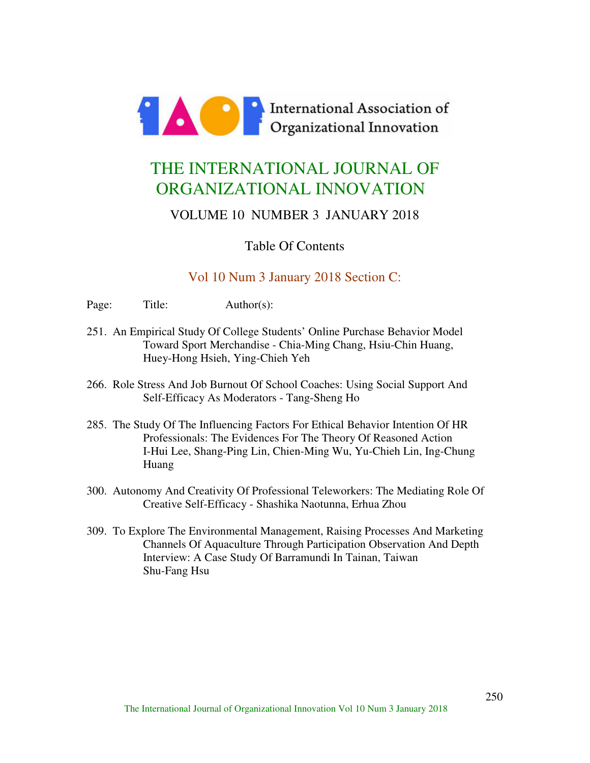International Association of Organizational Innovation

# THE INTERNATIONAL JOURNAL OF ORGANIZATIONAL INNOVATION

## VOLUME 10 NUMBER 3 JANUARY 2018

### Table Of Contents

### Vol 10 Num 3 January 2018 Section C:

Page: Title: Author(s):

251. An Empirical Study Of College Students' Online Purchase Behavior Model Toward Sport Merchandise - Chia-Ming Chang, Hsiu-Chin Huang, Huey-Hong Hsieh, Ying-Chieh Yeh

266. Role Stress And Job Burnout Of School Coaches: Using Social Support And Self-Efficacy As Moderators - Tang-Sheng Ho

285. The Study Of The Influencing Factors For Ethical Behavior Intention Of HR Professionals: The Evidences For The Theory Of Reasoned Action I-Hui Lee, Shang-Ping Lin, Chien-Ming Wu, Yu-Chieh Lin, Ing-Chung Huang

300. Autonomy And Creativity Of Professional Teleworkers: The Mediating Role Of Creative Self-Efficacy - Shashika Naotunna, Erhua Zhou

309. To Explore The Environmental Management, Raising Processes And Marketing Channels Of Aquaculture Through Participation Observation And Depth Interview: A Case Study Of Barramundi In Tainan, Taiwan Shu-Fang Hsu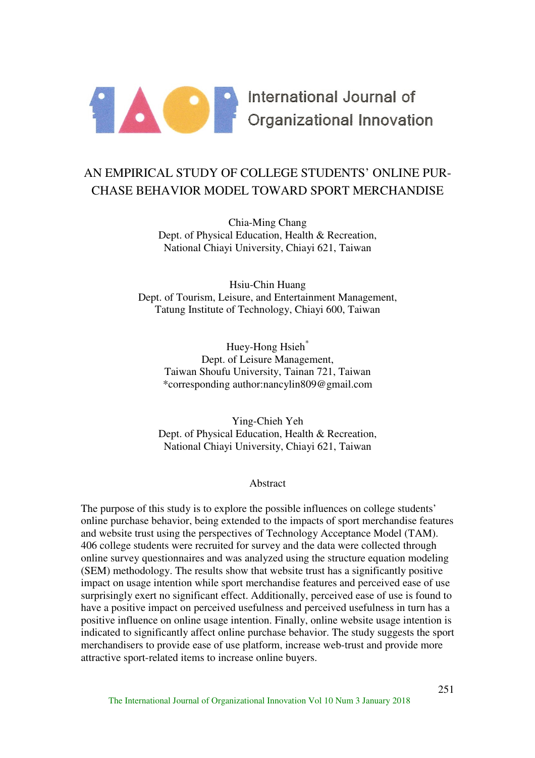# AN EMPIRICAL STUDY OF COLLEGE STUDENTS' ONLINE PURCHASE BEHAVIOR MODEL TOWARD SPORT MERCHANDISE

Chia-Ming Chang
Dept. of Physical Education, Health & Recreation,
National Chiayi University, Chiayi 621, Taiwan

Hsiu-Chin Huang
Dept. of Tourism, Leisure, and Entertainment Management,
Tatung Institute of Technology, Chiayi 600, Taiwan

Huey-Hong Hsieh*
Dept. of Leisure Management,
Taiwan Shoufu University, Tainan 721, Taiwan
*corresponding author:nancylin809@gmail.com

Ying-Chieh Yeh
Dept. of Physical Education, Health & Recreation,
National Chiayi University, Chiayi 621, Taiwan

## Abstract

The purpose of this study is to explore the possible influences on college students' online purchase behavior, being extended to the impacts of sport merchandise features and website trust using the perspectives of Technology Acceptance Model (TAM). 406 college students were recruited for survey and the data were collected through online survey questionnaires and was analyzed using the structure equation modeling (SEM) methodology. The results show that website trust has a significantly positive impact on usage intention while sport merchandise features and perceived ease of use surprisingly exert no significant effect. Additionally, perceived ease of use is found to have a positive impact on perceived usefulness and perceived usefulness in turn has a positive influence on online usage intention. Finally, online website usage intention is indicated to significantly affect online purchase behavior. The study suggests the sport merchandisers to provide ease of use platform, increase web-trust and provide more attractive sport-related items to increase online buyers.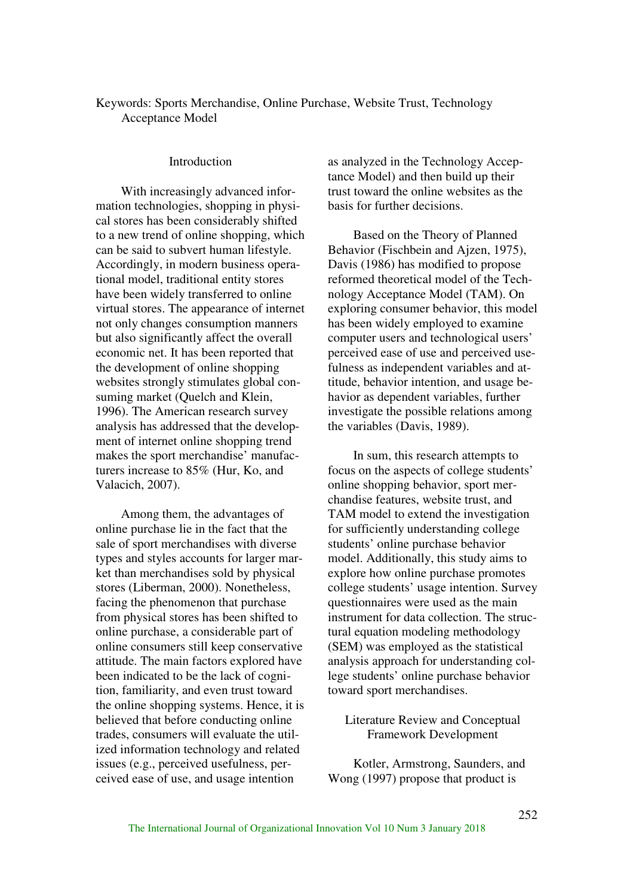Keywords: Sports Merchandise, Online Purchase, Website Trust, Technology Acceptance Model

## Introduction

With increasingly advanced information technologies, shopping in physical stores has been considerably shifted to a new trend of online shopping, which can be said to subvert human lifestyle. Accordingly, in modern business operational model, traditional entity stores have been widely transferred to online virtual stores. The appearance of internet not only changes consumption manners but also significantly affect the overall economic net. It has been reported that the development of online shopping websites strongly stimulates global consuming market (Quelch and Klein, 1996). The American research survey analysis has addressed that the development of internet online shopping trend makes the sport merchandise' manufacturers increase to 85% (Hur, Ko, and Valacich, 2007).

Among them, the advantages of online purchase lie in the fact that the sale of sport merchandises with diverse types and styles accounts for larger market than merchandises sold by physical stores (Liberman, 2000). Nonetheless, facing the phenomenon that purchase from physical stores has been shifted to online purchase, a considerable part of online consumers still keep conservative attitude. The main factors explored have been indicated to be the lack of cognition, familiarity, and even trust toward the online shopping systems. Hence, it is believed that before conducting online trades, consumers will evaluate the utilized information technology and related issues (e.g., perceived usefulness, perceived ease of use, and usage intention as analyzed in the Technology Acceptance Model) and then build up their trust toward the online websites as the basis for further decisions.

Based on the Theory of Planned Behavior (Fischbein and Ajzen, 1975), Davis (1986) has modified to propose reformed theoretical model of the Technology Acceptance Model (TAM). On exploring consumer behavior, this model has been widely employed to examine computer users and technological users' perceived ease of use and perceived usefulness as independent variables and attitude, behavior intention, and usage behavior as dependent variables, further investigate the possible relations among the variables (Davis, 1989).

In sum, this research attempts to focus on the aspects of college students' online shopping behavior, sport merchandise features, website trust, and TAM model to extend the investigation for sufficiently understanding college students' online purchase behavior model. Additionally, this study aims to explore how online purchase promotes college students' usage intention. Survey questionnaires were used as the main instrument for data collection. The structural equation modeling methodology (SEM) was employed as the statistical analysis approach for understanding college students' online purchase behavior toward sport merchandises.

## Literature Review and Conceptual Framework Development

Kotler, Armstrong, Saunders, and Wong (1997) propose that product is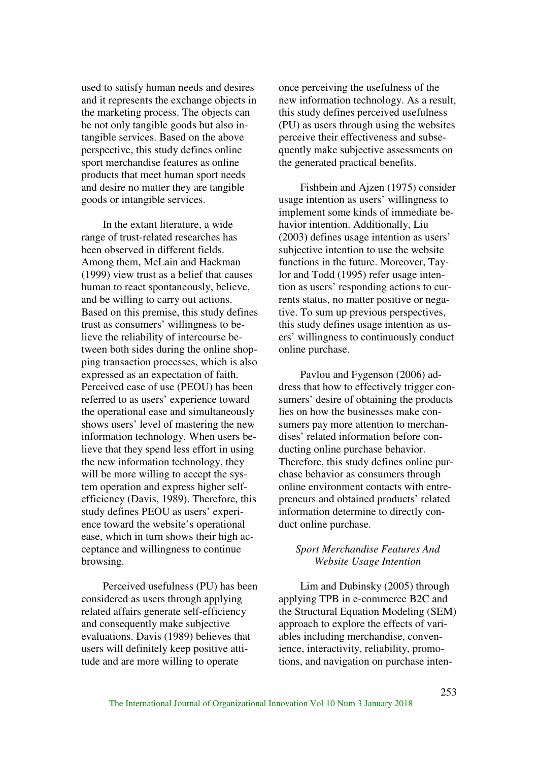used to satisfy human needs and desires and it represents the exchange objects in the marketing process. The objects can be not only tangible goods but also intangible services. Based on the above perspective, this study defines online sport merchandise features as online products that meet human sport needs and desire no matter they are tangible goods or intangible services.

In the extant literature, a wide range of trust-related researches has been observed in different fields. Among them, McLain and Hackman (1999) view trust as a belief that causes human to react spontaneously, believe, and be willing to carry out actions. Based on this premise, this study defines trust as consumers' willingness to believe the reliability of intercourse between both sides during the online shopping transaction processes, which is also expressed as an expectation of faith. Perceived ease of use (PEOU) has been referred to as users' experience toward the operational ease and simultaneously shows users' level of mastering the new information technology. When users believe that they spend less effort in using the new information technology, they will be more willing to accept the system operation and express higher self-efficiency (Davis, 1989). Therefore, this study defines PEOU as users' experience toward the website's operational ease, which in turn shows their high acceptance and willingness to continue browsing.

Perceived usefulness (PU) has been considered as users through applying related affairs generate self-efficiency and consequently make subjective evaluations. Davis (1989) believes that users will definitely keep positive attitude and are more willing to operate once perceiving the usefulness of the new information technology. As a result, this study defines perceived usefulness (PU) as users through using the websites perceive their effectiveness and subsequently make subjective assessments on the generated practical benefits.

Fishbein and Ajzen (1975) consider usage intention as users' willingness to implement some kinds of immediate behavior intention. Additionally, Liu (2003) defines usage intention as users' subjective intention to use the website functions in the future. Moreover, Taylor and Todd (1995) refer usage intention as users' responding actions to currents status, no matter positive or negative. To sum up previous perspectives, this study defines usage intention as users' willingness to continuously conduct online purchase.

Pavlou and Fygenson (2006) address that how to effectively trigger consumers' desire of obtaining the products lies on how the businesses make consumers pay more attention to merchandises' related information before conducting online purchase behavior. Therefore, this study defines online purchase behavior as consumers through online environment contacts with entrepreneurs and obtained products' related information determine to directly conduct online purchase.

### *Sport Merchandise Features And Website Usage Intention*

Lim and Dubinsky (2005) through applying TPB in e-commerce B2C and the Structural Equation Modeling (SEM) approach to explore the effects of variables including merchandise, convenience, interactivity, reliability, promotions, and navigation on purchase inten-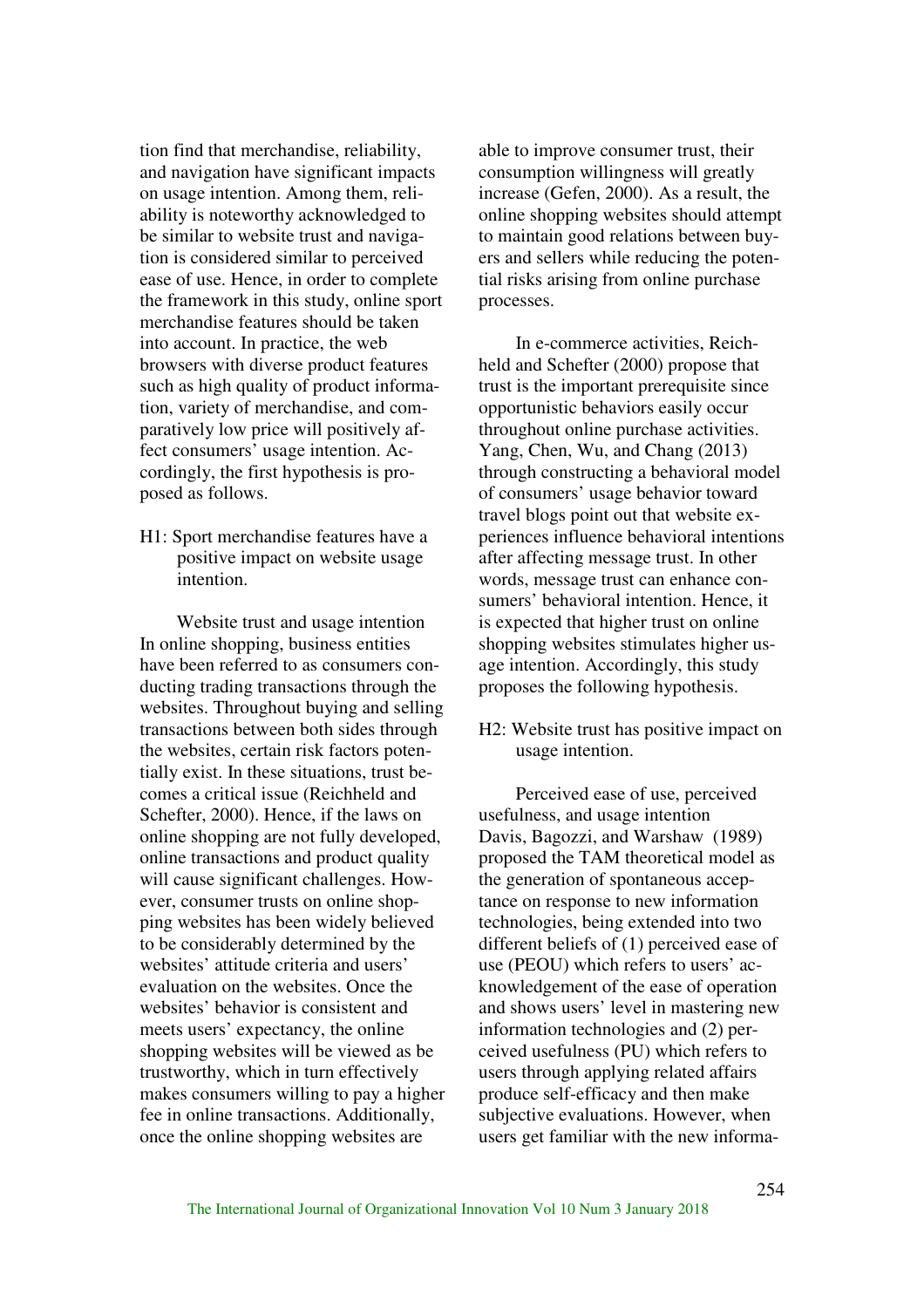tion find that merchandise, reliability, and navigation have significant impacts on usage intention. Among them, reliability is noteworthy acknowledged to be similar to website trust and navigation is considered similar to perceived ease of use. Hence, in order to complete the framework in this study, online sport merchandise features should be taken into account. In practice, the web browsers with diverse product features such as high quality of product information, variety of merchandise, and comparatively low price will positively affect consumers' usage intention. Accordingly, the first hypothesis is proposed as follows.

H1: Sport merchandise features have a positive impact on website usage intention.

### Website trust and usage intention

In online shopping, business entities have been referred to as consumers conducting trading transactions through the websites. Throughout buying and selling transactions between both sides through the websites, certain risk factors potentially exist. In these situations, trust becomes a critical issue (Reichheld and Schefter, 2000). Hence, if the laws on online shopping are not fully developed, online transactions and product quality will cause significant challenges. However, consumer trusts on online shopping websites has been widely believed to be considerably determined by the websites' attitude criteria and users' evaluation on the websites. Once the websites' behavior is consistent and meets users' expectancy, the online shopping websites will be viewed as be trustworthy, which in turn effectively makes consumers willing to pay a higher fee in online transactions. Additionally, once the online shopping websites are able to improve consumer trust, their consumption willingness will greatly increase (Gefen, 2000). As a result, the online shopping websites should attempt to maintain good relations between buyers and sellers while reducing the potential risks arising from online purchase processes.

In e-commerce activities, Reichheld and Schefter (2000) propose that trust is the important prerequisite since opportunistic behaviors easily occur throughout online purchase activities. Yang, Chen, Wu, and Chang (2013) through constructing a behavioral model of consumers' usage behavior toward travel blogs point out that website experiences influence behavioral intentions after affecting message trust. In other words, message trust can enhance consumers' behavioral intention. Hence, it is expected that higher trust on online shopping websites stimulates higher usage intention. Accordingly, this study proposes the following hypothesis.

H2: Website trust has positive impact on usage intention.

### Perceived ease of use, perceived usefulness, and usage intention

Davis, Bagozzi, and Warshaw (1989) proposed the TAM theoretical model as the generation of spontaneous acceptance on response to new information technologies, being extended into two different beliefs of (1) perceived ease of use (PEOU) which refers to users' acknowledgement of the ease of operation and shows users' level in mastering new information technologies and (2) perceived usefulness (PU) which refers to users through applying related affairs produce self-efficacy and then make subjective evaluations. However, when users get familiar with the new informa-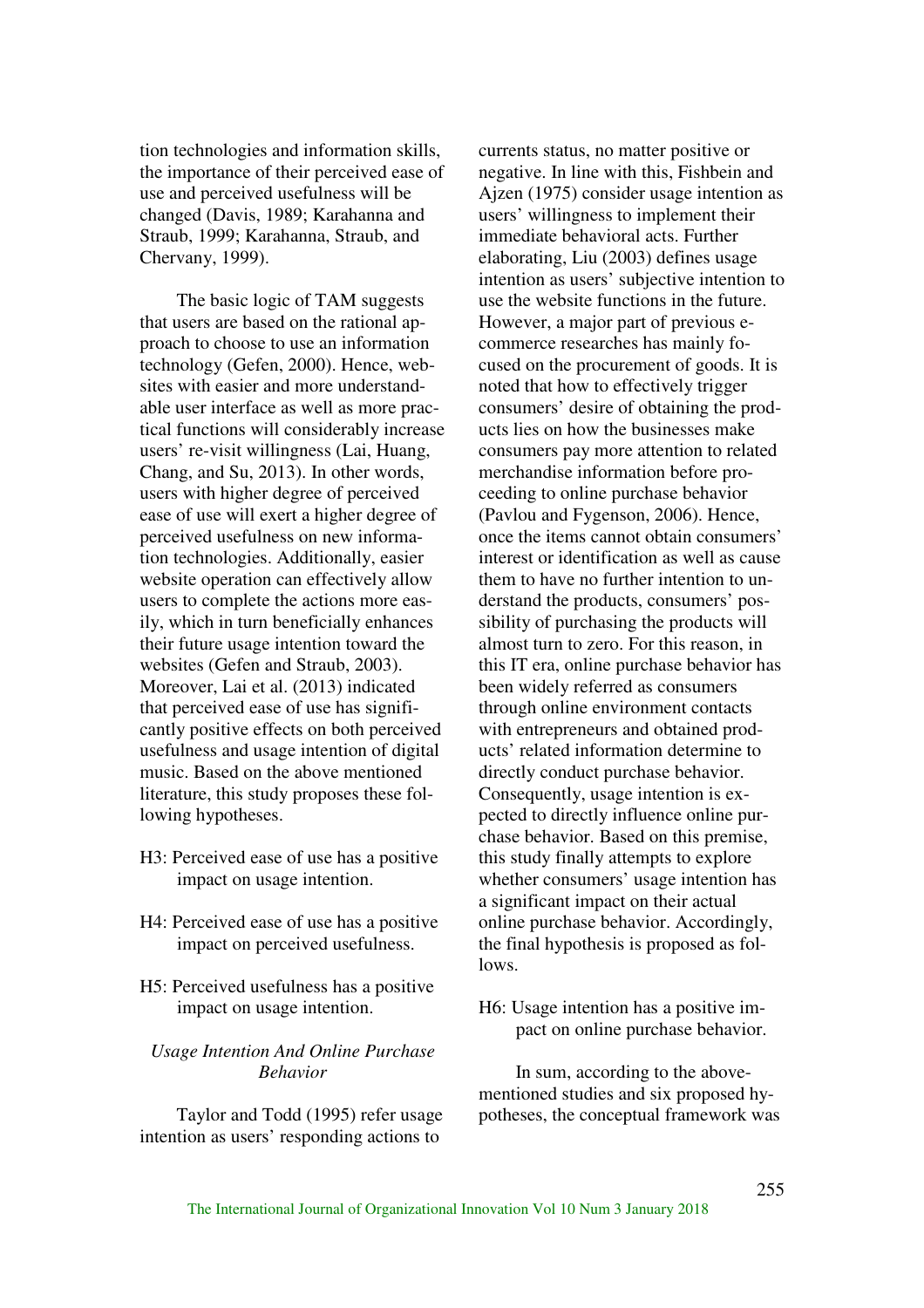tion technologies and information skills, the importance of their perceived ease of use and perceived usefulness will be changed (Davis, 1989; Karahanna and Straub, 1999; Karahanna, Straub, and Chervany, 1999).

The basic logic of TAM suggests that users are based on the rational approach to choose to use an information technology (Gefen, 2000). Hence, websites with easier and more understandable user interface as well as more practical functions will considerably increase users' re-visit willingness (Lai, Huang, Chang, and Su, 2013). In other words, users with higher degree of perceived ease of use will exert a higher degree of perceived usefulness on new information technologies. Additionally, easier website operation can effectively allow users to complete the actions more easily, which in turn beneficially enhances their future usage intention toward the websites (Gefen and Straub, 2003). Moreover, Lai et al. (2013) indicated that perceived ease of use has significantly positive effects on both perceived usefulness and usage intention of digital music. Based on the above mentioned literature, this study proposes these following hypotheses.

H3: Perceived ease of use has a positive impact on usage intention.

H4: Perceived ease of use has a positive impact on perceived usefulness.

H5: Perceived usefulness has a positive impact on usage intention.

### *Usage Intention And Online Purchase Behavior*

Taylor and Todd (1995) refer usage intention as users' responding actions to currents status, no matter positive or negative. In line with this, Fishbein and Ajzen (1975) consider usage intention as users' willingness to implement their immediate behavioral acts. Further elaborating, Liu (2003) defines usage intention as users' subjective intention to use the website functions in the future. However, a major part of previous e-commerce researches has mainly focused on the procurement of goods. It is noted that how to effectively trigger consumers' desire of obtaining the products lies on how the businesses make consumers pay more attention to related merchandise information before proceeding to online purchase behavior (Pavlou and Fygenson, 2006). Hence, once the items cannot obtain consumers' interest or identification as well as cause them to have no further intention to understand the products, consumers' possibility of purchasing the products will almost turn to zero. For this reason, in this IT era, online purchase behavior has been widely referred as consumers through online environment contacts with entrepreneurs and obtained products' related information determine to directly conduct purchase behavior. Consequently, usage intention is expected to directly influence online purchase behavior. Based on this premise, this study finally attempts to explore whether consumers' usage intention has a significant impact on their actual online purchase behavior. Accordingly, the final hypothesis is proposed as follows.

H6: Usage intention has a positive impact on online purchase behavior.

In sum, according to the above-mentioned studies and six proposed hypotheses, the conceptual framework was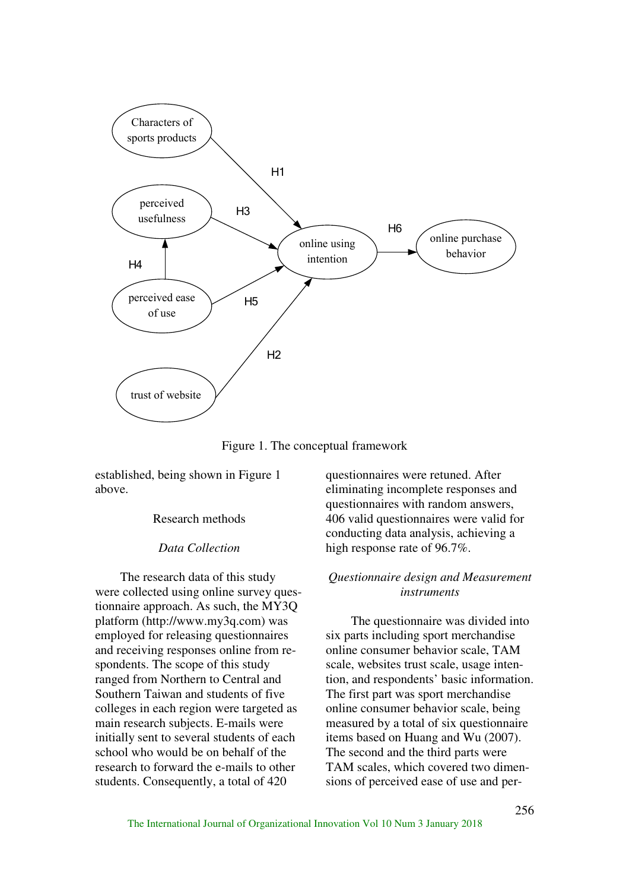Figure 1. The conceptual framework

established, being shown in Figure 1 above.

## Research methods

### *Data Collection*

The research data of this study were collected using online survey questionnaire approach. As such, the MY3Q platform (http://www.my3q.com) was employed for releasing questionnaires and receiving responses online from respondents. The scope of this study ranged from Northern to Central and Southern Taiwan and students of five colleges in each region were targeted as main research subjects. E-mails were initially sent to several students of each school who would be on behalf of the research to forward the e-mails to other students. Consequently, a total of 420 questionnaires were retuned. After eliminating incomplete responses and questionnaires with random answers, 406 valid questionnaires were valid for conducting data analysis, achieving a high response rate of 96.7%.

### *Questionnaire design and Measurement instruments*

The questionnaire was divided into six parts including sport merchandise online consumer behavior scale, TAM scale, websites trust scale, usage intention, and respondents' basic information. The first part was sport merchandise online consumer behavior scale, being measured by a total of six questionnaire items based on Huang and Wu (2007). The second and the third parts were TAM scales, which covered two dimensions of perceived ease of use and per-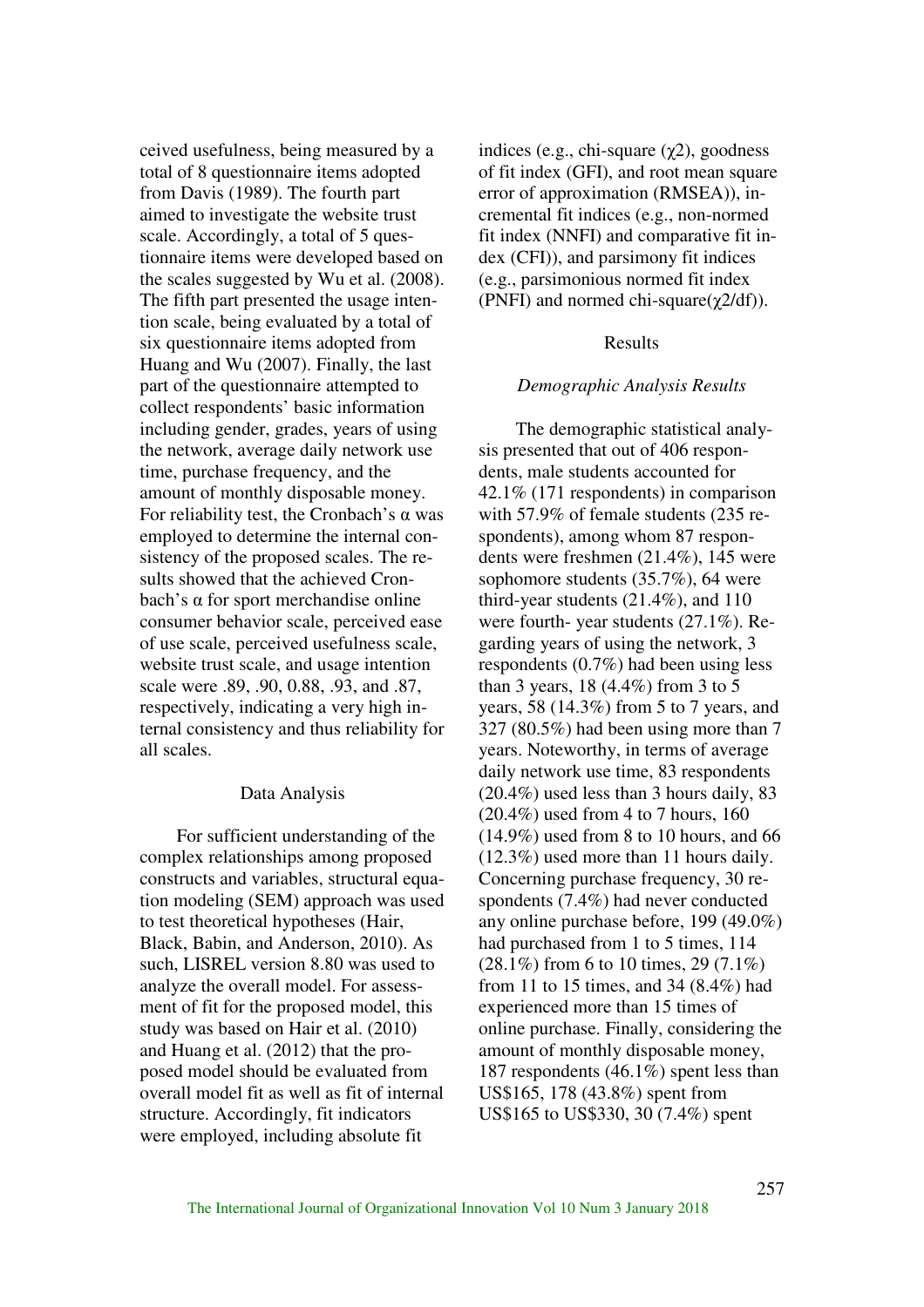ceived usefulness, being measured by a total of 8 questionnaire items adopted from Davis (1989). The fourth part aimed to investigate the website trust scale. Accordingly, a total of 5 questionnaire items were developed based on the scales suggested by Wu et al. (2008). The fifth part presented the usage intention scale, being evaluated by a total of six questionnaire items adopted from Huang and Wu (2007). Finally, the last part of the questionnaire attempted to collect respondents' basic information including gender, grades, years of using the network, average daily network use time, purchase frequency, and the amount of monthly disposable money. For reliability test, the Cronbach's $\alpha$ was employed to determine the internal consistency of the proposed scales. The results showed that the achieved Cronbach's $\alpha$ for sport merchandise online consumer behavior scale, perceived ease of use scale, perceived usefulness scale, website trust scale, and usage intention scale were .89, .90, 0.88, .93, and .87, respectively, indicating a very high internal consistency and thus reliability for all scales.

## Data Analysis

For sufficient understanding of the complex relationships among proposed constructs and variables, structural equation modeling (SEM) approach was used to test theoretical hypotheses (Hair, Black, Babin, and Anderson, 2010). As such, LISREL version 8.80 was used to analyze the overall model. For assessment of fit for the proposed model, this study was based on Hair et al. (2010) and Huang et al. (2012) that the proposed model should be evaluated from overall model fit as well as fit of internal structure. Accordingly, fit indicators were employed, including absolute fit indices (e.g., chi-square ($\chi 2$), goodness of fit index (GFI), and root mean square error of approximation (RMSEA)), incremental fit indices (e.g., non-normed fit index (NNFI) and comparative fit index (CFI)), and parsimony fit indices (e.g., parsimonious normed fit index (PNFI) and normed chi-square($\chi 2$/df)).

## Results

### *Demographic Analysis Results*

The demographic statistical analysis presented that out of 406 respondents, male students accounted for 42.1% (171 respondents) in comparison with 57.9% of female students (235 respondents), among whom 87 respondents were freshmen (21.4%), 145 were sophomore students (35.7%), 64 were third-year students (21.4%), and 110 were fourth- year students (27.1%). Regarding years of using the network, 3 respondents (0.7%) had been using less than 3 years, 18 (4.4%) from 3 to 5 years, 58 (14.3%) from 5 to 7 years, and 327 (80.5%) had been using more than 7 years. Noteworthy, in terms of average daily network use time, 83 respondents (20.4%) used less than 3 hours daily, 83 (20.4%) used from 4 to 7 hours, 160 (14.9%) used from 8 to 10 hours, and 66 (12.3%) used more than 11 hours daily. Concerning purchase frequency, 30 respondents (7.4%) had never conducted any online purchase before, 199 (49.0%) had purchased from 1 to 5 times, 114 (28.1%) from 6 to 10 times, 29 (7.1%) from 11 to 15 times, and 34 (8.4%) had experienced more than 15 times of online purchase. Finally, considering the amount of monthly disposable money, 187 respondents (46.1%) spent less than US$165, 178 (43.8%) spent from US$165 to US$330, 30 (7.4%) spent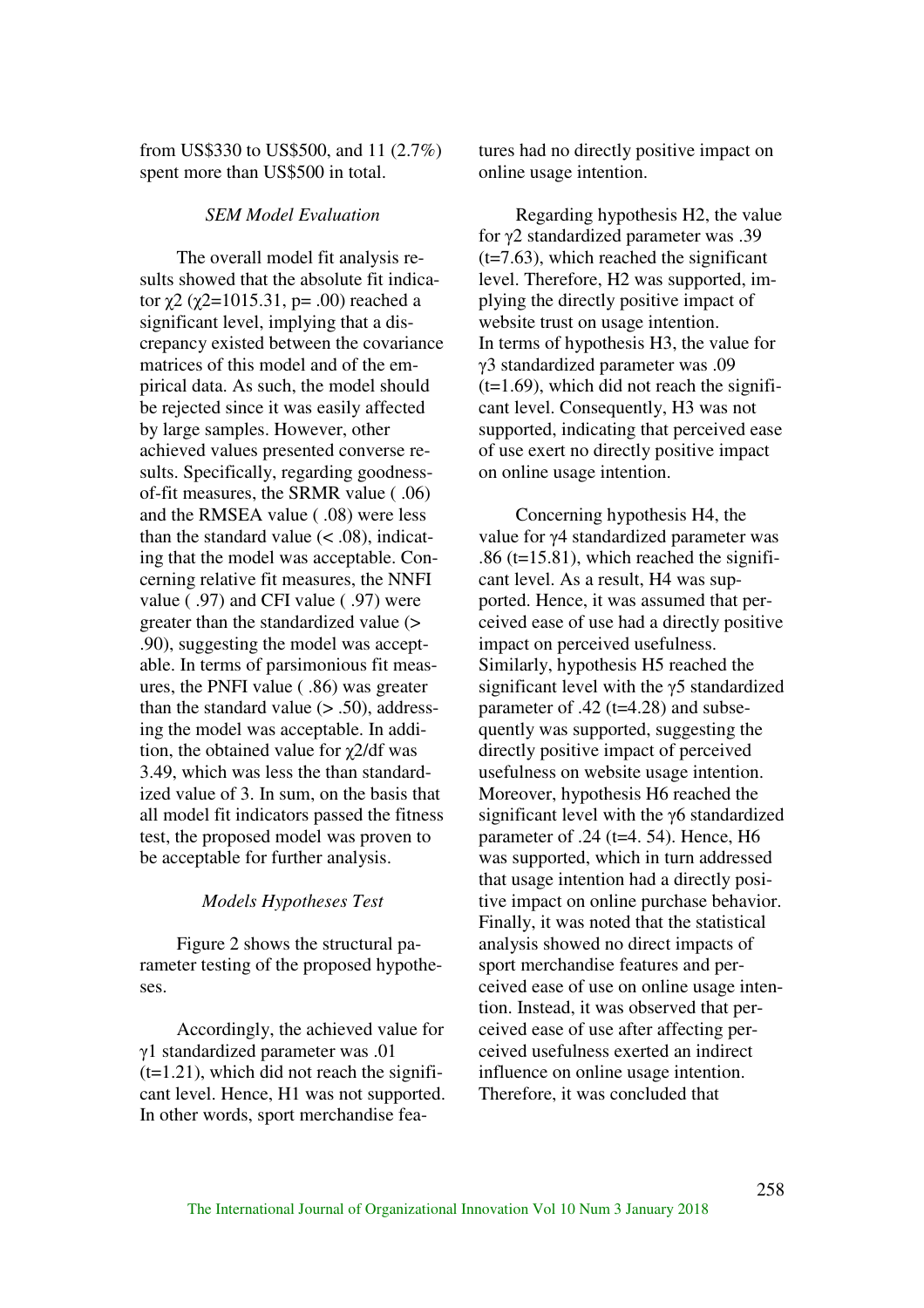from US$330 to US$500, and 11 (2.7%) spent more than US$500 in total.

### *SEM Model Evaluation*

The overall model fit analysis results showed that the absolute fit indicator $\chi 2$ ($\chi 2$=1015.31, p= .00) reached a significant level, implying that a discrepancy existed between the covariance matrices of this model and of the empirical data. As such, the model should be rejected since it was easily affected by large samples. However, other achieved values presented converse results. Specifically, regarding goodness-of-fit measures, the SRMR value ( .06) and the RMSEA value ( .08) were less than the standard value (< .08), indicating that the model was acceptable. Concerning relative fit measures, the NNFI value ( .97) and CFI value ( .97) were greater than the standardized value (> .90), suggesting the model was acceptable. In terms of parsimonious fit measures, the PNFI value ( .86) was greater than the standard value (> .50), addressing the model was acceptable. In addition, the obtained value for $\chi 2$/df was 3.49, which was less the than standardized value of 3. In sum, on the basis that all model fit indicators passed the fitness test, the proposed model was proven to be acceptable for further analysis.

### *Models Hypotheses Test*

Figure 2 shows the structural parameter testing of the proposed hypotheses.

Accordingly, the achieved value for $\gamma 1$ standardized parameter was .01 (t=1.21), which did not reach the significant level. Hence, H1 was not supported. In other words, sport merchandise features had no directly positive impact on online usage intention.

Regarding hypothesis H2, the value for $\gamma 2$ standardized parameter was .39 (t=7.63), which reached the significant level. Therefore, H2 was supported, implying the directly positive impact of website trust on usage intention.
In terms of hypothesis H3, the value for $\gamma 3$ standardized parameter was .09 (t=1.69), which did not reach the significant level. Consequently, H3 was not supported, indicating that perceived ease of use exert no directly positive impact on online usage intention.

Concerning hypothesis H4, the value for $\gamma 4$ standardized parameter was .86 (t=15.81), which reached the significant level. As a result, H4 was supported. Hence, it was assumed that perceived ease of use had a directly positive impact on perceived usefulness. Similarly, hypothesis H5 reached the significant level with the $\gamma 5$ standardized parameter of .42 (t=4.28) and subsequently was supported, suggesting the directly positive impact of perceived usefulness on website usage intention. Moreover, hypothesis H6 reached the significant level with the $\gamma 6$ standardized parameter of .24 (t=4. 54). Hence, H6 was supported, which in turn addressed that usage intention had a directly positive impact on online purchase behavior. Finally, it was noted that the statistical analysis showed no direct impacts of sport merchandise features and perceived ease of use on online usage intention. Instead, it was observed that perceived ease of use after affecting perceived usefulness exerted an indirect influence on online usage intention. Therefore, it was concluded that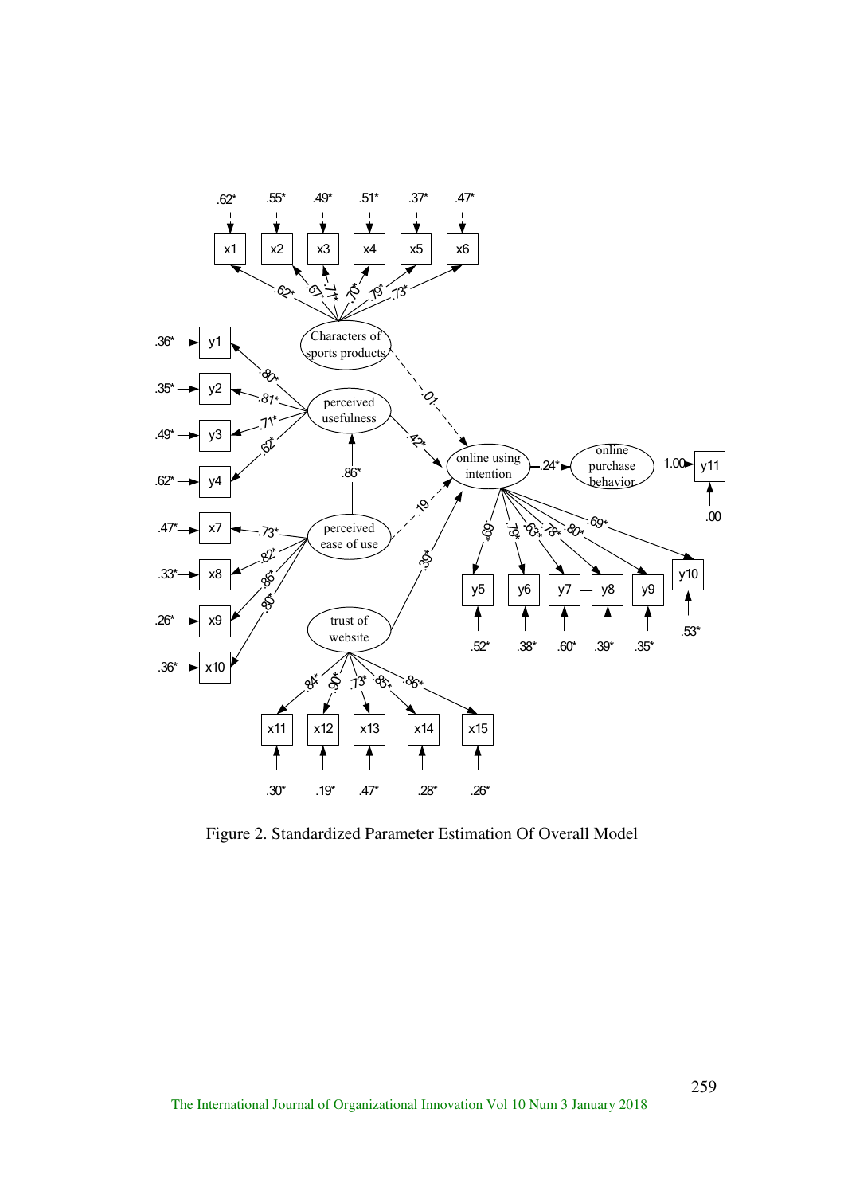Figure 2. Standardized Parameter Estimation Of Overall Model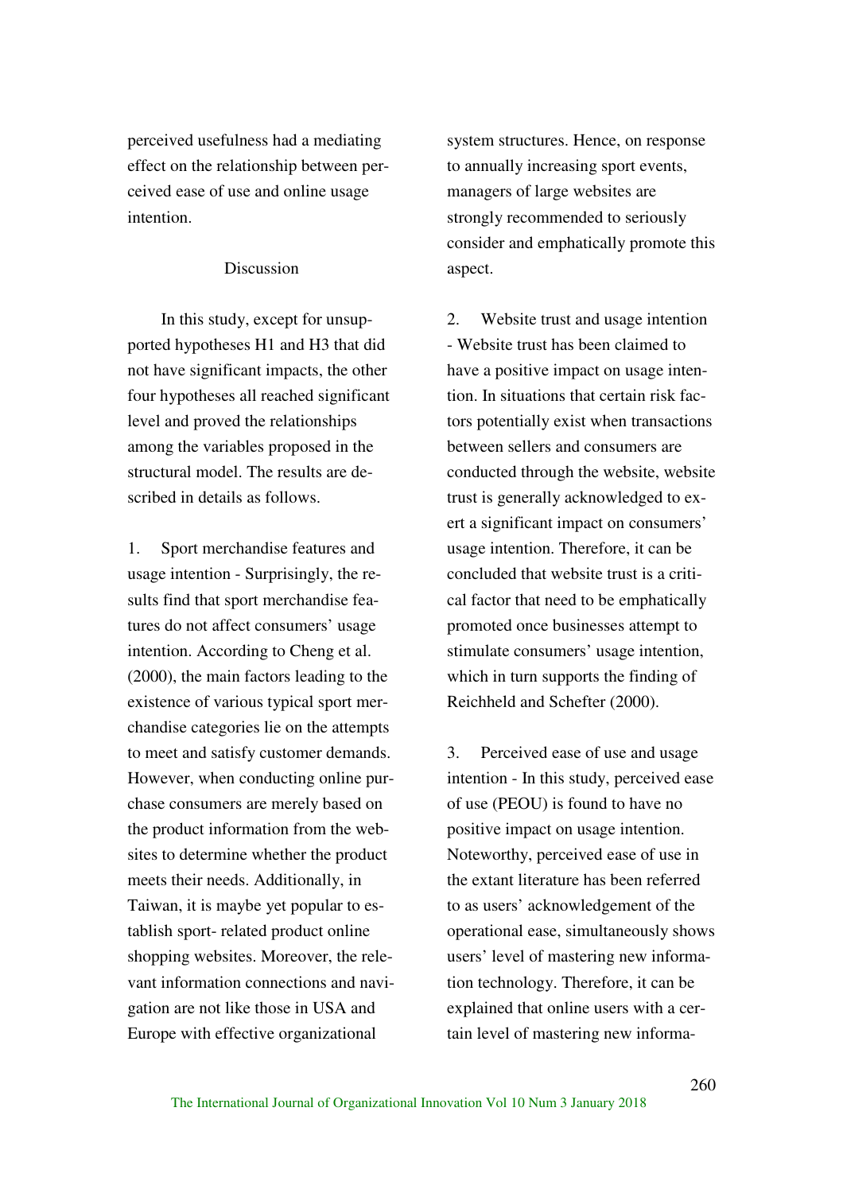perceived usefulness had a mediating effect on the relationship between perceived ease of use and online usage intention.

## Discussion

In this study, except for unsupported hypotheses H1 and H3 that did not have significant impacts, the other four hypotheses all reached significant level and proved the relationships among the variables proposed in the structural model. The results are described in details as follows.

1. Sport merchandise features and usage intention - Surprisingly, the results find that sport merchandise features do not affect consumers' usage intention. According to Cheng et al. (2000), the main factors leading to the existence of various typical sport merchandise categories lie on the attempts to meet and satisfy customer demands. However, when conducting online purchase consumers are merely based on the product information from the websites to determine whether the product meets their needs. Additionally, in Taiwan, it is maybe yet popular to establish sport- related product online shopping websites. Moreover, the relevant information connections and navigation are not like those in USA and Europe with effective organizational system structures. Hence, on response to annually increasing sport events, managers of large websites are strongly recommended to seriously consider and emphatically promote this aspect.

2. Website trust and usage intention - Website trust has been claimed to have a positive impact on usage intention. In situations that certain risk factors potentially exist when transactions between sellers and consumers are conducted through the website, website trust is generally acknowledged to exert a significant impact on consumers' usage intention. Therefore, it can be concluded that website trust is a critical factor that need to be emphatically promoted once businesses attempt to stimulate consumers' usage intention, which in turn supports the finding of Reichheld and Schefter (2000).

3. Perceived ease of use and usage intention - In this study, perceived ease of use (PEOU) is found to have no positive impact on usage intention. Noteworthy, perceived ease of use in the extant literature has been referred to as users' acknowledgement of the operational ease, simultaneously shows users' level of mastering new information technology. Therefore, it can be explained that online users with a certain level of mastering new informa-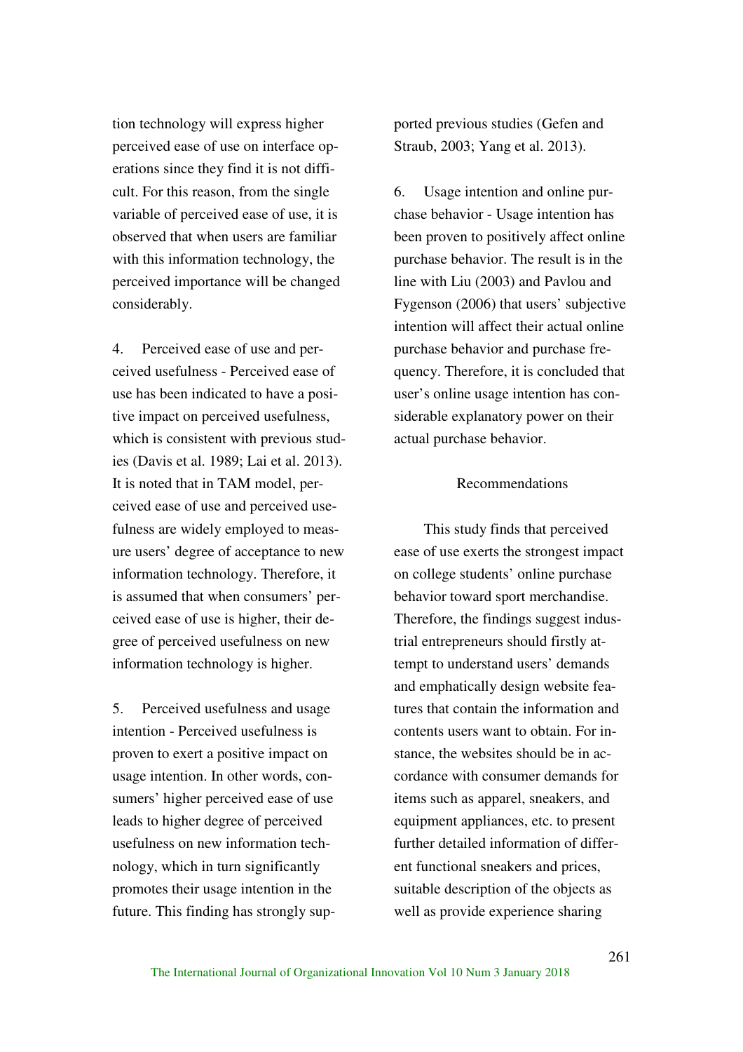tion technology will express higher perceived ease of use on interface operations since they find it is not difficult. For this reason, from the single variable of perceived ease of use, it is observed that when users are familiar with this information technology, the perceived importance will be changed considerably.

4. Perceived ease of use and perceived usefulness - Perceived ease of use has been indicated to have a positive impact on perceived usefulness, which is consistent with previous studies (Davis et al. 1989; Lai et al. 2013). It is noted that in TAM model, perceived ease of use and perceived usefulness are widely employed to measure users' degree of acceptance to new information technology. Therefore, it is assumed that when consumers' perceived ease of use is higher, their degree of perceived usefulness on new information technology is higher.

5. Perceived usefulness and usage intention - Perceived usefulness is proven to exert a positive impact on usage intention. In other words, consumers' higher perceived ease of use leads to higher degree of perceived usefulness on new information technology, which in turn significantly promotes their usage intention in the future. This finding has strongly supported previous studies (Gefen and Straub, 2003; Yang et al. 2013).

6. Usage intention and online purchase behavior - Usage intention has been proven to positively affect online purchase behavior. The result is in the line with Liu (2003) and Pavlou and Fygenson (2006) that users' subjective intention will affect their actual online purchase behavior and purchase frequency. Therefore, it is concluded that user's online usage intention has considerable explanatory power on their actual purchase behavior.

## Recommendations

This study finds that perceived ease of use exerts the strongest impact on college students' online purchase behavior toward sport merchandise. Therefore, the findings suggest industrial entrepreneurs should firstly attempt to understand users' demands and emphatically design website features that contain the information and contents users want to obtain. For instance, the websites should be in accordance with consumer demands for items such as apparel, sneakers, and equipment appliances, etc. to present further detailed information of different functional sneakers and prices, suitable description of the objects as well as provide experience sharing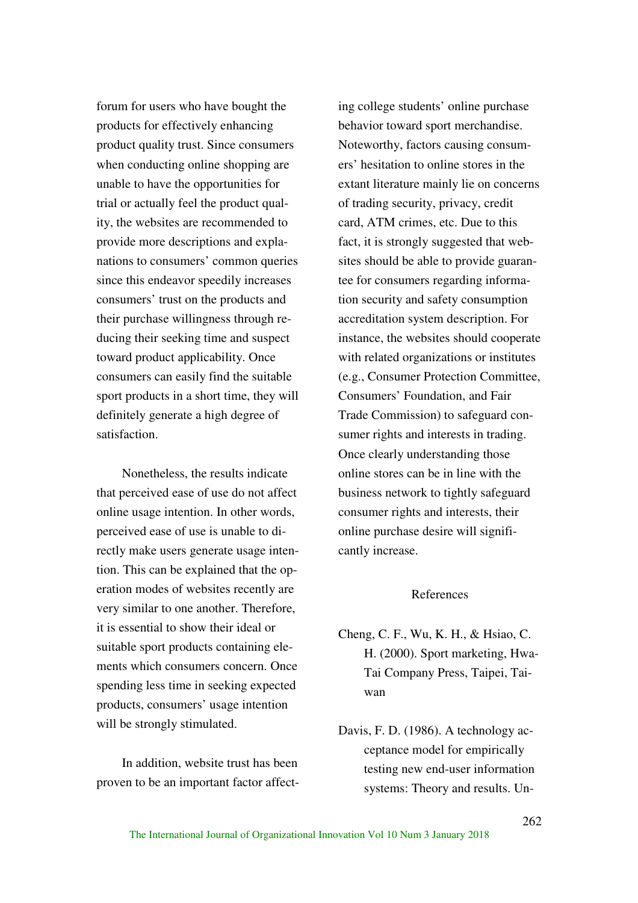forum for users who have bought the products for effectively enhancing product quality trust. Since consumers when conducting online shopping are unable to have the opportunities for trial or actually feel the product quality, the websites are recommended to provide more descriptions and explanations to consumers' common queries since this endeavor speedily increases consumers' trust on the products and their purchase willingness through reducing their seeking time and suspect toward product applicability. Once consumers can easily find the suitable sport products in a short time, they will definitely generate a high degree of satisfaction.

Nonetheless, the results indicate that perceived ease of use do not affect online usage intention. In other words, perceived ease of use is unable to directly make users generate usage intention. This can be explained that the operation modes of websites recently are very similar to one another. Therefore, it is essential to show their ideal or suitable sport products containing elements which consumers concern. Once spending less time in seeking expected products, consumers' usage intention will be strongly stimulated.

In addition, website trust has been proven to be an important factor affecting college students' online purchase behavior toward sport merchandise. Noteworthy, factors causing consumers' hesitation to online stores in the extant literature mainly lie on concerns of trading security, privacy, credit card, ATM crimes, etc. Due to this fact, it is strongly suggested that websites should be able to provide guarantee for consumers regarding information security and safety consumption accreditation system description. For instance, the websites should cooperate with related organizations or institutes (e.g., Consumer Protection Committee, Consumers' Foundation, and Fair Trade Commission) to safeguard consumer rights and interests in trading. Once clearly understanding those online stores can be in line with the business network to tightly safeguard consumer rights and interests, their online purchase desire will significantly increase.

## References

Cheng, C. F., Wu, K. H., & Hsiao, C. H. (2000). Sport marketing, Hwa-Tai Company Press, Taipei, Taiwan

Davis, F. D. (1986). A technology acceptance model for empirically testing new end-user information systems: Theory and results. Un-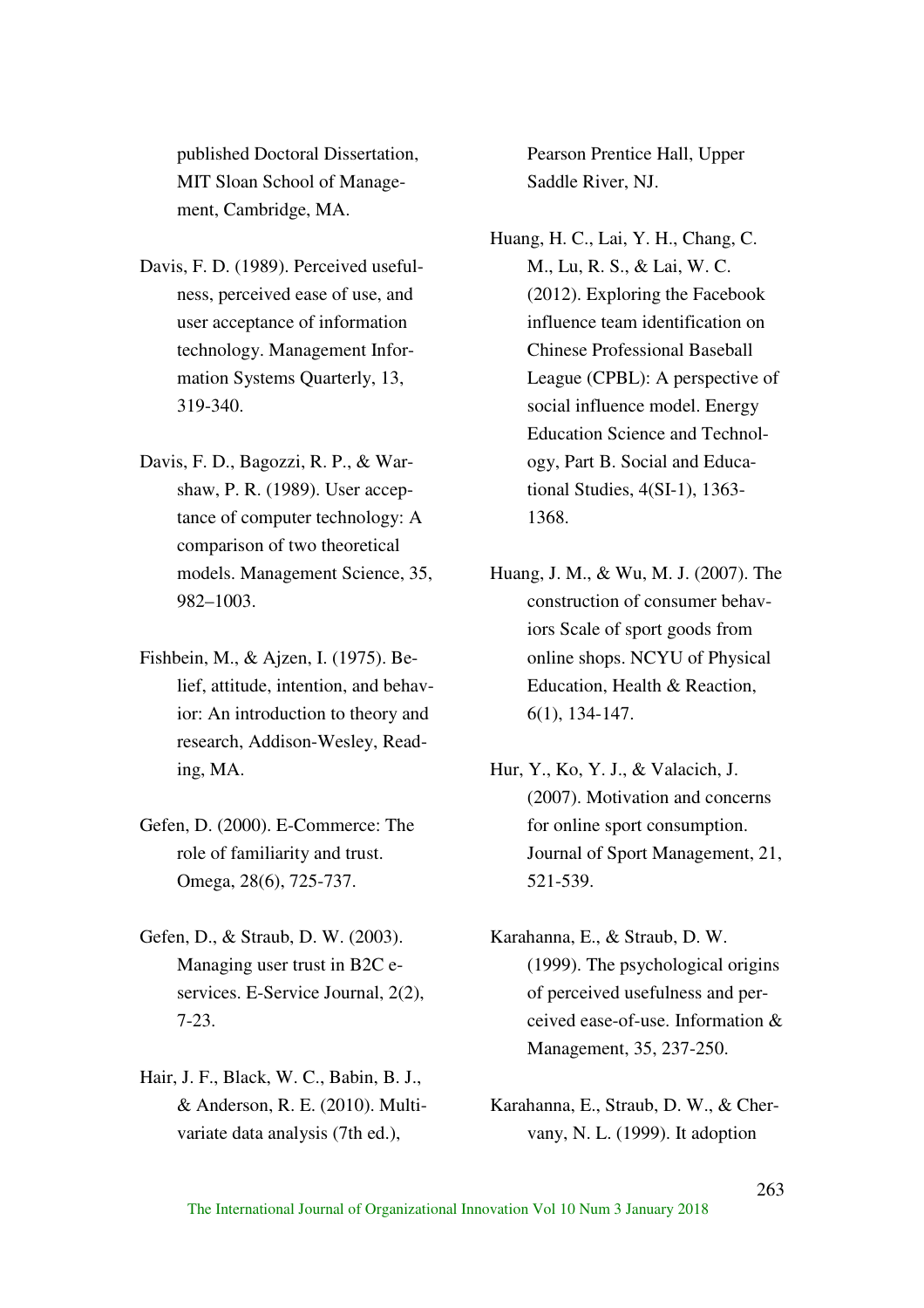published Doctoral Dissertation, MIT Sloan School of Management, Cambridge, MA.

Davis, F. D. (1989). Perceived usefulness, perceived ease of use, and user acceptance of information technology. Management Information Systems Quarterly, 13, 319-340.

Davis, F. D., Bagozzi, R. P., & Warshaw, P. R. (1989). User acceptance of computer technology: A comparison of two theoretical models. Management Science, 35, 982–1003.

Fishbein, M., & Ajzen, I. (1975). Belief, attitude, intention, and behavior: An introduction to theory and research, Addison-Wesley, Reading, MA.

Gefen, D. (2000). E-Commerce: The role of familiarity and trust. Omega, 28(6), 725-737.

Gefen, D., & Straub, D. W. (2003). Managing user trust in B2C e-services. E-Service Journal, 2(2), 7-23.

Hair, J. F., Black, W. C., Babin, B. J., & Anderson, R. E. (2010). Multivariate data analysis (7th ed.), Pearson Prentice Hall, Upper Saddle River, NJ.

Huang, H. C., Lai, Y. H., Chang, C. M., Lu, R. S., & Lai, W. C. (2012). Exploring the Facebook influence team identification on Chinese Professional Baseball League (CPBL): A perspective of social influence model. Energy Education Science and Technology, Part B. Social and Educational Studies, 4(SI-1), 1363-1368.

Huang, J. M., & Wu, M. J. (2007). The construction of consumer behaviors Scale of sport goods from online shops. NCYU of Physical Education, Health & Reaction, 6(1), 134-147.

Hur, Y., Ko, Y. J., & Valacich, J. (2007). Motivation and concerns for online sport consumption. Journal of Sport Management, 21, 521-539.

Karahanna, E., & Straub, D. W. (1999). The psychological origins of perceived usefulness and perceived ease-of-use. Information & Management, 35, 237-250.

Karahanna, E., Straub, D. W., & Chervany, N. L. (1999). It adoption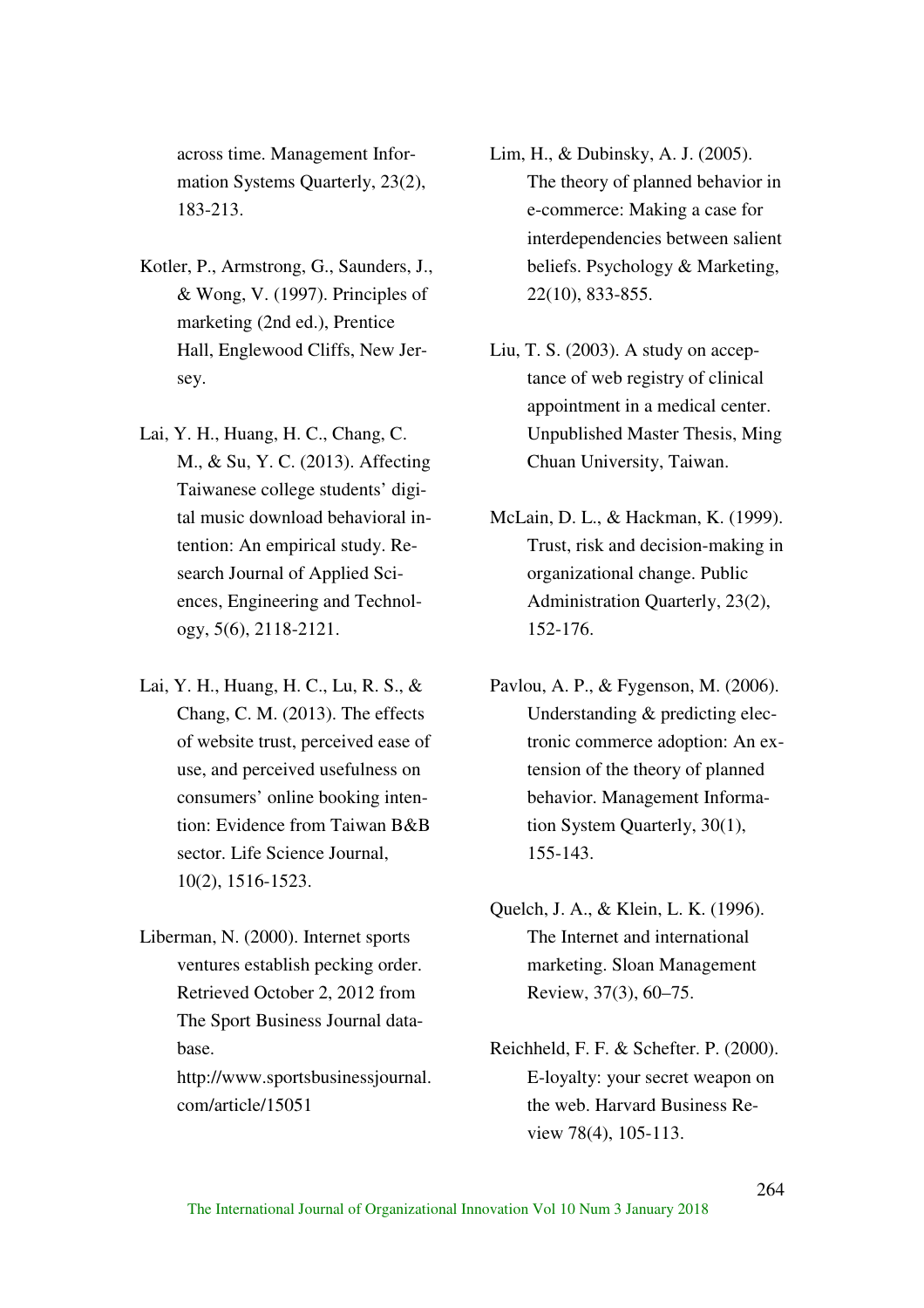across time. Management Information Systems Quarterly, 23(2), 183-213.

Kotler, P., Armstrong, G., Saunders, J., & Wong, V. (1997). Principles of marketing (2nd ed.), Prentice Hall, Englewood Cliffs, New Jersey.

Lai, Y. H., Huang, H. C., Chang, C. M., & Su, Y. C. (2013). Affecting Taiwanese college students' digital music download behavioral intention: An empirical study. Research Journal of Applied Sciences, Engineering and Technology, 5(6), 2118-2121.

Lai, Y. H., Huang, H. C., Lu, R. S., & Chang, C. M. (2013). The effects of website trust, perceived ease of use, and perceived usefulness on consumers' online booking intention: Evidence from Taiwan B&B sector. Life Science Journal, 10(2), 1516-1523.

Liberman, N. (2000). Internet sports ventures establish pecking order. Retrieved October 2, 2012 from The Sport Business Journal database. http://www.sportsbusinessjournal.com/article/15051

Lim, H., & Dubinsky, A. J. (2005). The theory of planned behavior in e-commerce: Making a case for interdependencies between salient beliefs. Psychology & Marketing, 22(10), 833-855.

Liu, T. S. (2003). A study on acceptance of web registry of clinical appointment in a medical center. Unpublished Master Thesis, Ming Chuan University, Taiwan.

McLain, D. L., & Hackman, K. (1999). Trust, risk and decision-making in organizational change. Public Administration Quarterly, 23(2), 152-176.

Pavlou, A. P., & Fygenson, M. (2006). Understanding & predicting electronic commerce adoption: An extension of the theory of planned behavior. Management Information System Quarterly, 30(1), 155-143.

Quelch, J. A., & Klein, L. K. (1996). The Internet and international marketing. Sloan Management Review, 37(3), 60–75.

Reichheld, F. F. & Schefter. P. (2000). E-loyalty: your secret weapon on the web. Harvard Business Review 78(4), 105-113.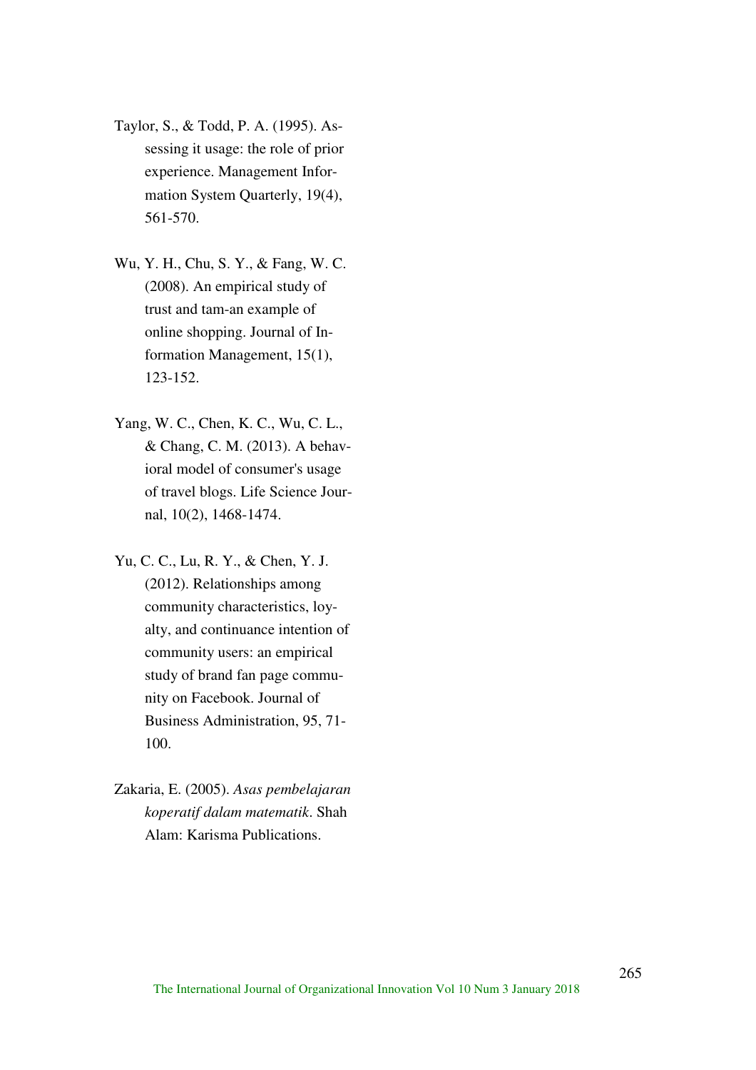Taylor, S., & Todd, P. A. (1995). Assessing it usage: the role of prior experience. Management Information System Quarterly, 19(4), 561-570.

Wu, Y. H., Chu, S. Y., & Fang, W. C. (2008). An empirical study of trust and tam-an example of online shopping. Journal of Information Management, 15(1), 123-152.

Yang, W. C., Chen, K. C., Wu, C. L., & Chang, C. M. (2013). A behavioral model of consumer's usage of travel blogs. Life Science Journal, 10(2), 1468-1474.

Yu, C. C., Lu, R. Y., & Chen, Y. J. (2012). Relationships among community characteristics, loyalty, and continuance intention of community users: an empirical study of brand fan page community on Facebook. Journal of Business Administration, 95, 71-100.

Zakaria, E. (2005). *Asas pembelajaran koperatif dalam matematik*. Shah Alam: Karisma Publications.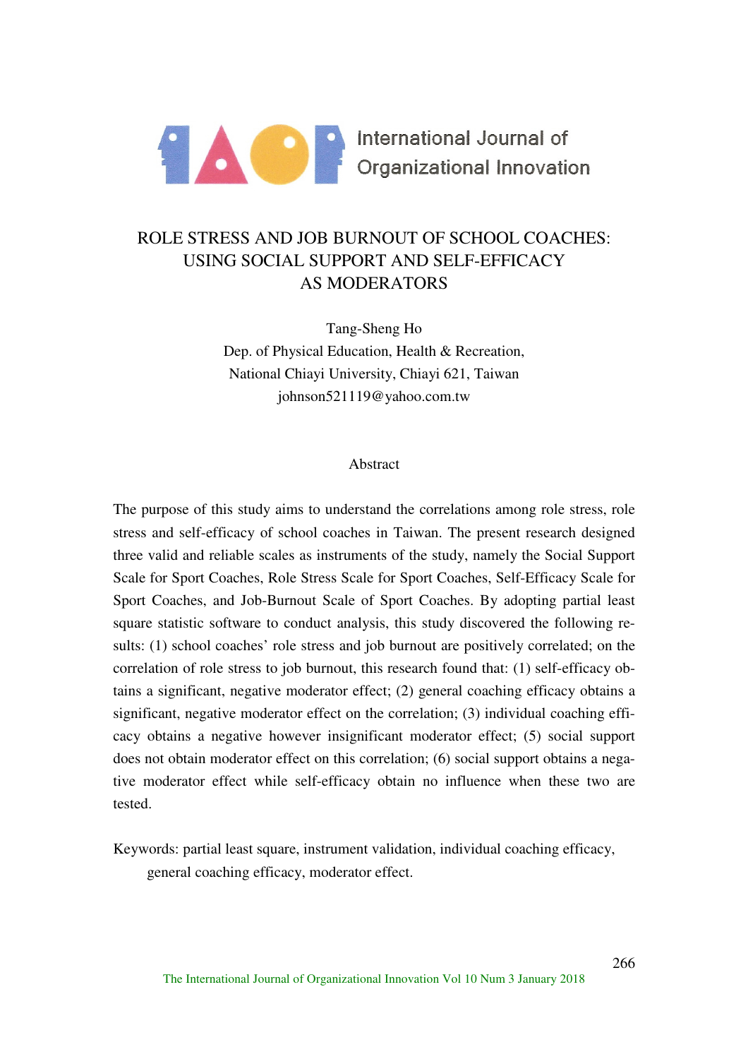# ROLE STRESS AND JOB BURNOUT OF SCHOOL COACHES: USING SOCIAL SUPPORT AND SELF-EFFICACY AS MODERATORS

Tang-Sheng Ho
Dep. of Physical Education, Health & Recreation,
National Chiayi University, Chiayi 621, Taiwan
johnson521119@yahoo.com.tw

## Abstract

The purpose of this study aims to understand the correlations among role stress, role stress and self-efficacy of school coaches in Taiwan. The present research designed three valid and reliable scales as instruments of the study, namely the Social Support Scale for Sport Coaches, Role Stress Scale for Sport Coaches, Self-Efficacy Scale for Sport Coaches, and Job-Burnout Scale of Sport Coaches. By adopting partial least square statistic software to conduct analysis, this study discovered the following results: (1) school coaches' role stress and job burnout are positively correlated; on the correlation of role stress to job burnout, this research found that: (1) self-efficacy obtains a significant, negative moderator effect; (2) general coaching efficacy obtains a significant, negative moderator effect on the correlation; (3) individual coaching efficacy obtains a negative however insignificant moderator effect; (5) social support does not obtain moderator effect on this correlation; (6) social support obtains a negative moderator effect while self-efficacy obtain no influence when these two are tested.

Keywords: partial least square, instrument validation, individual coaching efficacy, general coaching efficacy, moderator effect.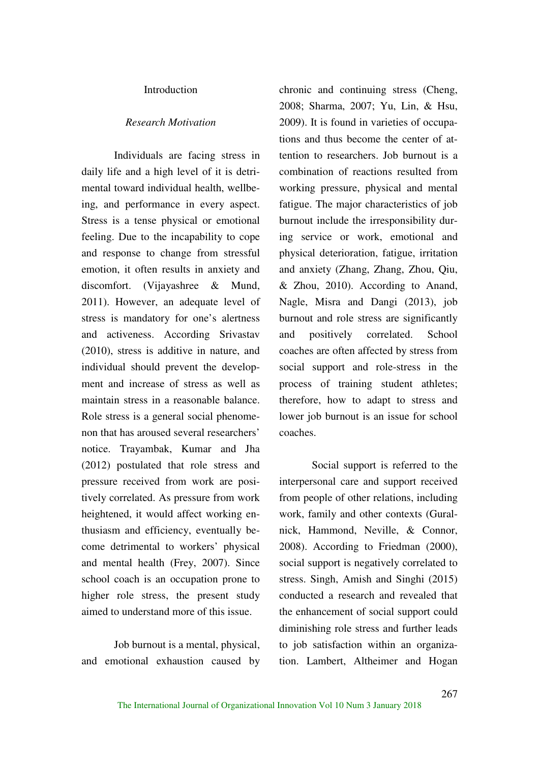# Introduction

## *Research Motivation*

Individuals are facing stress in daily life and a high level of it is detrimental toward individual health, wellbeing, and performance in every aspect. Stress is a tense physical or emotional feeling. Due to the incapability to cope and response to change from stressful emotion, it often results in anxiety and discomfort. (Vijayashree & Mund, 2011). However, an adequate level of stress is mandatory for one's alertness and activeness. According Srivastav (2010), stress is additive in nature, and individual should prevent the development and increase of stress as well as maintain stress in a reasonable balance. Role stress is a general social phenomenon that has aroused several researchers' notice. Trayambak, Kumar and Jha (2012) postulated that role stress and pressure received from work are positively correlated. As pressure from work heightened, it would affect working enthusiasm and efficiency, eventually become detrimental to workers' physical and mental health (Frey, 2007). Since school coach is an occupation prone to higher role stress, the present study aimed to understand more of this issue.

Job burnout is a mental, physical, and emotional exhaustion caused by chronic and continuing stress (Cheng, 2008; Sharma, 2007; Yu, Lin, & Hsu, 2009). It is found in varieties of occupations and thus become the center of attention to researchers. Job burnout is a combination of reactions resulted from working pressure, physical and mental fatigue. The major characteristics of job burnout include the irresponsibility during service or work, emotional and physical deterioration, fatigue, irritation and anxiety (Zhang, Zhang, Zhou, Qiu, & Zhou, 2010). According to Anand, Nagle, Misra and Dangi (2013), job burnout and role stress are significantly and positively correlated. School coaches are often affected by stress from social support and role-stress in the process of training student athletes; therefore, how to adapt to stress and lower job burnout is an issue for school coaches.

Social support is referred to the interpersonal care and support received from people of other relations, including work, family and other contexts (Guralnick, Hammond, Neville, & Connor, 2008). According to Friedman (2000), social support is negatively correlated to stress. Singh, Amish and Singhi (2015) conducted a research and revealed that the enhancement of social support could diminishing role stress and further leads to job satisfaction within an organization. Lambert, Altheimer and Hogan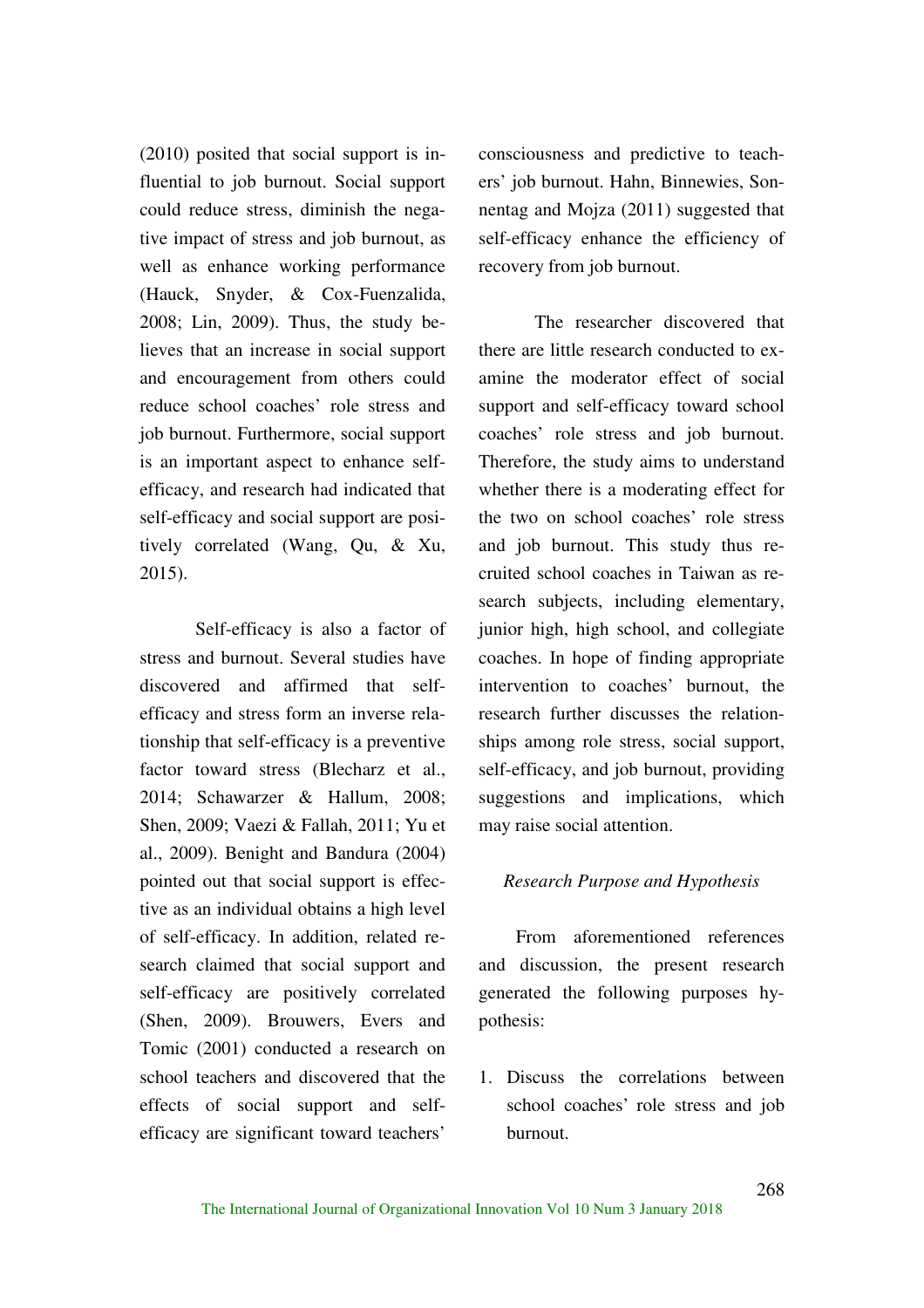(2010) posited that social support is influential to job burnout. Social support could reduce stress, diminish the negative impact of stress and job burnout, as well as enhance working performance (Hauck, Snyder, & Cox-Fuenzalida, 2008; Lin, 2009). Thus, the study believes that an increase in social support and encouragement from others could reduce school coaches' role stress and job burnout. Furthermore, social support is an important aspect to enhance self-efficacy, and research had indicated that self-efficacy and social support are positively correlated (Wang, Qu, & Xu, 2015).

Self-efficacy is also a factor of stress and burnout. Several studies have discovered and affirmed that self-efficacy and stress form an inverse relationship that self-efficacy is a preventive factor toward stress (Blecharz et al., 2014; Schawarzer & Hallum, 2008; Shen, 2009; Vaezi & Fallah, 2011; Yu et al., 2009). Benight and Bandura (2004) pointed out that social support is effective as an individual obtains a high level of self-efficacy. In addition, related research claimed that social support and self-efficacy are positively correlated (Shen, 2009). Brouwers, Evers and Tomic (2001) conducted a research on school teachers and discovered that the effects of social support and self-efficacy are significant toward teachers' consciousness and predictive to teachers' job burnout. Hahn, Binnewies, Sonnentag and Mojza (2011) suggested that self-efficacy enhance the efficiency of recovery from job burnout.

The researcher discovered that there are little research conducted to examine the moderator effect of social support and self-efficacy toward school coaches' role stress and job burnout. Therefore, the study aims to understand whether there is a moderating effect for the two on school coaches' role stress and job burnout. This study thus recruited school coaches in Taiwan as research subjects, including elementary, junior high, high school, and collegiate coaches. In hope of finding appropriate intervention to coaches' burnout, the research further discusses the relationships among role stress, social support, self-efficacy, and job burnout, providing suggestions and implications, which may raise social attention.

*Research Purpose and Hypothesis*

From aforementioned references and discussion, the present research generated the following purposes hypothesis:

1. Discuss the correlations between school coaches' role stress and job burnout.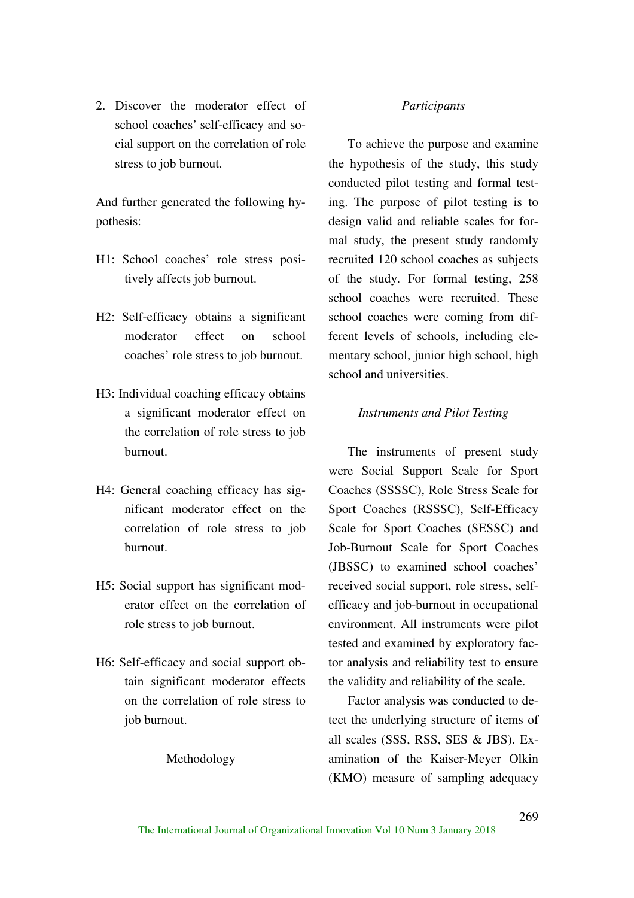2. Discover the moderator effect of school coaches' self-efficacy and social support on the correlation of role stress to job burnout.

And further generated the following hypothesis:

H1: School coaches' role stress positively affects job burnout.

H2: Self-efficacy obtains a significant moderator effect on school coaches' role stress to job burnout.

H3: Individual coaching efficacy obtains a significant moderator effect on the correlation of role stress to job burnout.

H4: General coaching efficacy has significant moderator effect on the correlation of role stress to job burnout.

H5: Social support has significant moderator effect on the correlation of role stress to job burnout.

H6: Self-efficacy and social support obtain significant moderator effects on the correlation of role stress to job burnout.

## Methodology

### *Participants*

To achieve the purpose and examine the hypothesis of the study, this study conducted pilot testing and formal testing. The purpose of pilot testing is to design valid and reliable scales for formal study, the present study randomly recruited 120 school coaches as subjects of the study. For formal testing, 258 school coaches were recruited. These school coaches were coming from different levels of schools, including elementary school, junior high school, high school and universities.

### *Instruments and Pilot Testing*

The instruments of present study were Social Support Scale for Sport Coaches (SSSSC), Role Stress Scale for Sport Coaches (RSSSC), Self-Efficacy Scale for Sport Coaches (SESSC) and Job-Burnout Scale for Sport Coaches (JBSSC) to examined school coaches' received social support, role stress, self-efficacy and job-burnout in occupational environment. All instruments were pilot tested and examined by exploratory factor analysis and reliability test to ensure the validity and reliability of the scale.

Factor analysis was conducted to detect the underlying structure of items of all scales (SSS, RSS, SES & JBS). Examination of the Kaiser-Meyer Olkin (KMO) measure of sampling adequacy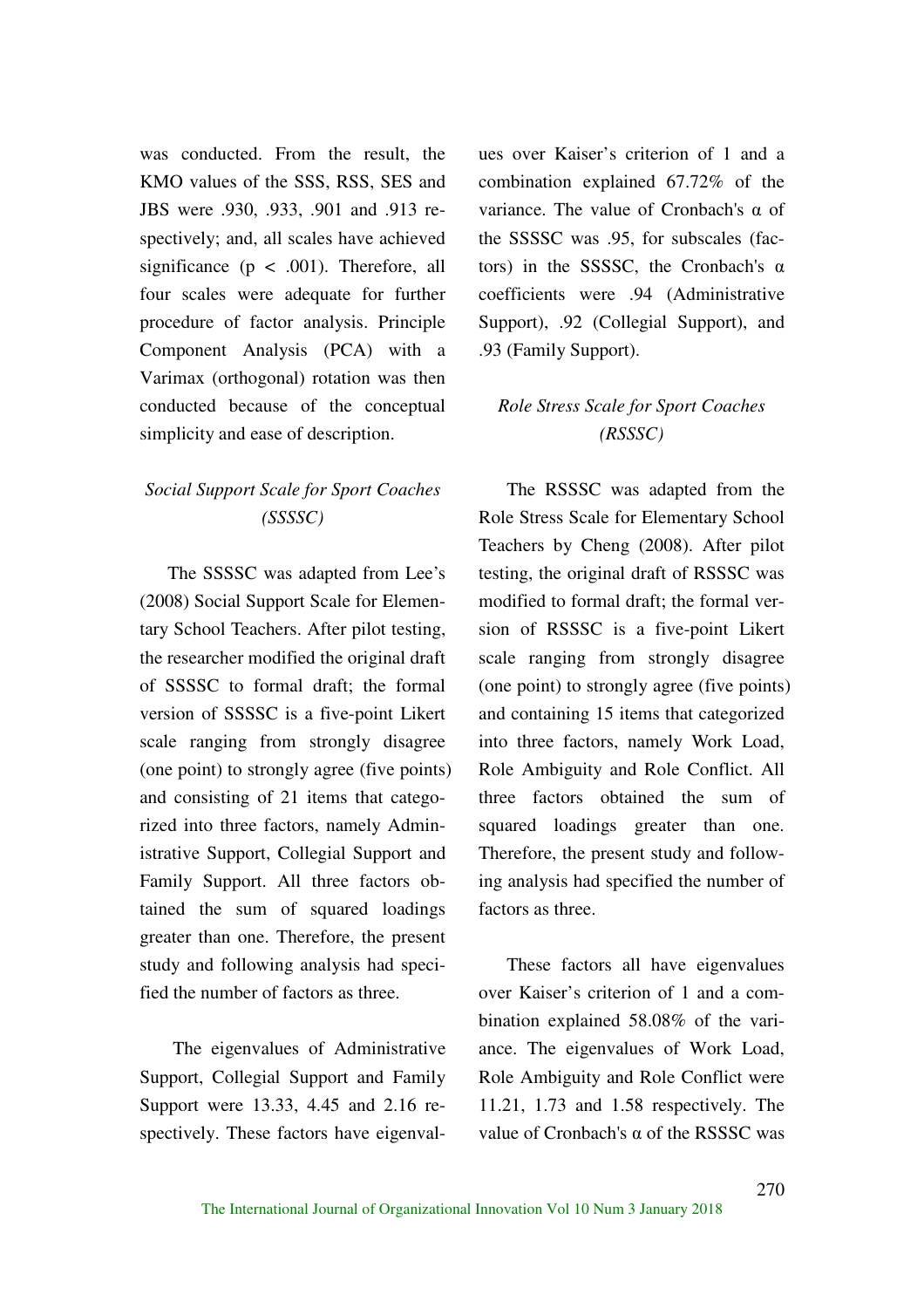was conducted. From the result, the KMO values of the SSS, RSS, SES and JBS were .930, .933, .901 and .913 respectively; and, all scales have achieved significance ($p < .001$). Therefore, all four scales were adequate for further procedure of factor analysis. Principle Component Analysis (PCA) with a Varimax (orthogonal) rotation was then conducted because of the conceptual simplicity and ease of description.

### *Social Support Scale for Sport Coaches (SSSSC)*

The SSSSC was adapted from Lee's (2008) Social Support Scale for Elementary School Teachers. After pilot testing, the researcher modified the original draft of SSSSC to formal draft; the formal version of SSSSC is a five-point Likert scale ranging from strongly disagree (one point) to strongly agree (five points) and consisting of 21 items that categorized into three factors, namely Administrative Support, Collegial Support and Family Support. All three factors obtained the sum of squared loadings greater than one. Therefore, the present study and following analysis had specified the number of factors as three.

The eigenvalues of Administrative Support, Collegial Support and Family Support were 13.33, 4.45 and 2.16 respectively. These factors have eigenvalues over Kaiser's criterion of 1 and a combination explained 67.72% of the variance. The value of Cronbach's α of the SSSSC was .95, for subscales (factors) in the SSSSC, the Cronbach's α coefficients were .94 (Administrative Support), .92 (Collegial Support), and .93 (Family Support).

### *Role Stress Scale for Sport Coaches (RSSSC)*

The RSSSC was adapted from the Role Stress Scale for Elementary School Teachers by Cheng (2008). After pilot testing, the original draft of RSSSC was modified to formal draft; the formal version of RSSSC is a five-point Likert scale ranging from strongly disagree (one point) to strongly agree (five points) and containing 15 items that categorized into three factors, namely Work Load, Role Ambiguity and Role Conflict. All three factors obtained the sum of squared loadings greater than one. Therefore, the present study and following analysis had specified the number of factors as three.

These factors all have eigenvalues over Kaiser's criterion of 1 and a combination explained 58.08% of the variance. The eigenvalues of Work Load, Role Ambiguity and Role Conflict were 11.21, 1.73 and 1.58 respectively. The value of Cronbach's α of the RSSSC was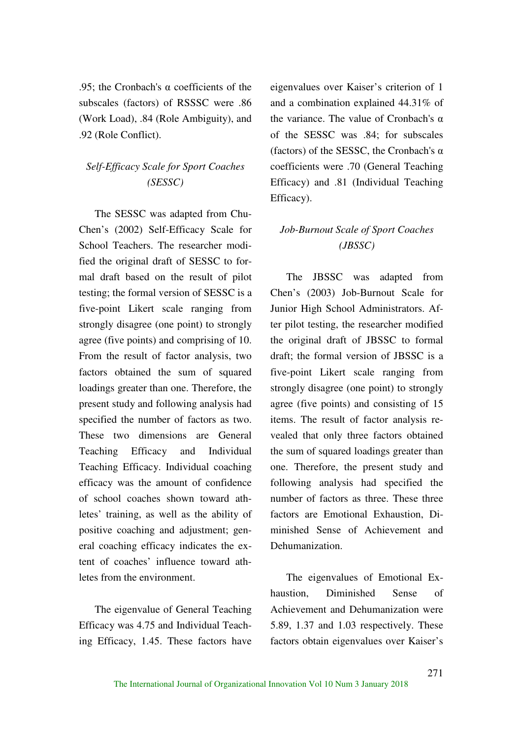.95; the Cronbach's α coefficients of the subscales (factors) of RSSSC were .86 (Work Load), .84 (Role Ambiguity), and .92 (Role Conflict).

### *Self-Efficacy Scale for Sport Coaches (SESSC)*

The SESSC was adapted from Chu-Chen's (2002) Self-Efficacy Scale for School Teachers. The researcher modified the original draft of SESSC to formal draft based on the result of pilot testing; the formal version of SESSC is a five-point Likert scale ranging from strongly disagree (one point) to strongly agree (five points) and comprising of 10. From the result of factor analysis, two factors obtained the sum of squared loadings greater than one. Therefore, the present study and following analysis had specified the number of factors as two. These two dimensions are General Teaching Efficacy and Individual Teaching Efficacy. Individual coaching efficacy was the amount of confidence of school coaches shown toward athletes' training, as well as the ability of positive coaching and adjustment; general coaching efficacy indicates the extent of coaches' influence toward athletes from the environment.

The eigenvalue of General Teaching Efficacy was 4.75 and Individual Teaching Efficacy, 1.45. These factors have eigenvalues over Kaiser's criterion of 1 and a combination explained 44.31% of the variance. The value of Cronbach's α of the SESSC was .84; for subscales (factors) of the SESSC, the Cronbach's α coefficients were .70 (General Teaching Efficacy) and .81 (Individual Teaching Efficacy).

### *Job-Burnout Scale of Sport Coaches (JBSSC)*

The JBSSC was adapted from Chen's (2003) Job-Burnout Scale for Junior High School Administrators. After pilot testing, the researcher modified the original draft of JBSSC to formal draft; the formal version of JBSSC is a five-point Likert scale ranging from strongly disagree (one point) to strongly agree (five points) and consisting of 15 items. The result of factor analysis revealed that only three factors obtained the sum of squared loadings greater than one. Therefore, the present study and following analysis had specified the number of factors as three. These three factors are Emotional Exhaustion, Diminished Sense of Achievement and Dehumanization.

The eigenvalues of Emotional Exhaustion, Diminished Sense of Achievement and Dehumanization were 5.89, 1.37 and 1.03 respectively. These factors obtain eigenvalues over Kaiser's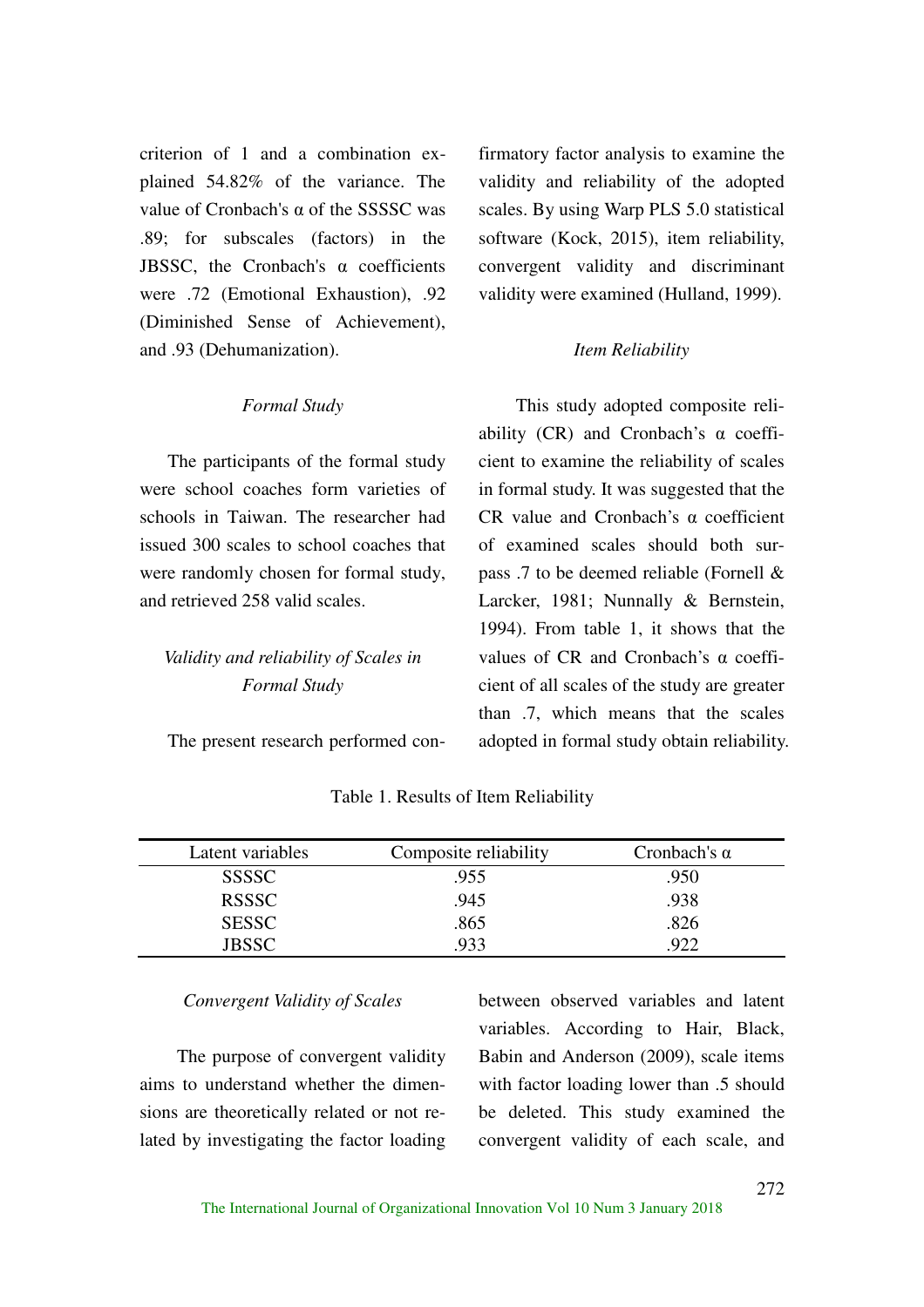criterion of 1 and a combination explained 54.82% of the variance. The value of Cronbach's α of the SSSSC was .89; for subscales (factors) in the JBSSC, the Cronbach's α coefficients were .72 (Emotional Exhaustion), .92 (Diminished Sense of Achievement), and .93 (Dehumanization).

*Formal Study*

The participants of the formal study were school coaches form varieties of schools in Taiwan. The researcher had issued 300 scales to school coaches that were randomly chosen for formal study, and retrieved 258 valid scales.

*Validity and reliability of Scales in Formal Study*

The present research performed confirmatory factor analysis to examine the validity and reliability of the adopted scales. By using Warp PLS 5.0 statistical software (Kock, 2015), item reliability, convergent validity and discriminant validity were examined (Hulland, 1999).

*Item Reliability*

This study adopted composite reliability (CR) and Cronbach's α coefficient to examine the reliability of scales in formal study. It was suggested that the CR value and Cronbach's α coefficient of examined scales should both surpass .7 to be deemed reliable (Fornell & Larcker, 1981; Nunnally & Bernstein, 1994). From table 1, it shows that the values of CR and Cronbach's α coefficient of all scales of the study are greater than .7, which means that the scales adopted in formal study obtain reliability.

Table 1. Results of Item Reliability

| Latent variables | Composite reliability | Cronbach's α |
|---|---|---|
| SSSSC | .955 | .950 |
| RSSSC | .945 | .938 |
| SESSC | .865 | .826 |
| JBSSC | .933 | .922 |

*Convergent Validity of Scales*

The purpose of convergent validity aims to understand whether the dimensions are theoretically related or not related by investigating the factor loading between observed variables and latent variables. According to Hair, Black, Babin and Anderson (2009), scale items with factor loading lower than .5 should be deleted. This study examined the convergent validity of each scale, and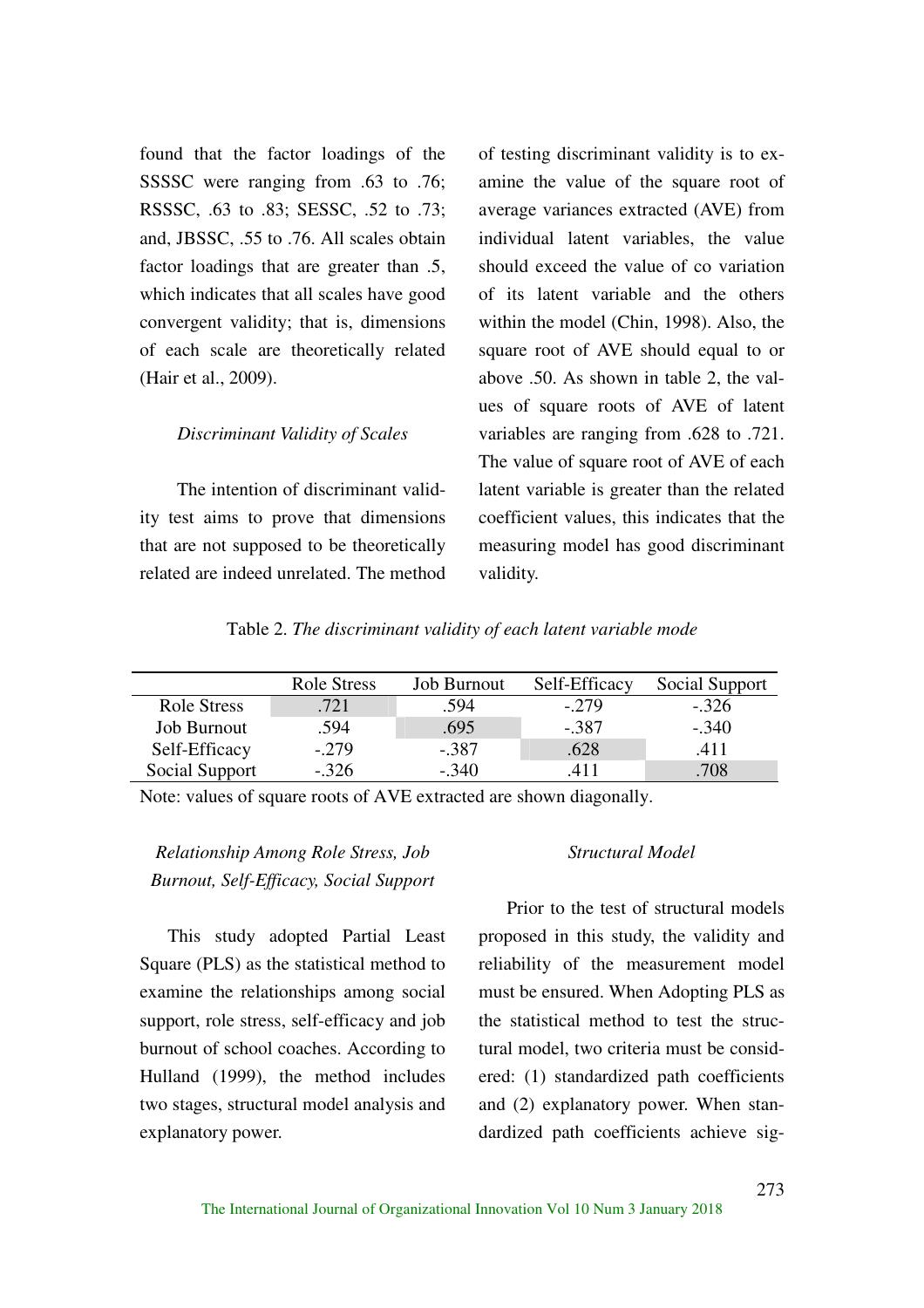found that the factor loadings of the SSSSC were ranging from .63 to .76; RSSSC, .63 to .83; SESSC, .52 to .73; and, JBSSC, .55 to .76. All scales obtain factor loadings that are greater than .5, which indicates that all scales have good convergent validity; that is, dimensions of each scale are theoretically related (Hair et al., 2009).

### *Discriminant Validity of Scales*

The intention of discriminant validity test aims to prove that dimensions that are not supposed to be theoretically related are indeed unrelated. The method of testing discriminant validity is to examine the value of the square root of average variances extracted (AVE) from individual latent variables, the value should exceed the value of co variation of its latent variable and the others within the model (Chin, 1998). Also, the square root of AVE should equal to or above .50. As shown in table 2, the values of square roots of AVE of latent variables are ranging from .628 to .721. The value of square root of AVE of each latent variable is greater than the related coefficient values, this indicates that the measuring model has good discriminant validity.

Table 2. *The discriminant validity of each latent variable mode*

| | Role Stress | Job Burnout | Self-Efficacy | Social Support |
|---|---|---|---|---|
| Role Stress | .721 | .594 | -.279 | -.326 |
| Job Burnout | .594 | .695 | -.387 | -.340 |
| Self-Efficacy | -.279 | -.387 | .628 | .411 |
| Social Support | -.326 | -.340 | .411 | .708 |

Note: values of square roots of AVE extracted are shown diagonally.

### *Relationship Among Role Stress, Job Burnout, Self-Efficacy, Social Support*

This study adopted Partial Least Square (PLS) as the statistical method to examine the relationships among social support, role stress, self-efficacy and job burnout of school coaches. According to Hulland (1999), the method includes two stages, structural model analysis and explanatory power.

### *Structural Model*

Prior to the test of structural models proposed in this study, the validity and reliability of the measurement model must be ensured. When Adopting PLS as the statistical method to test the structural model, two criteria must be considered: (1) standardized path coefficients and (2) explanatory power. When standardized path coefficients achieve sig-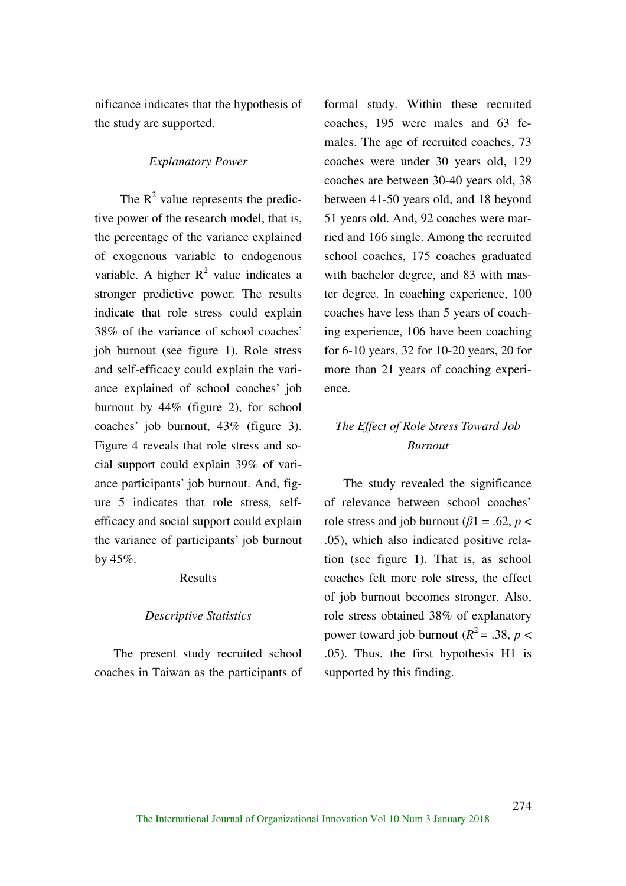nificance indicates that the hypothesis of the study are supported.

### *Explanatory Power*

The $R^2$ value represents the predictive power of the research model, that is, the percentage of the variance explained of exogenous variable to endogenous variable. A higher $R^2$ value indicates a stronger predictive power. The results indicate that role stress could explain 38% of the variance of school coaches' job burnout (see figure 1). Role stress and self-efficacy could explain the variance explained of school coaches' job burnout by 44% (figure 2), for school coaches' job burnout, 43% (figure 3). Figure 4 reveals that role stress and social support could explain 39% of variance participants' job burnout. And, figure 5 indicates that role stress, self-efficacy and social support could explain the variance of participants' job burnout by 45%.

## Results

### *Descriptive Statistics*

The present study recruited school coaches in Taiwan as the participants of formal study. Within these recruited coaches, 195 were males and 63 females. The age of recruited coaches, 73 coaches were under 30 years old, 129 coaches are between 30-40 years old, 38 between 41-50 years old, and 18 beyond 51 years old. And, 92 coaches were married and 166 single. Among the recruited school coaches, 175 coaches graduated with bachelor degree, and 83 with master degree. In coaching experience, 100 coaches have less than 5 years of coaching experience, 106 have been coaching for 6-10 years, 32 for 10-20 years, 20 for more than 21 years of coaching experience.

### *The Effect of Role Stress Toward Job Burnout*

The study revealed the significance of relevance between school coaches' role stress and job burnout ($\beta1 = .62$, $p < .05$), which also indicated positive relation (see figure 1). That is, as school coaches felt more role stress, the effect of job burnout becomes stronger. Also, role stress obtained 38% of explanatory power toward job burnout ($R^2 = .38$, $p < .05$). Thus, the first hypothesis H1 is supported by this finding.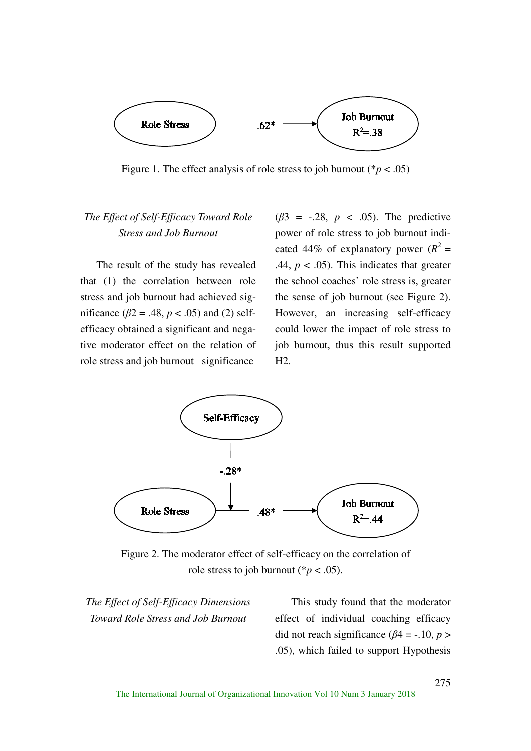Role Stress → .62* → Job Burnout $R^2$=.38

Figure 1. The effect analysis of role stress to job burnout (*$p < .05$)

*The Effect of Self-Efficacy Toward Role Stress and Job Burnout*

The result of the study has revealed that (1) the correlation between role stress and job burnout had achieved significance ($\beta2 = .48$, $p < .05$) and (2) self-efficacy obtained a significant and negative moderator effect on the relation of role stress and job burnout significance ($\beta3 = -.28$, $p < .05$). The predictive power of role stress to job burnout indicated 44% of explanatory power ($R^2 = .44$, $p < .05$). This indicates that greater the school coaches' role stress is, greater the sense of job burnout (see Figure 2). However, an increasing self-efficacy could lower the impact of role stress to job burnout, thus this result supported H2.

Self-Efficacy → -.28* → (Role Stress → .48* → Job Burnout $R^2$=.44)

Figure 2. The moderator effect of self-efficacy on the correlation of role stress to job burnout (*$p < .05$).

*The Effect of Self-Efficacy Dimensions Toward Role Stress and Job Burnout*

This study found that the moderator effect of individual coaching efficacy did not reach significance ($\beta4 = -.10$, $p > .05$), which failed to support Hypothesis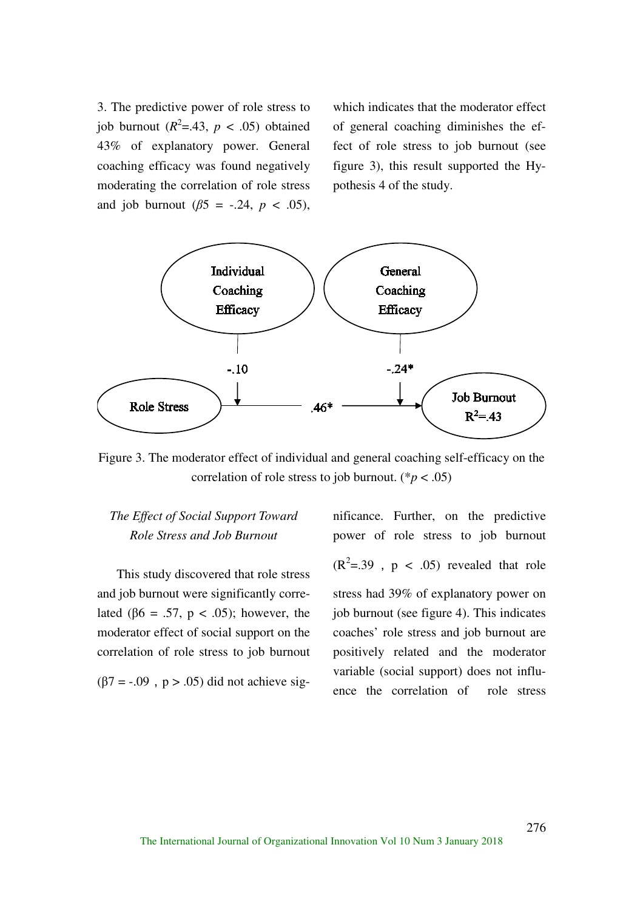3. The predictive power of role stress to job burnout ($R^2$=.43, $p$ < .05) obtained 43% of explanatory power. General coaching efficacy was found negatively moderating the correlation of role stress and job burnout ($\beta 5$ = -.24, $p$ < .05), which indicates that the moderator effect of general coaching diminishes the effect of role stress to job burnout (see figure 3), this result supported the Hypothesis 4 of the study.

Figure 3. The moderator effect of individual and general coaching self-efficacy on the correlation of role stress to job burnout. (*$p$ < .05)

*The Effect of Social Support Toward Role Stress and Job Burnout*

This study discovered that role stress and job burnout were significantly correlated ($\beta 6$ = .57, $p$ < .05); however, the moderator effect of social support on the correlation of role stress to job burnout ($\beta 7$ = -.09, $p$ > .05) did not achieve significance. Further, on the predictive power of role stress to job burnout ($R^2$=.39, $p$ < .05) revealed that role stress had 39% of explanatory power on job burnout (see figure 4). This indicates coaches' role stress and job burnout are positively related and the moderator variable (social support) does not influence the correlation of role stress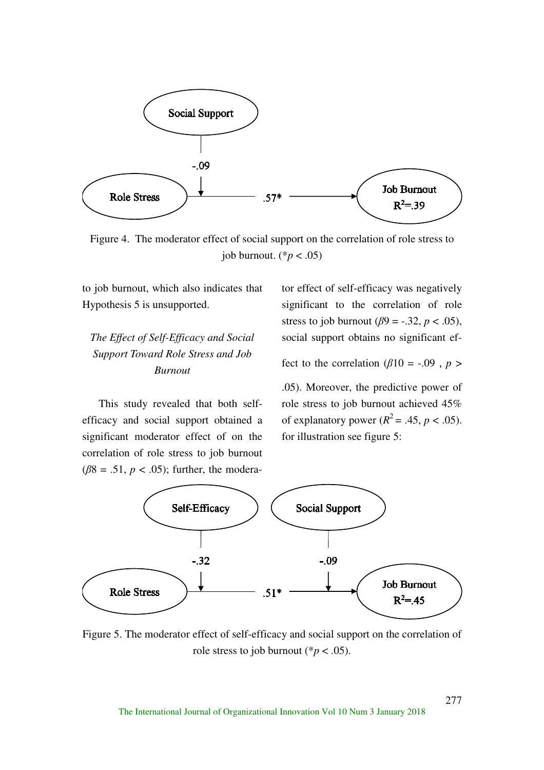Figure 4. The moderator effect of social support on the correlation of role stress to job burnout. (*$p < .05$)

to job burnout, which also indicates that Hypothesis 5 is unsupported.

*The Effect of Self-Efficacy and Social Support Toward Role Stress and Job Burnout*

This study revealed that both self-efficacy and social support obtained a significant moderator effect of on the correlation of role stress to job burnout ($\beta 8 = .51$, $p < .05$); further, the moderator effect of self-efficacy was negatively significant to the correlation of role stress to job burnout ($\beta 9 = -.32$, $p < .05$), social support obtains no significant effect to the correlation ($\beta 10 = -.09$ , $p > .05$). Moreover, the predictive power of role stress to job burnout achieved 45% of explanatory power ($R^2 = .45$, $p < .05$). for illustration see figure 5:

Figure 5. The moderator effect of self-efficacy and social support on the correlation of role stress to job burnout (*$p < .05$).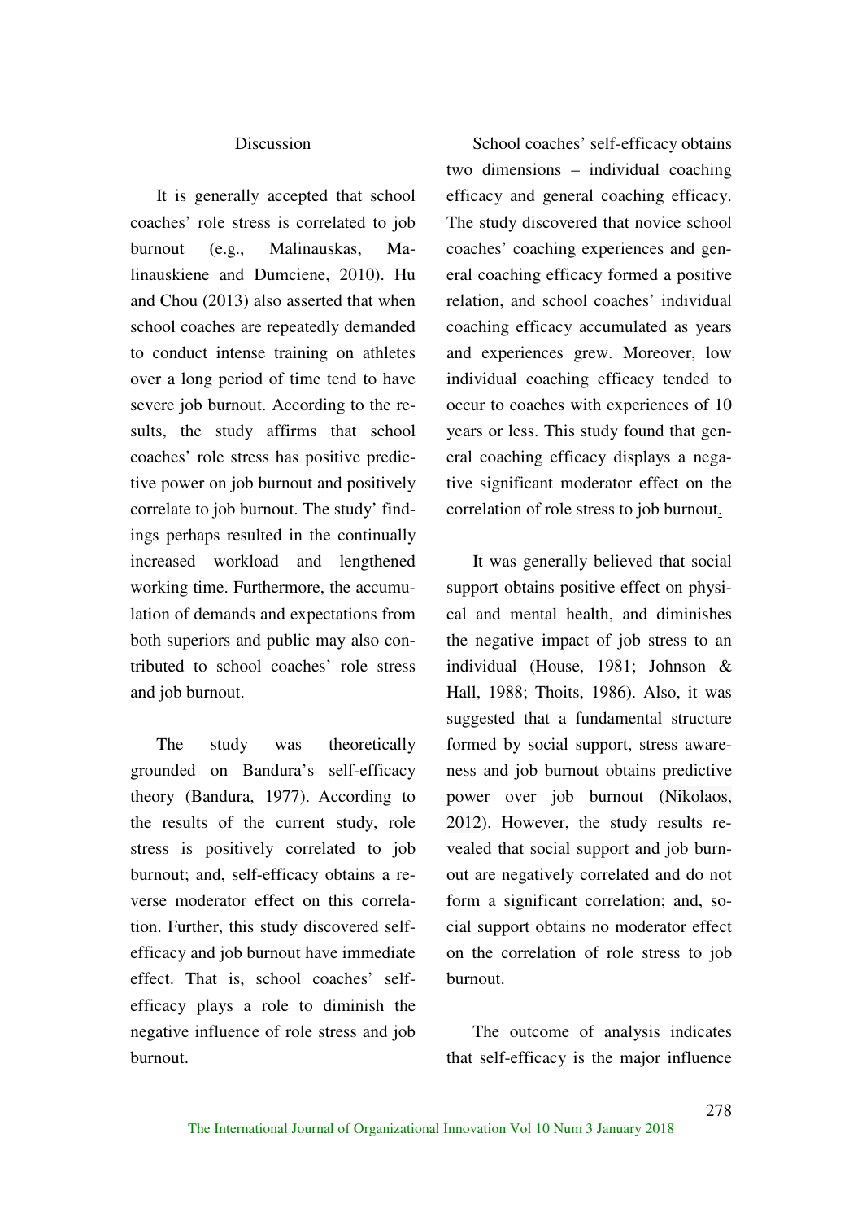## Discussion

It is generally accepted that school coaches' role stress is correlated to job burnout (e.g., Malinauskas, Malinauskiene and Dumciene, 2010). Hu and Chou (2013) also asserted that when school coaches are repeatedly demanded to conduct intense training on athletes over a long period of time tend to have severe job burnout. According to the results, the study affirms that school coaches' role stress has positive predictive power on job burnout and positively correlate to job burnout. The study' findings perhaps resulted in the continually increased workload and lengthened working time. Furthermore, the accumulation of demands and expectations from both superiors and public may also contributed to school coaches' role stress and job burnout.

The study was theoretically grounded on Bandura's self-efficacy theory (Bandura, 1977). According to the results of the current study, role stress is positively correlated to job burnout; and, self-efficacy obtains a reverse moderator effect on this correlation. Further, this study discovered self-efficacy and job burnout have immediate effect. That is, school coaches' self-efficacy plays a role to diminish the negative influence of role stress and job burnout.

School coaches' self-efficacy obtains two dimensions – individual coaching efficacy and general coaching efficacy. The study discovered that novice school coaches' coaching experiences and general coaching efficacy formed a positive relation, and school coaches' individual coaching efficacy accumulated as years and experiences grew. Moreover, low individual coaching efficacy tended to occur to coaches with experiences of 10 years or less. This study found that general coaching efficacy displays a negative significant moderator effect on the correlation of role stress to job burnout.

It was generally believed that social support obtains positive effect on physical and mental health, and diminishes the negative impact of job stress to an individual (House, 1981; Johnson & Hall, 1988; Thoits, 1986). Also, it was suggested that a fundamental structure formed by social support, stress awareness and job burnout obtains predictive power over job burnout (Nikolaos, 2012). However, the study results revealed that social support and job burnout are negatively correlated and do not form a significant correlation; and, social support obtains no moderator effect on the correlation of role stress to job burnout.

The outcome of analysis indicates that self-efficacy is the major influence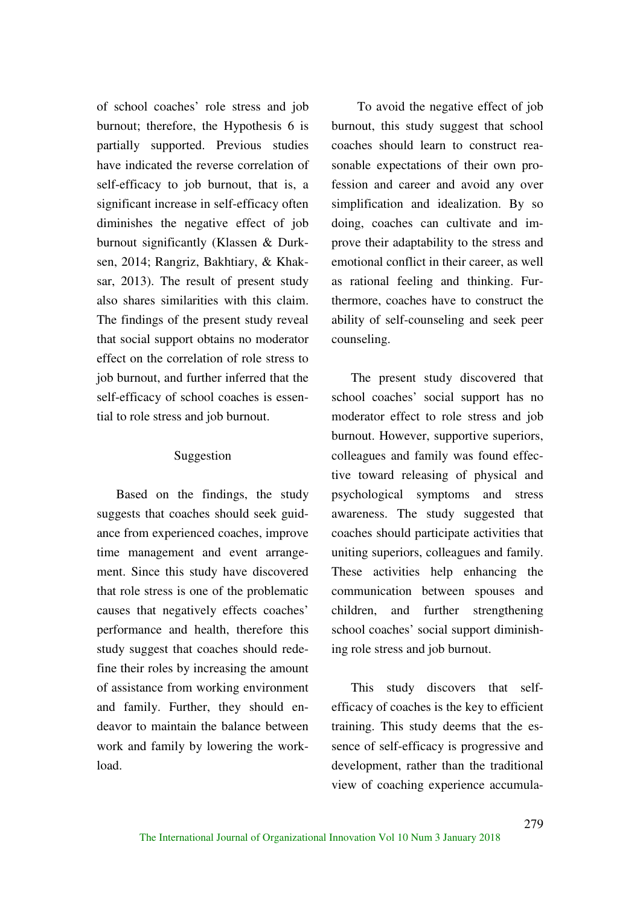of school coaches' role stress and job burnout; therefore, the Hypothesis 6 is partially supported. Previous studies have indicated the reverse correlation of self-efficacy to job burnout, that is, a significant increase in self-efficacy often diminishes the negative effect of job burnout significantly (Klassen & Durksen, 2014; Rangriz, Bakhtiary, & Khaksar, 2013). The result of present study also shares similarities with this claim. The findings of the present study reveal that social support obtains no moderator effect on the correlation of role stress to job burnout, and further inferred that the self-efficacy of school coaches is essential to role stress and job burnout.

## Suggestion

Based on the findings, the study suggests that coaches should seek guidance from experienced coaches, improve time management and event arrangement. Since this study have discovered that role stress is one of the problematic causes that negatively effects coaches' performance and health, therefore this study suggest that coaches should redefine their roles by increasing the amount of assistance from working environment and family. Further, they should endeavor to maintain the balance between work and family by lowering the workload.

To avoid the negative effect of job burnout, this study suggest that school coaches should learn to construct reasonable expectations of their own profession and career and avoid any over simplification and idealization. By so doing, coaches can cultivate and improve their adaptability to the stress and emotional conflict in their career, as well as rational feeling and thinking. Furthermore, coaches have to construct the ability of self-counseling and seek peer counseling.

The present study discovered that school coaches' social support has no moderator effect to role stress and job burnout. However, supportive superiors, colleagues and family was found effective toward releasing of physical and psychological symptoms and stress awareness. The study suggested that coaches should participate activities that uniting superiors, colleagues and family. These activities help enhancing the communication between spouses and children, and further strengthening school coaches' social support diminishing role stress and job burnout.

This study discovers that self-efficacy of coaches is the key to efficient training. This study deems that the essence of self-efficacy is progressive and development, rather than the traditional view of coaching experience accumula-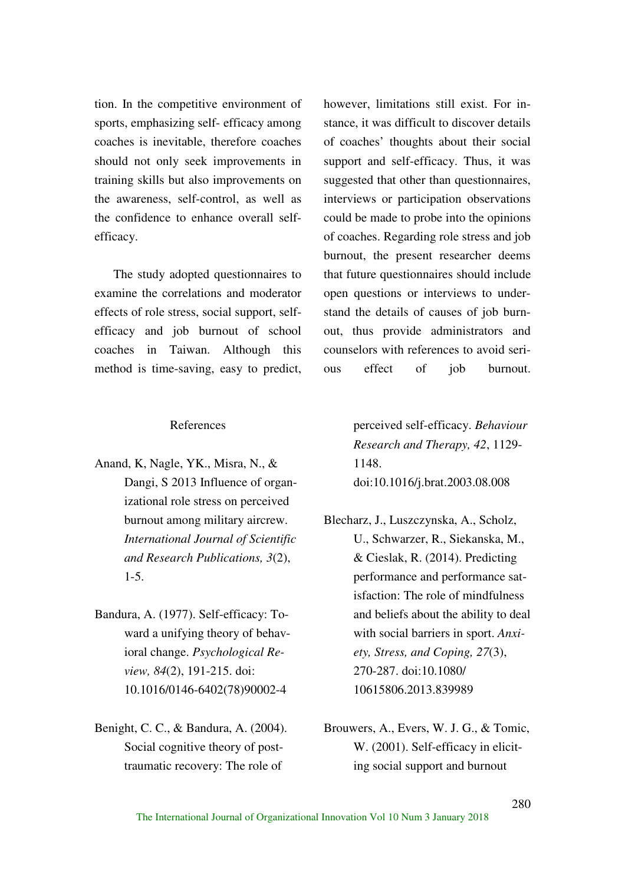tion. In the competitive environment of sports, emphasizing self- efficacy among coaches is inevitable, therefore coaches should not only seek improvements in training skills but also improvements on the awareness, self-control, as well as the confidence to enhance overall self-efficacy.

The study adopted questionnaires to examine the correlations and moderator effects of role stress, social support, self-efficacy and job burnout of school coaches in Taiwan. Although this method is time-saving, easy to predict, however, limitations still exist. For instance, it was difficult to discover details of coaches' thoughts about their social support and self-efficacy. Thus, it was suggested that other than questionnaires, interviews or participation observations could be made to probe into the opinions of coaches. Regarding role stress and job burnout, the present researcher deems that future questionnaires should include open questions or interviews to understand the details of causes of job burnout, thus provide administrators and counselors with references to avoid serious effect of job burnout.

## References

Anand, K, Nagle, YK., Misra, N., & Dangi, S 2013 Influence of organizational role stress on perceived burnout among military aircrew. *International Journal of Scientific and Research Publications, 3*(2), 1-5.

Bandura, A. (1977). Self-efficacy: Toward a unifying theory of behavioral change. *Psychological Review, 84*(2), 191-215. doi: 10.1016/0146-6402(78)90002-4

Benight, C. C., & Bandura, A. (2004). Social cognitive theory of post-traumatic recovery: The role of perceived self-efficacy. *Behaviour Research and Therapy, 42*, 1129-1148. doi:10.1016/j.brat.2003.08.008

Blecharz, J., Luszczynska, A., Scholz, U., Schwarzer, R., Siekanska, M., & Cieslak, R. (2014). Predicting performance and performance satisfaction: The role of mindfulness and beliefs about the ability to deal with social barriers in sport. *Anxiety, Stress, and Coping, 27*(3), 270-287. doi:10.1080/10615806.2013.839989

Brouwers, A., Evers, W. J. G., & Tomic, W. (2001). Self-efficacy in eliciting social support and burnout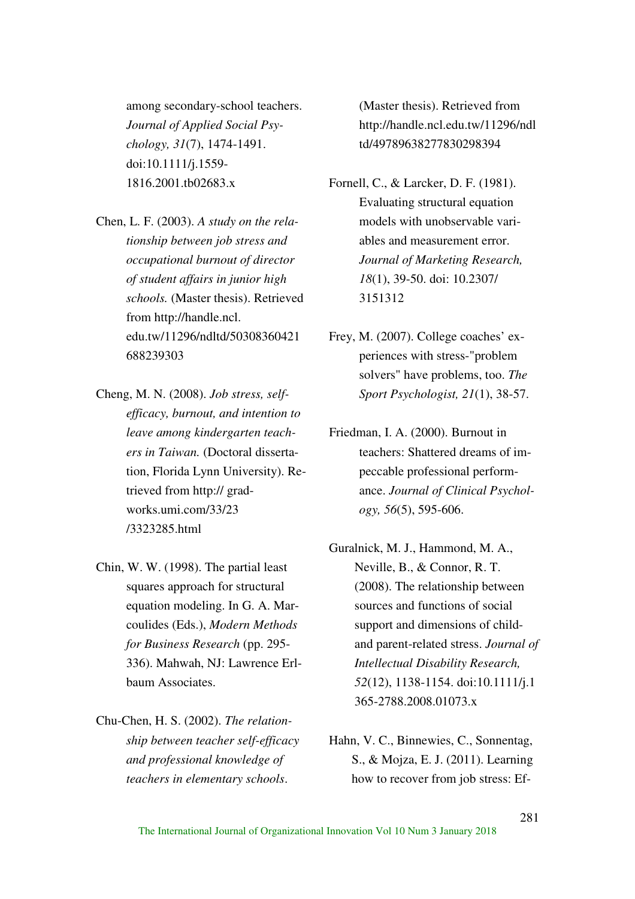among secondary-school teachers. *Journal of Applied Social Psychology, 31*(7), 1474-1491. doi:10.1111/j.1559-1816.2001.tb02683.x

Chen, L. F. (2003). *A study on the relationship between job stress and occupational burnout of director of student affairs in junior high schools.* (Master thesis). Retrieved from http://handle.ncl.edu.tw/11296/ndltd/50308360421688239303

Cheng, M. N. (2008). *Job stress, self-efficacy, burnout, and intention to leave among kindergarten teachers in Taiwan.* (Doctoral dissertation, Florida Lynn University). Retrieved from http:// gradworks.umi.com/33/23/3323285.html

Chin, W. W. (1998). The partial least squares approach for structural equation modeling. In G. A. Marcoulides (Eds.), *Modern Methods for Business Research* (pp. 295-336). Mahwah, NJ: Lawrence Erlbaum Associates.

Chu-Chen, H. S. (2002). *The relationship between teacher self-efficacy and professional knowledge of teachers in elementary schools*. (Master thesis). Retrieved from http://handle.ncl.edu.tw/11296/ndltd/49789638277830298394

Fornell, C., & Larcker, D. F. (1981). Evaluating structural equation models with unobservable variables and measurement error. *Journal of Marketing Research, 18*(1), 39-50. doi: 10.2307/3151312

Frey, M. (2007). College coaches' experiences with stress-"problem solvers" have problems, too. *The Sport Psychologist, 21*(1), 38-57.

Friedman, I. A. (2000). Burnout in teachers: Shattered dreams of impeccable professional performance. *Journal of Clinical Psychology, 56*(5), 595-606.

Guralnick, M. J., Hammond, M. A., Neville, B., & Connor, R. T. (2008). The relationship between sources and functions of social support and dimensions of child- and parent-related stress. *Journal of Intellectual Disability Research, 52*(12), 1138-1154. doi:10.1111/j.1365-2788.2008.01073.x

Hahn, V. C., Binnewies, C., Sonnentag, S., & Mojza, E. J. (2011). Learning how to recover from job stress: Ef-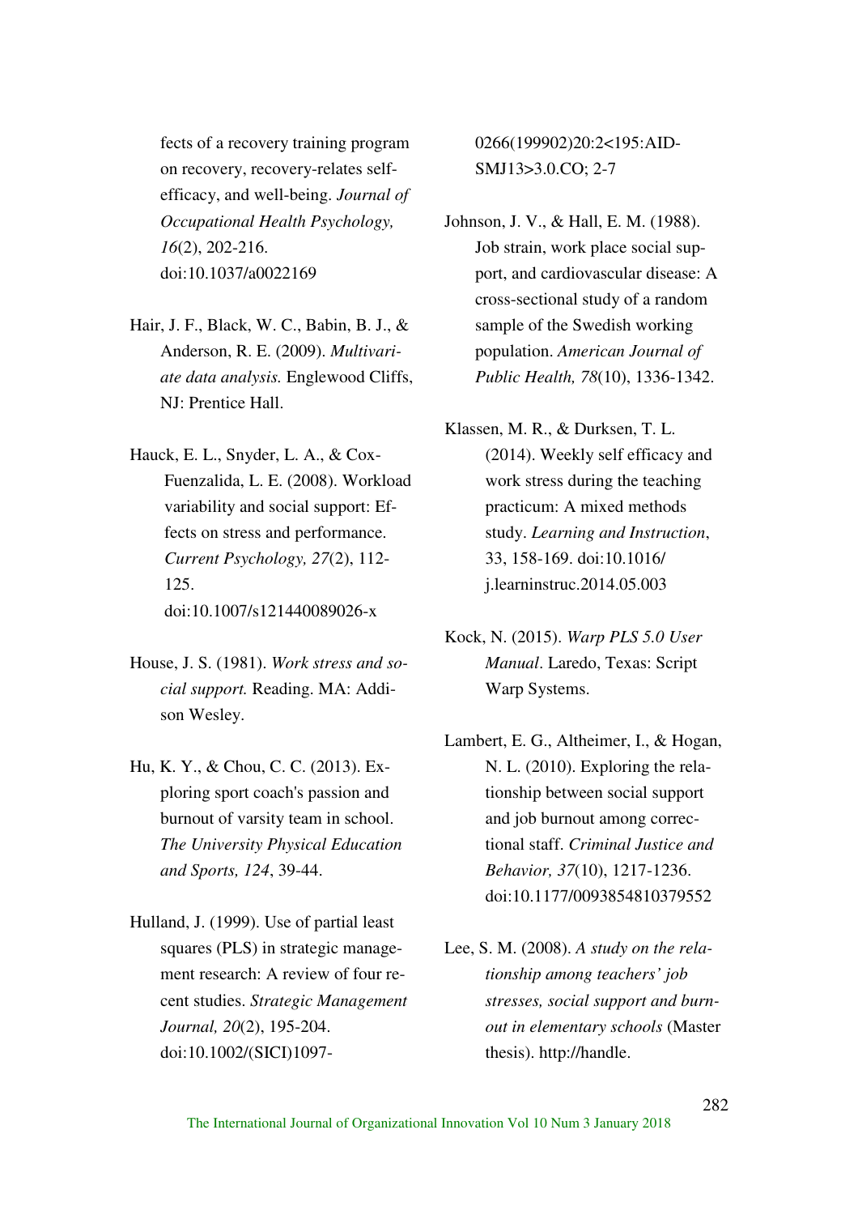fects of a recovery training program on recovery, recovery-relates self-efficacy, and well-being. *Journal of Occupational Health Psychology, 16*(2), 202-216. doi:10.1037/a0022169

Hair, J. F., Black, W. C., Babin, B. J., & Anderson, R. E. (2009). *Multivariate data analysis.* Englewood Cliffs, NJ: Prentice Hall.

Hauck, E. L., Snyder, L. A., & Cox-Fuenzalida, L. E. (2008). Workload variability and social support: Effects on stress and performance. *Current Psychology, 27*(2), 112-125. doi:10.1007/s121440089026-x

House, J. S. (1981). *Work stress and social support.* Reading. MA: Addison Wesley.

Hu, K. Y., & Chou, C. C. (2013). Exploring sport coach's passion and burnout of varsity team in school. *The University Physical Education and Sports, 124*, 39-44.

Hulland, J. (1999). Use of partial least squares (PLS) in strategic management research: A review of four recent studies. *Strategic Management Journal, 20*(2), 195-204. doi:10.1002/(SICI)1097-0266(199902)20:2<195:AID-SMJ13>3.0.CO; 2-7

Johnson, J. V., & Hall, E. M. (1988). Job strain, work place social support, and cardiovascular disease: A cross-sectional study of a random sample of the Swedish working population. *American Journal of Public Health, 78*(10), 1336-1342.

Klassen, M. R., & Durksen, T. L. (2014). Weekly self efficacy and work stress during the teaching practicum: A mixed methods study. *Learning and Instruction*, 33, 158-169. doi:10.1016/ j.learninstruc.2014.05.003

Kock, N. (2015). *Warp PLS 5.0 User Manual*. Laredo, Texas: Script Warp Systems.

Lambert, E. G., Altheimer, I., & Hogan, N. L. (2010). Exploring the relationship between social support and job burnout among correctional staff. *Criminal Justice and Behavior, 37*(10), 1217-1236. doi:10.1177/0093854810379552

Lee, S. M. (2008). *A study on the relationship among teachers' job stresses, social support and burnout in elementary schools* (Master thesis). http://handle.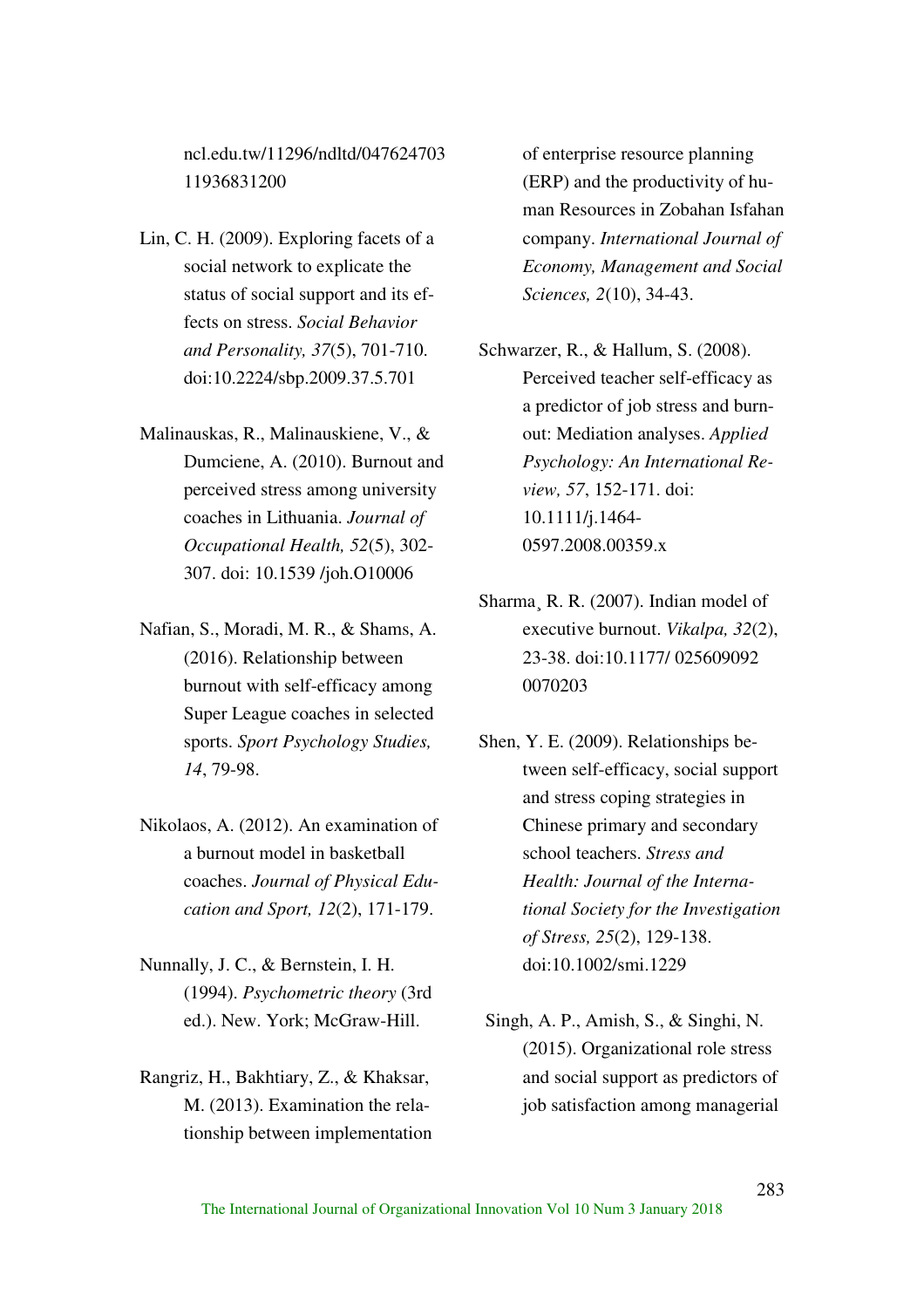ncl.edu.tw/11296/ndltd/047624703 11936831200

Lin, C. H. (2009). Exploring facets of a social network to explicate the status of social support and its effects on stress. *Social Behavior and Personality, 37*(5), 701-710. doi:10.2224/sbp.2009.37.5.701

Malinauskas, R., Malinauskiene, V., & Dumciene, A. (2010). Burnout and perceived stress among university coaches in Lithuania. *Journal of Occupational Health, 52*(5), 302-307. doi: 10.1539 /joh.O10006

Nafian, S., Moradi, M. R., & Shams, A. (2016). Relationship between burnout with self-efficacy among Super League coaches in selected sports. *Sport Psychology Studies, 14*, 79-98.

Nikolaos, A. (2012). An examination of a burnout model in basketball coaches. *Journal of Physical Education and Sport, 12*(2), 171-179.

Nunnally, J. C., & Bernstein, I. H. (1994). *Psychometric theory* (3rd ed.). New. York; McGraw-Hill.

Rangriz, H., Bakhtiary, Z., & Khaksar, M. (2013). Examination the relationship between implementation of enterprise resource planning (ERP) and the productivity of human Resources in Zobahan Isfahan company. *International Journal of Economy, Management and Social Sciences, 2*(10), 34-43.

Schwarzer, R., & Hallum, S. (2008). Perceived teacher self-efficacy as a predictor of job stress and burnout: Mediation analyses. *Applied Psychology: An International Review, 57*, 152-171. doi: 10.1111/j.1464-0597.2008.00359.x

Sharma¸ R. R. (2007). Indian model of executive burnout. *Vikalpa, 32*(2), 23-38. doi:10.1177/ 025609092 0070203

Shen, Y. E. (2009). Relationships between self-efficacy, social support and stress coping strategies in Chinese primary and secondary school teachers. *Stress and Health: Journal of the International Society for the Investigation of Stress, 25*(2), 129-138. doi:10.1002/smi.1229

Singh, A. P., Amish, S., & Singhi, N. (2015). Organizational role stress and social support as predictors of job satisfaction among managerial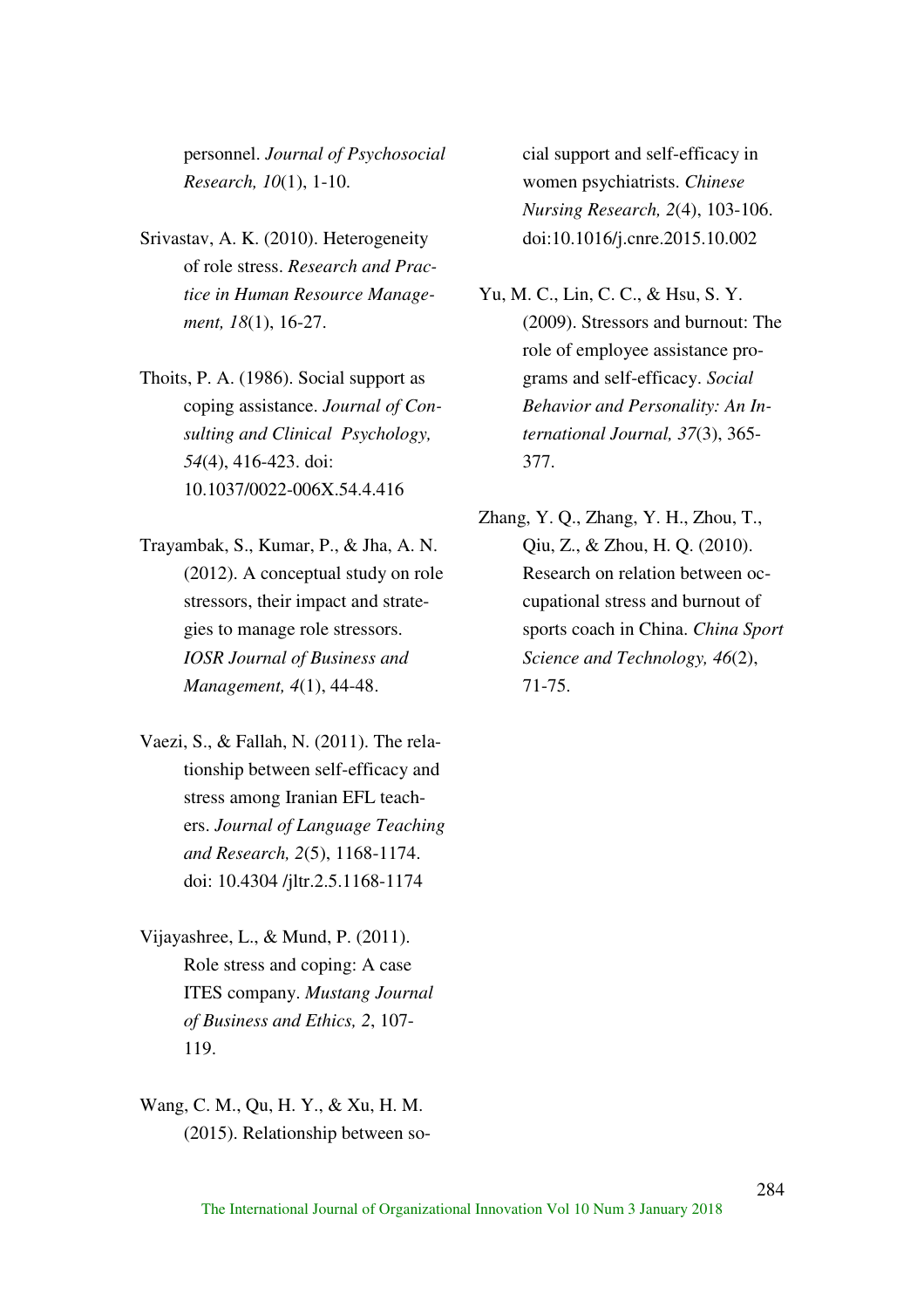personnel. *Journal of Psychosocial Research, 10*(1), 1-10.

Srivastav, A. K. (2010). Heterogeneity of role stress. *Research and Practice in Human Resource Management, 18*(1), 16-27.

Thoits, P. A. (1986). Social support as coping assistance. *Journal of Consulting and Clinical Psychology, 54*(4), 416-423. doi: 10.1037/0022-006X.54.4.416

Trayambak, S., Kumar, P., & Jha, A. N. (2012). A conceptual study on role stressors, their impact and strategies to manage role stressors. *IOSR Journal of Business and Management, 4*(1), 44-48.

Vaezi, S., & Fallah, N. (2011). The relationship between self-efficacy and stress among Iranian EFL teachers. *Journal of Language Teaching and Research, 2*(5), 1168-1174. doi: 10.4304 /jltr.2.5.1168-1174

Vijayashree, L., & Mund, P. (2011). Role stress and coping: A case ITES company. *Mustang Journal of Business and Ethics, 2*, 107-119.

Wang, C. M., Qu, H. Y., & Xu, H. M. (2015). Relationship between social support and self-efficacy in women psychiatrists. *Chinese Nursing Research, 2*(4), 103-106. doi:10.1016/j.cnre.2015.10.002

Yu, M. C., Lin, C. C., & Hsu, S. Y. (2009). Stressors and burnout: The role of employee assistance programs and self-efficacy. *Social Behavior and Personality: An International Journal, 37*(3), 365-377.

Zhang, Y. Q., Zhang, Y. H., Zhou, T., Qiu, Z., & Zhou, H. Q. (2010). Research on relation between occupational stress and burnout of sports coach in China. *China Sport Science and Technology, 46*(2), 71-75.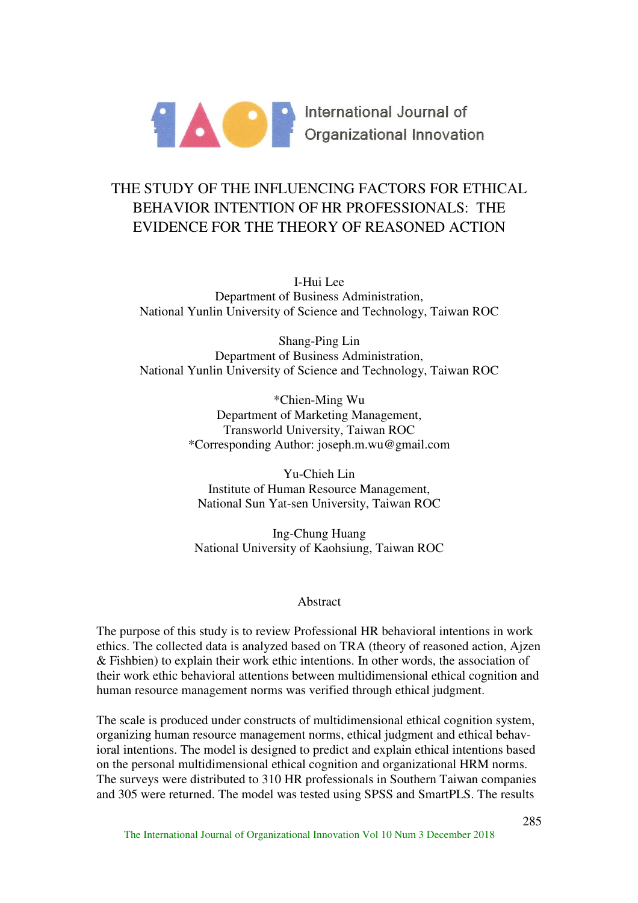# THE STUDY OF THE INFLUENCING FACTORS FOR ETHICAL BEHAVIOR INTENTION OF HR PROFESSIONALS: THE EVIDENCE FOR THE THEORY OF REASONED ACTION

I-Hui Lee
Department of Business Administration,
National Yunlin University of Science and Technology, Taiwan ROC

Shang-Ping Lin
Department of Business Administration,
National Yunlin University of Science and Technology, Taiwan ROC

*Chien-Ming Wu
Department of Marketing Management,
Transworld University, Taiwan ROC
*Corresponding Author: joseph.m.wu@gmail.com

Yu-Chieh Lin
Institute of Human Resource Management,
National Sun Yat-sen University, Taiwan ROC

Ing-Chung Huang
National University of Kaohsiung, Taiwan ROC

## Abstract

The purpose of this study is to review Professional HR behavioral intentions in work ethics. The collected data is analyzed based on TRA (theory of reasoned action, Ajzen & Fishbien) to explain their work ethic intentions. In other words, the association of their work ethic behavioral attentions between multidimensional ethical cognition and human resource management norms was verified through ethical judgment.

The scale is produced under constructs of multidimensional ethical cognition system, organizing human resource management norms, ethical judgment and ethical behavioral intentions. The model is designed to predict and explain ethical intentions based on the personal multidimensional ethical cognition and organizational HRM norms. The surveys were distributed to 310 HR professionals in Southern Taiwan companies and 305 were returned. The model was tested using SPSS and SmartPLS. The results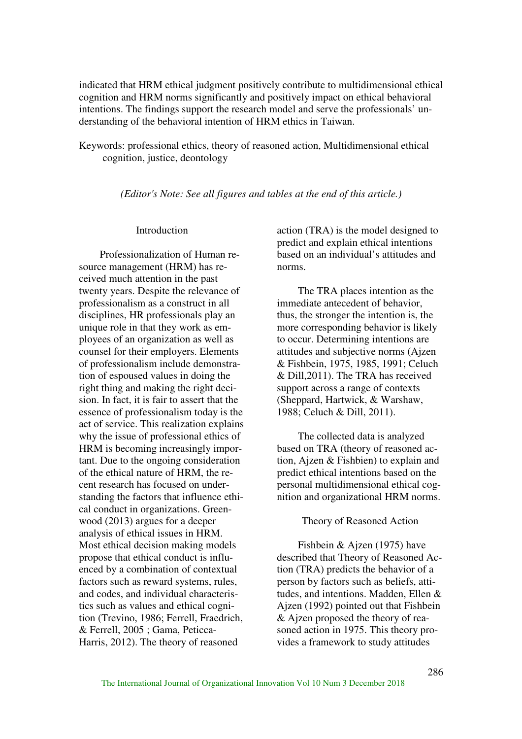indicated that HRM ethical judgment positively contribute to multidimensional ethical cognition and HRM norms significantly and positively impact on ethical behavioral intentions. The findings support the research model and serve the professionals' understanding of the behavioral intention of HRM ethics in Taiwan.

Keywords: professional ethics, theory of reasoned action, Multidimensional ethical cognition, justice, deontology

*(Editor's Note: See all figures and tables at the end of this article.)*

## Introduction

Professionalization of Human resource management (HRM) has received much attention in the past twenty years. Despite the relevance of professionalism as a construct in all disciplines, HR professionals play an unique role in that they work as employees of an organization as well as counsel for their employers. Elements of professionalism include demonstration of espoused values in doing the right thing and making the right decision. In fact, it is fair to assert that the essence of professionalism today is the act of service. This realization explains why the issue of professional ethics of HRM is becoming increasingly important. Due to the ongoing consideration of the ethical nature of HRM, the recent research has focused on understanding the factors that influence ethical conduct in organizations. Greenwood (2013) argues for a deeper analysis of ethical issues in HRM. Most ethical decision making models propose that ethical conduct is influenced by a combination of contextual factors such as reward systems, rules, and codes, and individual characteristics such as values and ethical cognition (Trevino, 1986; Ferrell, Fraedrich, & Ferrell, 2005 ; Gama, Peticca-Harris, 2012). The theory of reasoned action (TRA) is the model designed to predict and explain ethical intentions based on an individual's attitudes and norms.

The TRA places intention as the immediate antecedent of behavior, thus, the stronger the intention is, the more corresponding behavior is likely to occur. Determining intentions are attitudes and subjective norms (Ajzen & Fishbein, 1975, 1985, 1991; Celuch & Dill,2011). The TRA has received support across a range of contexts (Sheppard, Hartwick, & Warshaw, 1988; Celuch & Dill, 2011).

The collected data is analyzed based on TRA (theory of reasoned action, Ajzen & Fishbien) to explain and predict ethical intentions based on the personal multidimensional ethical cognition and organizational HRM norms.

## Theory of Reasoned Action

Fishbein & Ajzen (1975) have described that Theory of Reasoned Action (TRA) predicts the behavior of a person by factors such as beliefs, attitudes, and intentions. Madden, Ellen & Ajzen (1992) pointed out that Fishbein & Ajzen proposed the theory of reasoned action in 1975. This theory provides a framework to study attitudes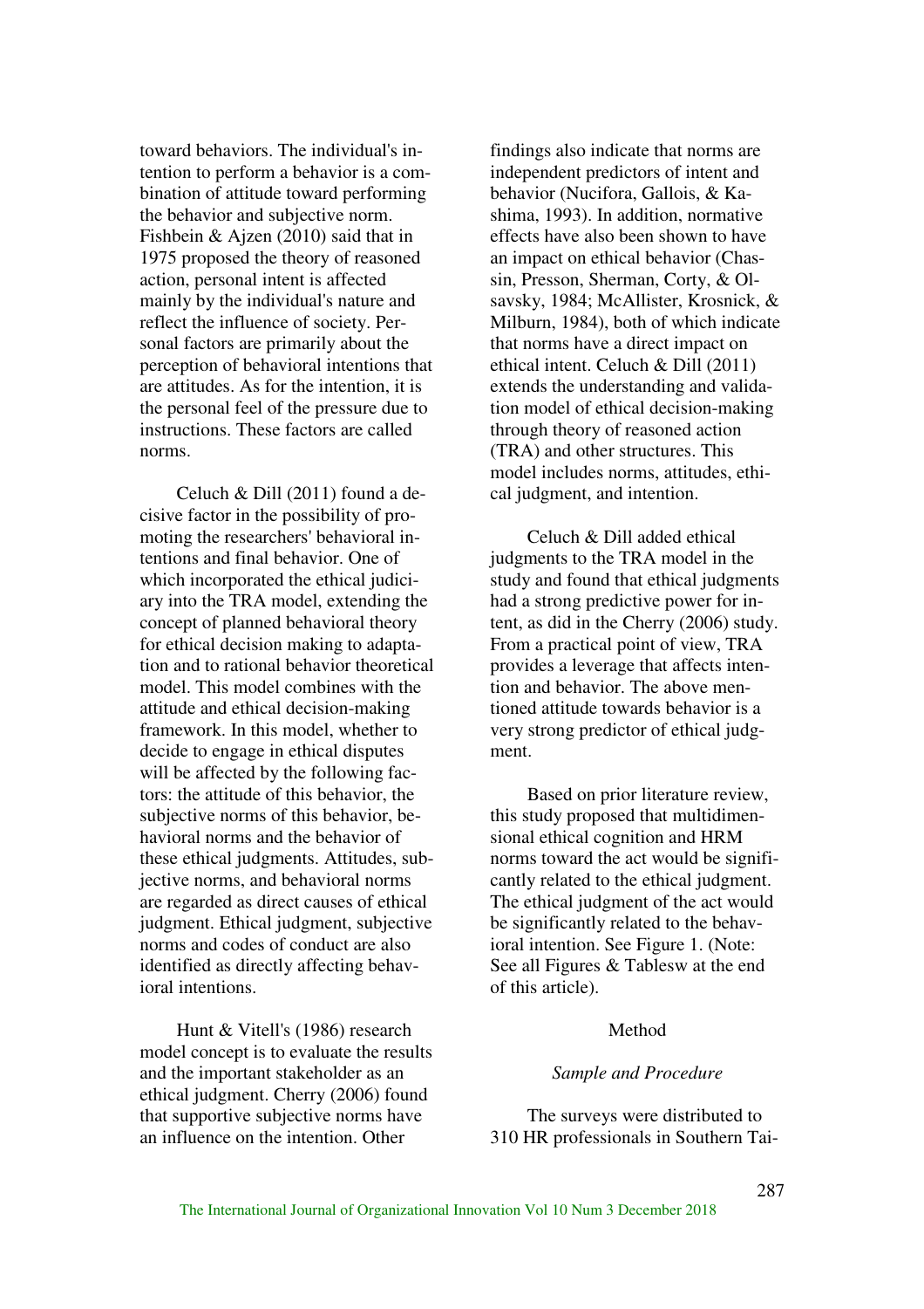toward behaviors. The individual's intention to perform a behavior is a combination of attitude toward performing the behavior and subjective norm. Fishbein & Ajzen (2010) said that in 1975 proposed the theory of reasoned action, personal intent is affected mainly by the individual's nature and reflect the influence of society. Personal factors are primarily about the perception of behavioral intentions that are attitudes. As for the intention, it is the personal feel of the pressure due to instructions. These factors are called norms.

Celuch & Dill (2011) found a decisive factor in the possibility of promoting the researchers' behavioral intentions and final behavior. One of which incorporated the ethical judiciary into the TRA model, extending the concept of planned behavioral theory for ethical decision making to adaptation and to rational behavior theoretical model. This model combines with the attitude and ethical decision-making framework. In this model, whether to decide to engage in ethical disputes will be affected by the following factors: the attitude of this behavior, the subjective norms of this behavior, behavioral norms and the behavior of these ethical judgments. Attitudes, subjective norms, and behavioral norms are regarded as direct causes of ethical judgment. Ethical judgment, subjective norms and codes of conduct are also identified as directly affecting behavioral intentions.

Hunt & Vitell's (1986) research model concept is to evaluate the results and the important stakeholder as an ethical judgment. Cherry (2006) found that supportive subjective norms have an influence on the intention. Other findings also indicate that norms are independent predictors of intent and behavior (Nucifora, Gallois, & Kashima, 1993). In addition, normative effects have also been shown to have an impact on ethical behavior (Chassin, Presson, Sherman, Corty, & Olsavsky, 1984; McAllister, Krosnick, & Milburn, 1984), both of which indicate that norms have a direct impact on ethical intent. Celuch & Dill (2011) extends the understanding and validation model of ethical decision-making through theory of reasoned action (TRA) and other structures. This model includes norms, attitudes, ethical judgment, and intention.

Celuch & Dill added ethical judgments to the TRA model in the study and found that ethical judgments had a strong predictive power for intent, as did in the Cherry (2006) study. From a practical point of view, TRA provides a leverage that affects intention and behavior. The above mentioned attitude towards behavior is a very strong predictor of ethical judgment.

Based on prior literature review, this study proposed that multidimensional ethical cognition and HRM norms toward the act would be significantly related to the ethical judgment. The ethical judgment of the act would be significantly related to the behavioral intention. See Figure 1. (Note: See all Figures & Tablesw at the end of this article).

## Method

### *Sample and Procedure*

The surveys were distributed to 310 HR professionals in Southern Tai-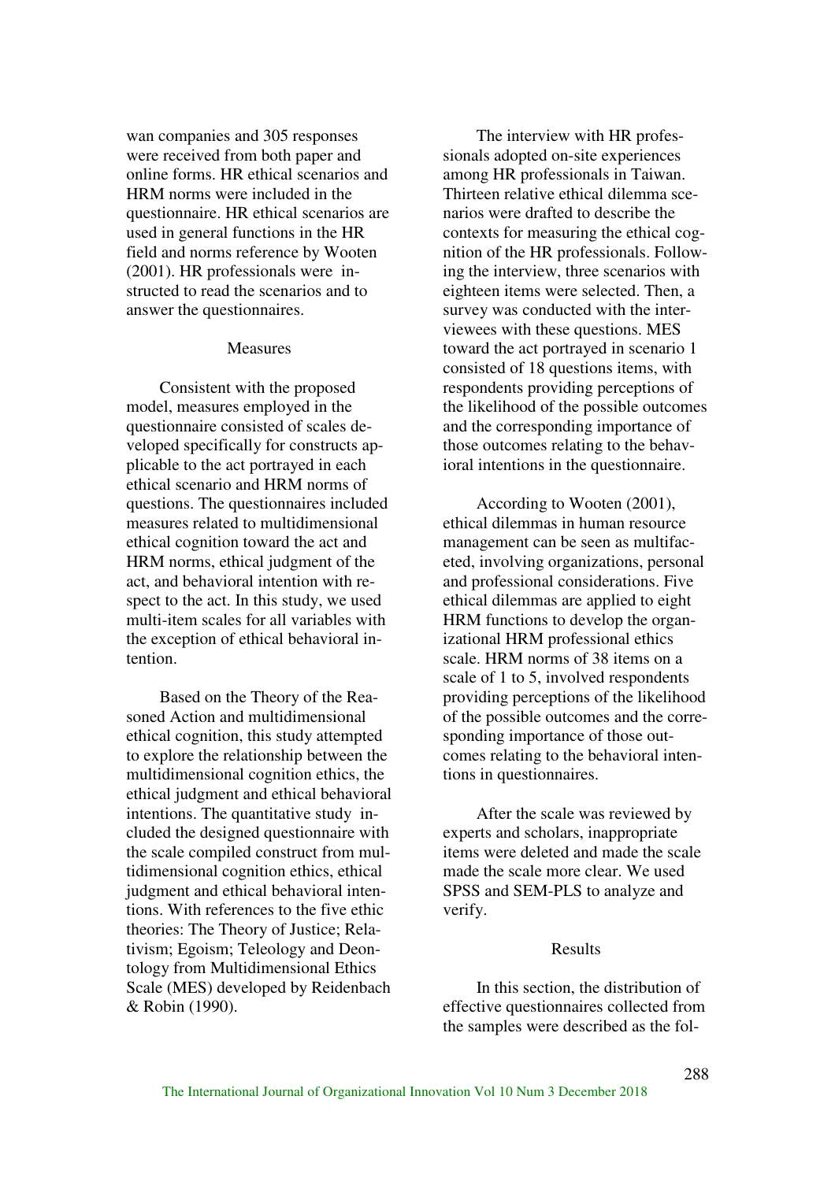wan companies and 305 responses were received from both paper and online forms. HR ethical scenarios and HRM norms were included in the questionnaire. HR ethical scenarios are used in general functions in the HR field and norms reference by Wooten (2001). HR professionals were instructed to read the scenarios and to answer the questionnaires.

### Measures

Consistent with the proposed model, measures employed in the questionnaire consisted of scales developed specifically for constructs applicable to the act portrayed in each ethical scenario and HRM norms of questions. The questionnaires included measures related to multidimensional ethical cognition toward the act and HRM norms, ethical judgment of the act, and behavioral intention with respect to the act. In this study, we used multi-item scales for all variables with the exception of ethical behavioral intention.

Based on the Theory of the Reasoned Action and multidimensional ethical cognition, this study attempted to explore the relationship between the multidimensional cognition ethics, the ethical judgment and ethical behavioral intentions. The quantitative study included the designed questionnaire with the scale compiled construct from multidimensional cognition ethics, ethical judgment and ethical behavioral intentions. With references to the five ethic theories: The Theory of Justice; Relativism; Egoism; Teleology and Deontology from Multidimensional Ethics Scale (MES) developed by Reidenbach & Robin (1990).

The interview with HR professionals adopted on-site experiences among HR professionals in Taiwan. Thirteen relative ethical dilemma scenarios were drafted to describe the contexts for measuring the ethical cognition of the HR professionals. Following the interview, three scenarios with eighteen items were selected. Then, a survey was conducted with the interviewees with these questions. MES toward the act portrayed in scenario 1 consisted of 18 questions items, with respondents providing perceptions of the likelihood of the possible outcomes and the corresponding importance of those outcomes relating to the behavioral intentions in the questionnaire.

According to Wooten (2001), ethical dilemmas in human resource management can be seen as multifaceted, involving organizations, personal and professional considerations. Five ethical dilemmas are applied to eight HRM functions to develop the organizational HRM professional ethics scale. HRM norms of 38 items on a scale of 1 to 5, involved respondents providing perceptions of the likelihood of the possible outcomes and the corresponding importance of those outcomes relating to the behavioral intentions in questionnaires.

After the scale was reviewed by experts and scholars, inappropriate items were deleted and made the scale made the scale more clear. We used SPSS and SEM-PLS to analyze and verify.

### Results

In this section, the distribution of effective questionnaires collected from the samples were described as the fol-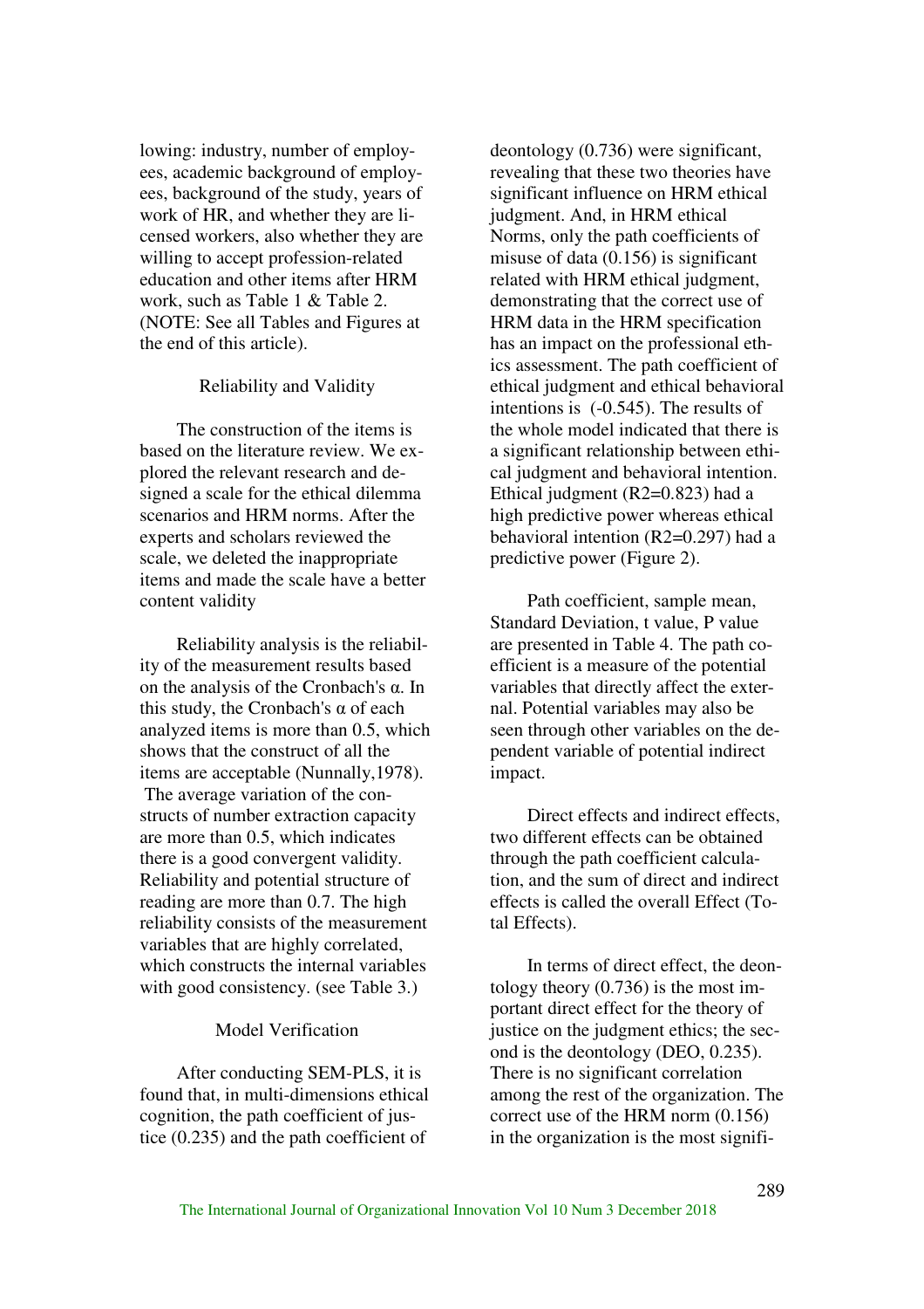lowing: industry, number of employees, academic background of employees, background of the study, years of work of HR, and whether they are licensed workers, also whether they are willing to accept profession-related education and other items after HRM work, such as Table 1 & Table 2. (NOTE: See all Tables and Figures at the end of this article).

### Reliability and Validity

The construction of the items is based on the literature review. We explored the relevant research and designed a scale for the ethical dilemma scenarios and HRM norms. After the experts and scholars reviewed the scale, we deleted the inappropriate items and made the scale have a better content validity

Reliability analysis is the reliability of the measurement results based on the analysis of the Cronbach's α. In this study, the Cronbach's α of each analyzed items is more than 0.5, which shows that the construct of all the items are acceptable (Nunnally,1978). The average variation of the constructs of number extraction capacity are more than 0.5, which indicates there is a good convergent validity. Reliability and potential structure of reading are more than 0.7. The high reliability consists of the measurement variables that are highly correlated, which constructs the internal variables with good consistency. (see Table 3.)

### Model Verification

After conducting SEM-PLS, it is found that, in multi-dimensions ethical cognition, the path coefficient of justice (0.235) and the path coefficient of deontology (0.736) were significant, revealing that these two theories have significant influence on HRM ethical judgment. And, in HRM ethical Norms, only the path coefficients of misuse of data (0.156) is significant related with HRM ethical judgment, demonstrating that the correct use of HRM data in the HRM specification has an impact on the professional ethics assessment. The path coefficient of ethical judgment and ethical behavioral intentions is (-0.545). The results of the whole model indicated that there is a significant relationship between ethical judgment and behavioral intention. Ethical judgment ($R2=0.823$) had a high predictive power whereas ethical behavioral intention ($R2=0.297$) had a predictive power (Figure 2).

Path coefficient, sample mean, Standard Deviation, t value, P value are presented in Table 4. The path coefficient is a measure of the potential variables that directly affect the external. Potential variables may also be seen through other variables on the dependent variable of potential indirect impact.

Direct effects and indirect effects, two different effects can be obtained through the path coefficient calculation, and the sum of direct and indirect effects is called the overall Effect (Total Effects).

In terms of direct effect, the deontology theory (0.736) is the most important direct effect for the theory of justice on the judgment ethics; the second is the deontology (DEO, 0.235). There is no significant correlation among the rest of the organization. The correct use of the HRM norm (0.156) in the organization is the most signifi-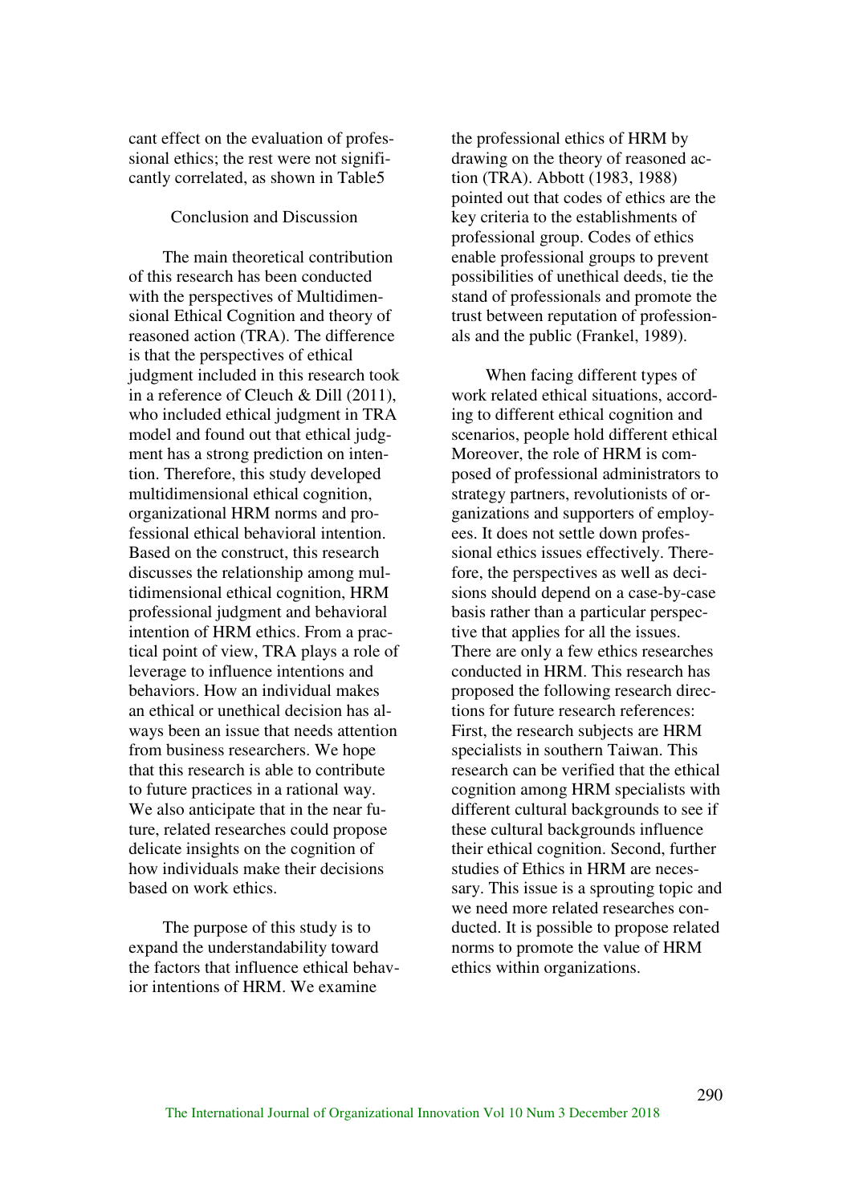cant effect on the evaluation of professional ethics; the rest were not significantly correlated, as shown in Table5

## Conclusion and Discussion

The main theoretical contribution of this research has been conducted with the perspectives of Multidimensional Ethical Cognition and theory of reasoned action (TRA). The difference is that the perspectives of ethical judgment included in this research took in a reference of Cleuch & Dill (2011), who included ethical judgment in TRA model and found out that ethical judgment has a strong prediction on intention. Therefore, this study developed multidimensional ethical cognition, organizational HRM norms and professional ethical behavioral intention. Based on the construct, this research discusses the relationship among multidimensional ethical cognition, HRM professional judgment and behavioral intention of HRM ethics. From a practical point of view, TRA plays a role of leverage to influence intentions and behaviors. How an individual makes an ethical or unethical decision has always been an issue that needs attention from business researchers. We hope that this research is able to contribute to future practices in a rational way. We also anticipate that in the near future, related researches could propose delicate insights on the cognition of how individuals make their decisions based on work ethics.

The purpose of this study is to expand the understandability toward the factors that influence ethical behavior intentions of HRM. We examine the professional ethics of HRM by drawing on the theory of reasoned action (TRA). Abbott (1983, 1988) pointed out that codes of ethics are the key criteria to the establishments of professional group. Codes of ethics enable professional groups to prevent possibilities of unethical deeds, tie the stand of professionals and promote the trust between reputation of professionals and the public (Frankel, 1989).

When facing different types of work related ethical situations, according to different ethical cognition and scenarios, people hold different ethical Moreover, the role of HRM is composed of professional administrators to strategy partners, revolutionists of organizations and supporters of employees. It does not settle down professional ethics issues effectively. Therefore, the perspectives as well as decisions should depend on a case-by-case basis rather than a particular perspective that applies for all the issues. There are only a few ethics researches conducted in HRM. This research has proposed the following research directions for future research references: First, the research subjects are HRM specialists in southern Taiwan. This research can be verified that the ethical cognition among HRM specialists with different cultural backgrounds to see if these cultural backgrounds influence their ethical cognition. Second, further studies of Ethics in HRM are necessary. This issue is a sprouting topic and we need more related researches conducted. It is possible to propose related norms to promote the value of HRM ethics within organizations.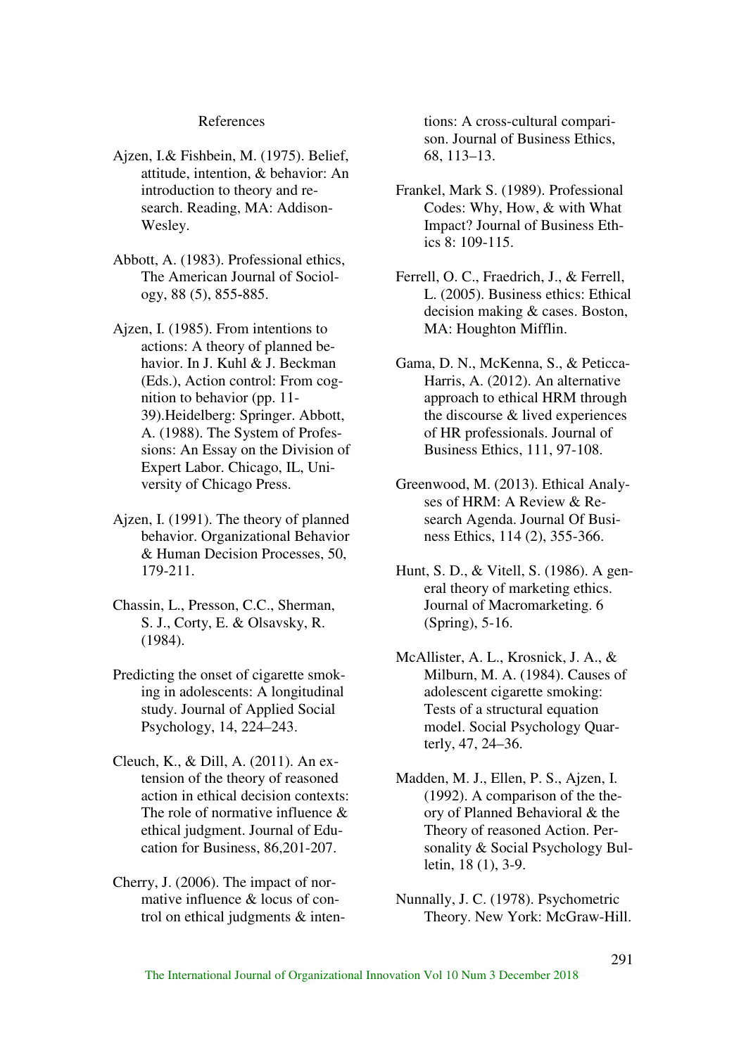## References

Ajzen, I.& Fishbein, M. (1975). Belief, attitude, intention, & behavior: An introduction to theory and research. Reading, MA: Addison-Wesley.

Abbott, A. (1983). Professional ethics, The American Journal of Sociology, 88 (5), 855-885.

Ajzen, I. (1985). From intentions to actions: A theory of planned behavior. In J. Kuhl & J. Beckman (Eds.), Action control: From cognition to behavior (pp. 11-39).Heidelberg: Springer. Abbott, A. (1988). The System of Professions: An Essay on the Division of Expert Labor. Chicago, IL, University of Chicago Press.

Ajzen, I. (1991). The theory of planned behavior. Organizational Behavior & Human Decision Processes, 50, 179-211.

Chassin, L., Presson, C.C., Sherman, S. J., Corty, E. & Olsavsky, R. (1984).

Predicting the onset of cigarette smoking in adolescents: A longitudinal study. Journal of Applied Social Psychology, 14, 224–243.

Cleuch, K., & Dill, A. (2011). An extension of the theory of reasoned action in ethical decision contexts: The role of normative influence & ethical judgment. Journal of Education for Business, 86,201-207.

Cherry, J. (2006). The impact of normative influence & locus of control on ethical judgments & intentions: A cross-cultural comparison. Journal of Business Ethics, 68, 113–13.

Frankel, Mark S. (1989). Professional Codes: Why, How, & with What Impact? Journal of Business Ethics 8: 109-115.

Ferrell, O. C., Fraedrich, J., & Ferrell, L. (2005). Business ethics: Ethical decision making & cases. Boston, MA: Houghton Mifflin.

Gama, D. N., McKenna, S., & Peticca-Harris, A. (2012). An alternative approach to ethical HRM through the discourse & lived experiences of HR professionals. Journal of Business Ethics, 111, 97-108.

Greenwood, M. (2013). Ethical Analyses of HRM: A Review & Research Agenda. Journal Of Business Ethics, 114 (2), 355-366.

Hunt, S. D., & Vitell, S. (1986). A general theory of marketing ethics. Journal of Macromarketing. 6 (Spring), 5-16.

McAllister, A. L., Krosnick, J. A., & Milburn, M. A. (1984). Causes of adolescent cigarette smoking: Tests of a structural equation model. Social Psychology Quarterly, 47, 24–36.

Madden, M. J., Ellen, P. S., Ajzen, I. (1992). A comparison of the theory of Planned Behavioral & the Theory of reasoned Action. Personality & Social Psychology Bulletin, 18 (1), 3-9.

Nunnally, J. C. (1978). Psychometric Theory. New York: McGraw-Hill.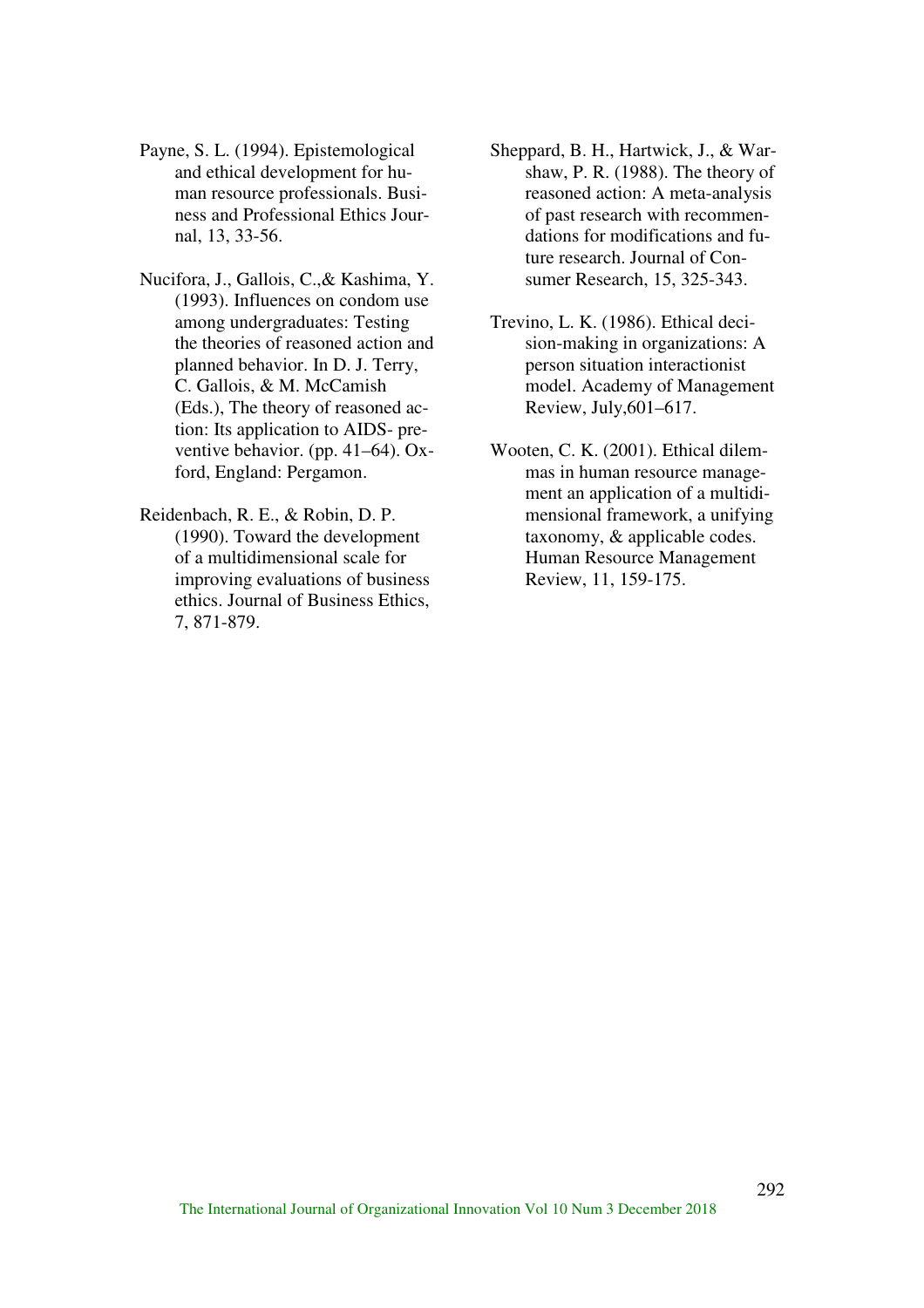Payne, S. L. (1994). Epistemological and ethical development for human resource professionals. Business and Professional Ethics Journal, 13, 33-56.

Nucifora, J., Gallois, C.,& Kashima, Y. (1993). Influences on condom use among undergraduates: Testing the theories of reasoned action and planned behavior. In D. J. Terry, C. Gallois, & M. McCamish (Eds.), The theory of reasoned action: Its application to AIDS- preventive behavior. (pp. 41–64). Oxford, England: Pergamon.

Reidenbach, R. E., & Robin, D. P. (1990). Toward the development of a multidimensional scale for improving evaluations of business ethics. Journal of Business Ethics, 7, 871-879.

Sheppard, B. H., Hartwick, J., & Warshaw, P. R. (1988). The theory of reasoned action: A meta-analysis of past research with recommendations for modifications and future research. Journal of Consumer Research, 15, 325-343.

Trevino, L. K. (1986). Ethical decision-making in organizations: A person situation interactionist model. Academy of Management Review, July,601–617.

Wooten, C. K. (2001). Ethical dilemmas in human resource management an application of a multidimensional framework, a unifying taxonomy, & applicable codes. Human Resource Management Review, 11, 159-175.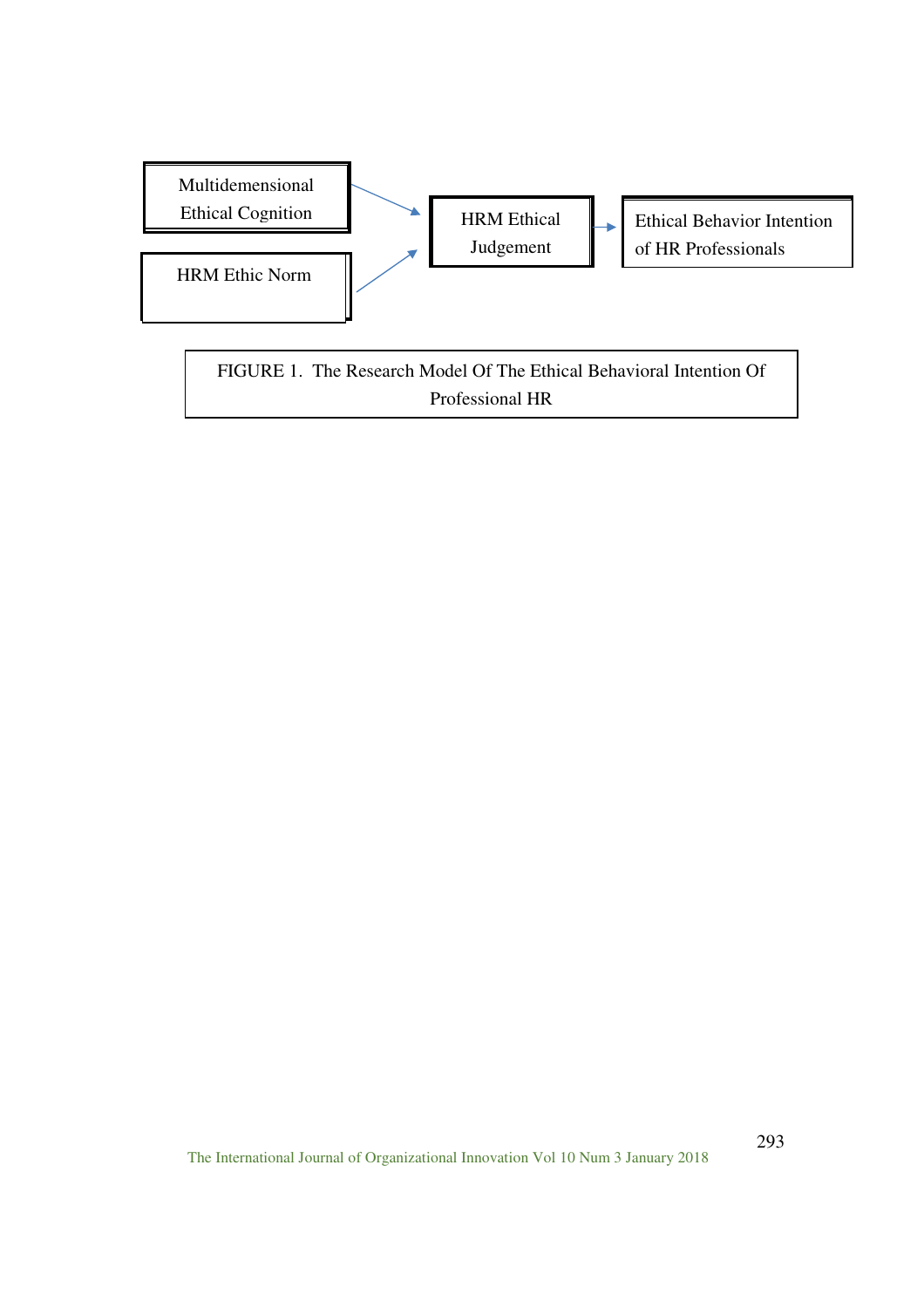Multidemensional Ethical Cognition

HRM Ethic Norm

HRM Ethical Judgement

Ethical Behavior Intention of HR Professionals

FIGURE 1. The Research Model Of The Ethical Behavioral Intention Of Professional HR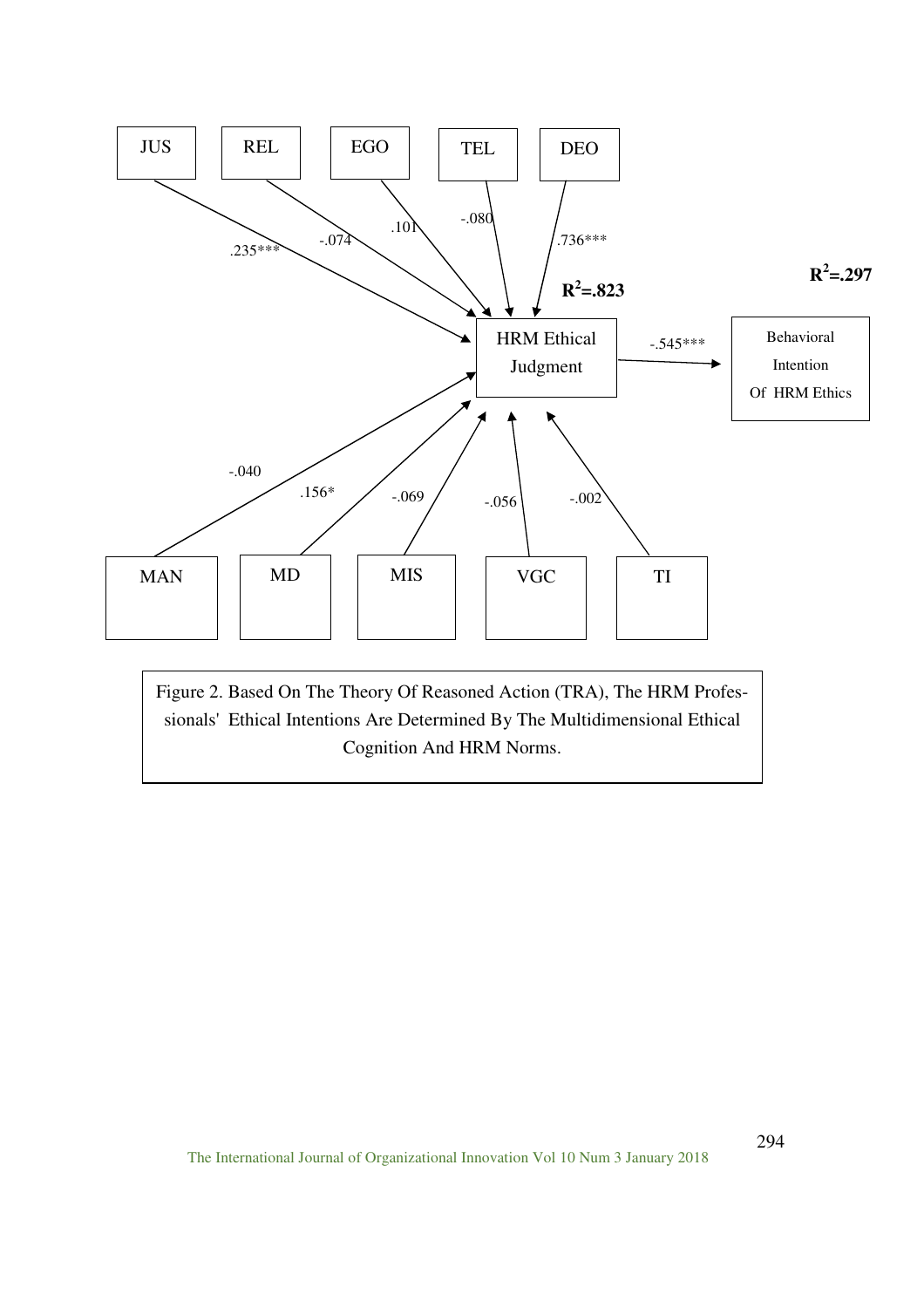JUS

REL

EGO

TEL

DEO

.235***

-.074

.101

-.080

.736***

$R^2$=.823

$R^2$=.297

HRM Ethical Judgment

-.545***

Behavioral Intention Of HRM Ethics

-.040

.156*

-.069

-.056

-.002

MAN

MD

MIS

VGC

TI

Figure 2. Based On The Theory Of Reasoned Action (TRA), The HRM Professionals' Ethical Intentions Are Determined By The Multidimensional Ethical Cognition And HRM Norms.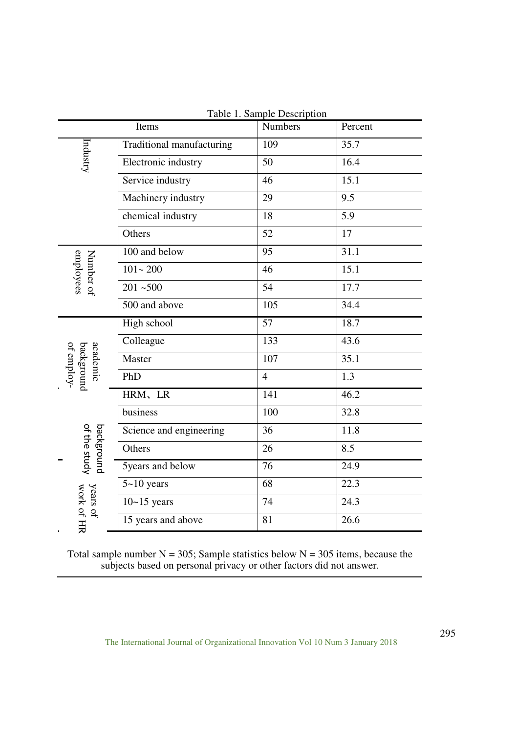Table 1. Sample Description

| Items | | Numbers | Percent |
|---|---|---|---|
| Industry | Traditional manufacturing | 109 | 35.7 |
| | Electronic industry | 50 | 16.4 |
| | Service industry | 46 | 15.1 |
| | Machinery industry | 29 | 9.5 |
| | chemical industry | 18 | 5.9 |
| | Others | 52 | 17 |
| Number of employees | 100 and below | 95 | 31.1 |
| | 101~ 200 | 46 | 15.1 |
| | 201 ~500 | 54 | 17.7 |
| | 500 and above | 105 | 34.4 |
| academic background of employ- | High school | 57 | 18.7 |
| | Colleague | 133 | 43.6 |
| | Master | 107 | 35.1 |
| | PhD | 4 | 1.3 |
| background of the study | HRM、LR | 141 | 46.2 |
| | business | 100 | 32.8 |
| | Science and engineering | 36 | 11.8 |
| | Others | 26 | 8.5 |
| years of work of HR | 5years and below | 76 | 24.9 |
| | 5~10 years | 68 | 22.3 |
| | 10~15 years | 74 | 24.3 |
| | 15 years and above | 81 | 26.6 |

Total sample number N = 305; Sample statistics below N = 305 items, because the subjects based on personal privacy or other factors did not answer.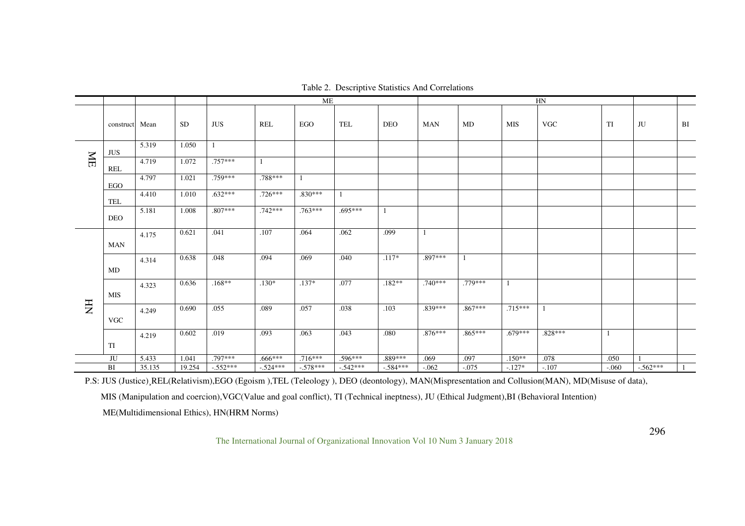Table 2. Descriptive Statistics And Correlations

| | | | | ME | | | | | HN | | | | | | |
|---|---|---|---|---|---|---|---|---|---|---|---|---|---|---|---|
| | construct | Mean | SD | JUS | REL | EGO | TEL | DEO | MAN | MD | MIS | VGC | TI | JU | BI |
| ME | JUS | 5.319 | 1.050 | 1 | | | | | | | | | | | |
| | REL | 4.719 | 1.072 | .757*** | 1 | | | | | | | | | | |
| | EGO | 4.797 | 1.021 | .759*** | .788*** | 1 | | | | | | | | | |
| | TEL | 4.410 | 1.010 | .632*** | .726*** | .830*** | 1 | | | | | | | | |
| | DEO | 5.181 | 1.008 | .807*** | .742*** | .763*** | .695*** | 1 | | | | | | | |
| HN | MAN | 4.175 | 0.621 | .041 | .107 | .064 | .062 | .099 | 1 | | | | | | |
| | MD | 4.314 | 0.638 | .048 | .094 | .069 | .040 | .117* | .897*** | 1 | | | | | |
| | MIS | 4.323 | 0.636 | .168** | .130* | .137* | .077 | .182** | .740*** | .779*** | 1 | | | | |
| | VGC | 4.249 | 0.690 | .055 | .089 | .057 | .038 | .103 | .839*** | .867*** | .715*** | 1 | | | |
| | TI | 4.219 | 0.602 | .019 | .093 | .063 | .043 | .080 | .876*** | .865*** | .679*** | .828*** | 1 | | |
| JU | | 5.433 | 1.041 | .797*** | .666*** | .716*** | .596*** | .889*** | .069 | .097 | .150** | .078 | .050 | 1 | |
| BI | | 35.135 | 19.254 | -.552*** | -.524*** | -.578*** | -.542*** | -.584*** | -.062 | -.075 | -.127* | -.107 | -.060 | -.562*** | 1 |

P.S: JUS (Justice)¸REL(Relativism),EGO (Egoism ),TEL (Teleology ), DEO (deontology), MAN(Mispresentation and Collusion(MAN), MD(Misuse of data), MIS (Manipulation and coercion),VGC(Value and goal conflict), TI (Technical ineptness), JU (Ethical Judgment),BI (Behavioral Intention) ME(Multidimensional Ethics), HN(HRM Norms)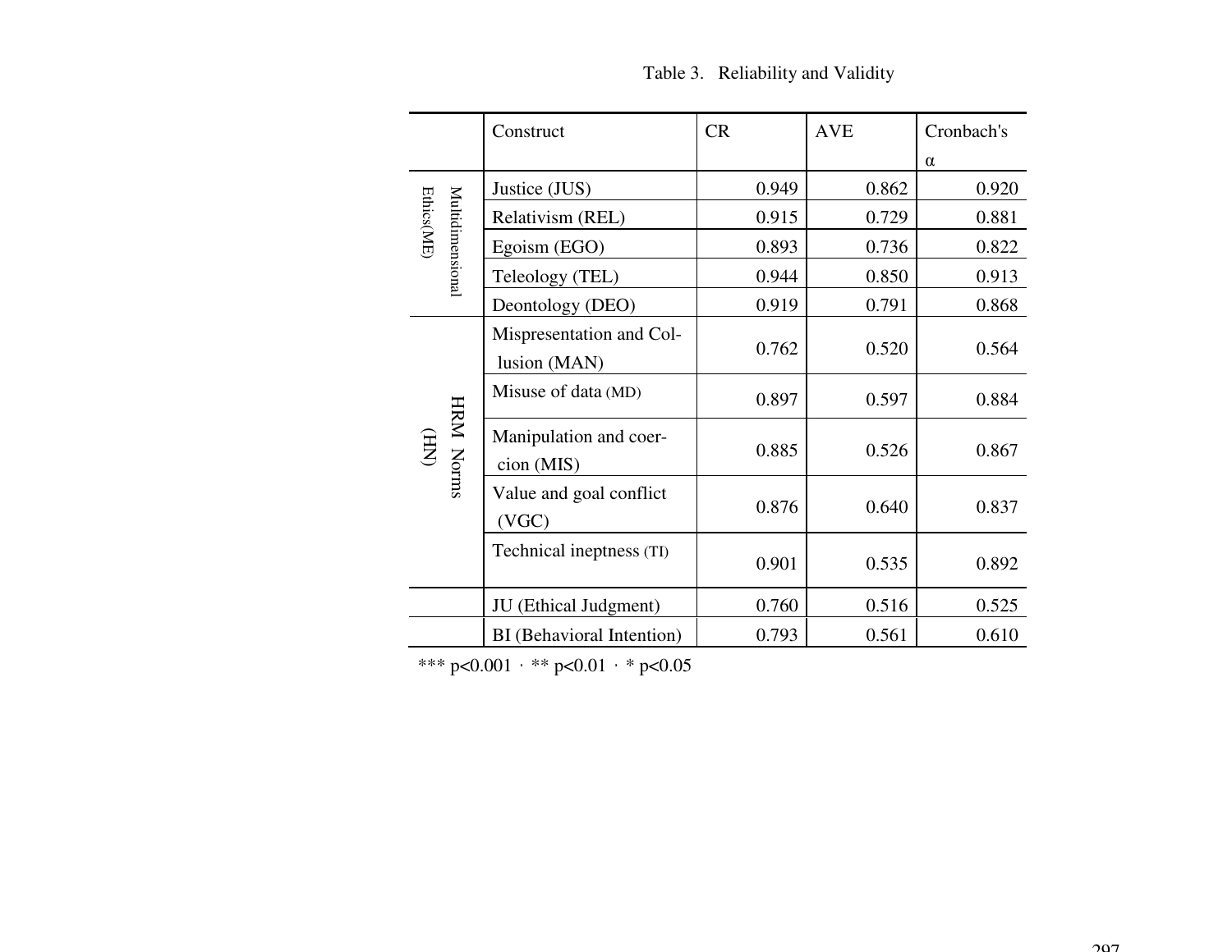Table 3. Reliability and Validity

| | Construct | CR | AVE | Cronbach's α |
|---|---|---|---|---|
| Multidimensional Ethics(ME) | Justice (JUS) | 0.949 | 0.862 | 0.920 |
| | Relativism (REL) | 0.915 | 0.729 | 0.881 |
| | Egoism (EGO) | 0.893 | 0.736 | 0.822 |
| | Teleology (TEL) | 0.944 | 0.850 | 0.913 |
| | Deontology (DEO) | 0.919 | 0.791 | 0.868 |
| HRM Norms (HN) | Mispresentation and Collusion (MAN) | 0.762 | 0.520 | 0.564 |
| | Misuse of data (MD) | 0.897 | 0.597 | 0.884 |
| | Manipulation and coercion (MIS) | 0.885 | 0.526 | 0.867 |
| | Value and goal conflict (VGC) | 0.876 | 0.640 | 0.837 |
| | Technical ineptness (TI) | 0.901 | 0.535 | 0.892 |
| | JU (Ethical Judgment) | 0.760 | 0.516 | 0.525 |
| | BI (Behavioral Intention) | 0.793 | 0.561 | 0.610 |

*** p<0.001，** p<0.01，* p<0.05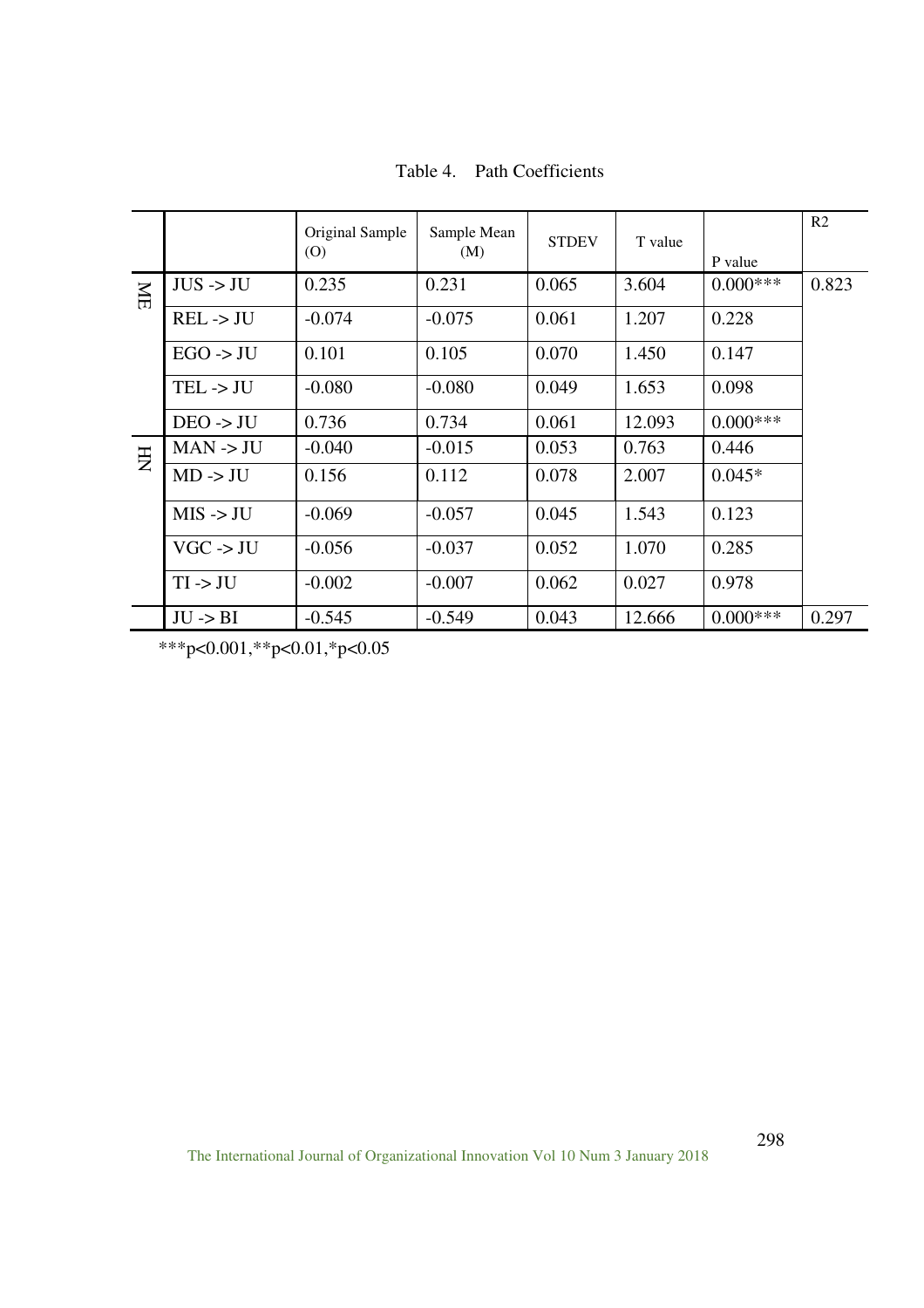Table 4. Path Coefficients

| | | Original Sample (O) | Sample Mean (M) | STDEV | T value | P value | R2 |
|---|---|---|---|---|---|---|---|
| ME | JUS -> JU | 0.235 | 0.231 | 0.065 | 3.604 | 0.000*** | 0.823 |
| | REL -> JU | -0.074 | -0.075 | 0.061 | 1.207 | 0.228 | |
| | EGO -> JU | 0.101 | 0.105 | 0.070 | 1.450 | 0.147 | |
| | TEL -> JU | -0.080 | -0.080 | 0.049 | 1.653 | 0.098 | |
| | DEO -> JU | 0.736 | 0.734 | 0.061 | 12.093 | 0.000*** | |
| HN | MAN -> JU | -0.040 | -0.015 | 0.053 | 0.763 | 0.446 | |
| | MD -> JU | 0.156 | 0.112 | 0.078 | 2.007 | 0.045* | |
| | MIS -> JU | -0.069 | -0.057 | 0.045 | 1.543 | 0.123 | |
| | VGC -> JU | -0.056 | -0.037 | 0.052 | 1.070 | 0.285 | |
| | TI -> JU | -0.002 | -0.007 | 0.062 | 0.027 | 0.978 | |
| | JU -> BI | -0.545 | -0.549 | 0.043 | 12.666 | 0.000*** | 0.297 |

***$p<0.001$, **$p<0.01$, *$p<0.05$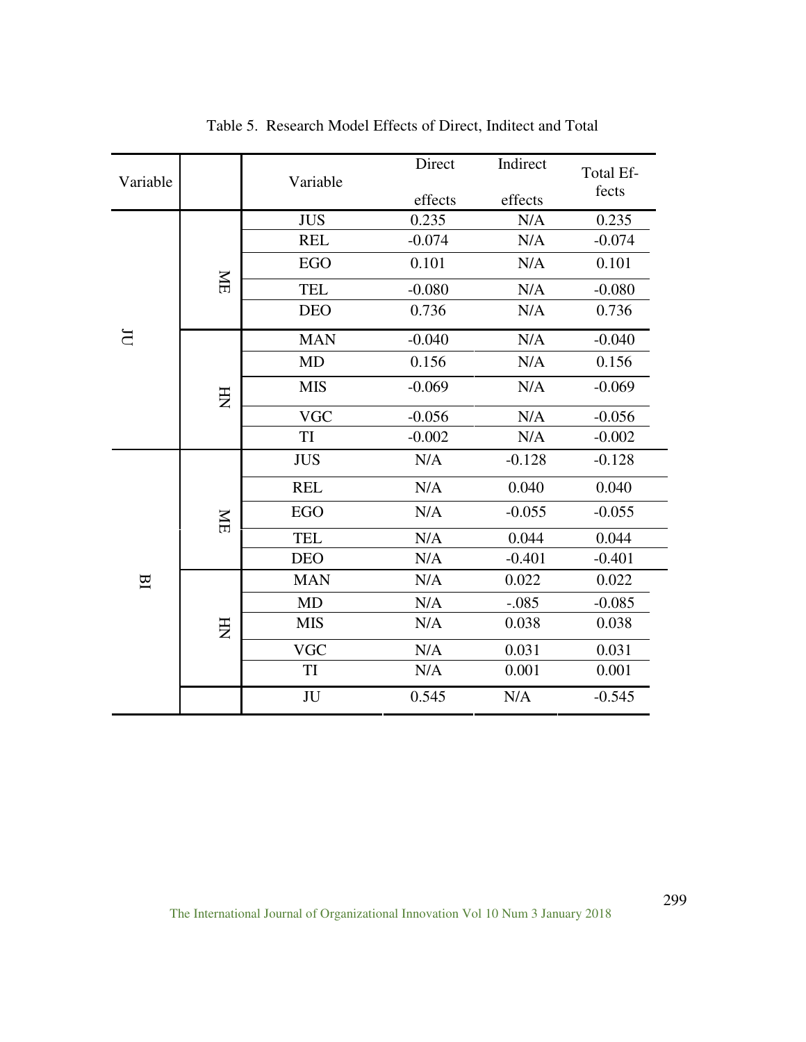Table 5. Research Model Effects of Direct, Inditect and Total

| Variable | | Variable | Direct effects | Indirect effects | Total Effects |
|---|---|---|---|---|---|
| JU | ME | JUS | 0.235 | N/A | 0.235 |
| | | REL | -0.074 | N/A | -0.074 |
| | | EGO | 0.101 | N/A | 0.101 |
| | | TEL | -0.080 | N/A | -0.080 |
| | | DEO | 0.736 | N/A | 0.736 |
| | HN | MAN | -0.040 | N/A | -0.040 |
| | | MD | 0.156 | N/A | 0.156 |
| | | MIS | -0.069 | N/A | -0.069 |
| | | VGC | -0.056 | N/A | -0.056 |
| | | TI | -0.002 | N/A | -0.002 |
| BI | ME | JUS | N/A | -0.128 | -0.128 |
| | | REL | N/A | 0.040 | 0.040 |
| | | EGO | N/A | -0.055 | -0.055 |
| | | TEL | N/A | 0.044 | 0.044 |
| | | DEO | N/A | -0.401 | -0.401 |
| | HN | MAN | N/A | 0.022 | 0.022 |
| | | MD | N/A | -.085 | -0.085 |
| | | MIS | N/A | 0.038 | 0.038 |
| | | VGC | N/A | 0.031 | 0.031 |
| | | TI | N/A | 0.001 | 0.001 |
| | | JU | 0.545 | N/A | -0.545 |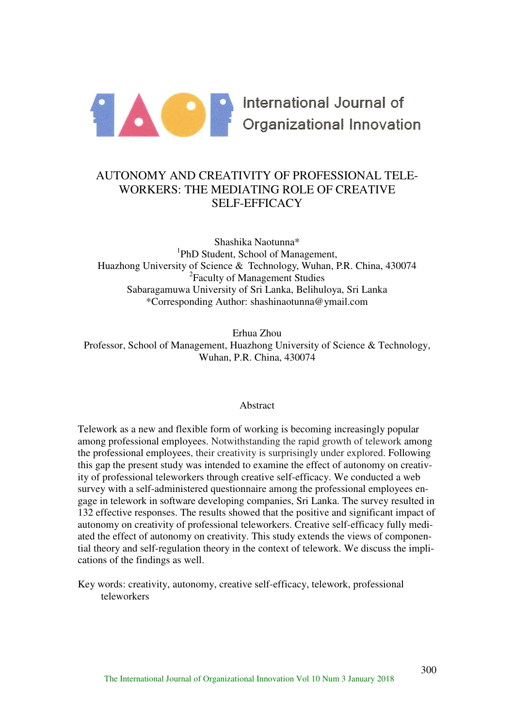# AUTONOMY AND CREATIVITY OF PROFESSIONAL TELE-WORKERS: THE MEDIATING ROLE OF CREATIVE SELF-EFFICACY

Shashika Naotunna*
[1]PhD Student, School of Management,
Huazhong University of Science & Technology, Wuhan, P.R. China, 430074
[2]Faculty of Management Studies
Sabaragamuwa University of Sri Lanka, Belihuloya, Sri Lanka
*Corresponding Author: shashinaotunna@ymail.com

Erhua Zhou
Professor, School of Management, Huazhong University of Science & Technology,
Wuhan, P.R. China, 430074

## Abstract

Telework as a new and flexible form of working is becoming increasingly popular among professional employees. Notwithstanding the rapid growth of telework among the professional employees, their creativity is surprisingly under explored. Following this gap the present study was intended to examine the effect of autonomy on creativity of professional teleworkers through creative self-efficacy. We conducted a web survey with a self-administered questionnaire among the professional employees engage in telework in software developing companies, Sri Lanka. The survey resulted in 132 effective responses. The results showed that the positive and significant impact of autonomy on creativity of professional teleworkers. Creative self-efficacy fully mediated the effect of autonomy on creativity. This study extends the views of componential theory and self-regulation theory in the context of telework. We discuss the implications of the findings as well.

Key words: creativity, autonomy, creative self-efficacy, telework, professional teleworkers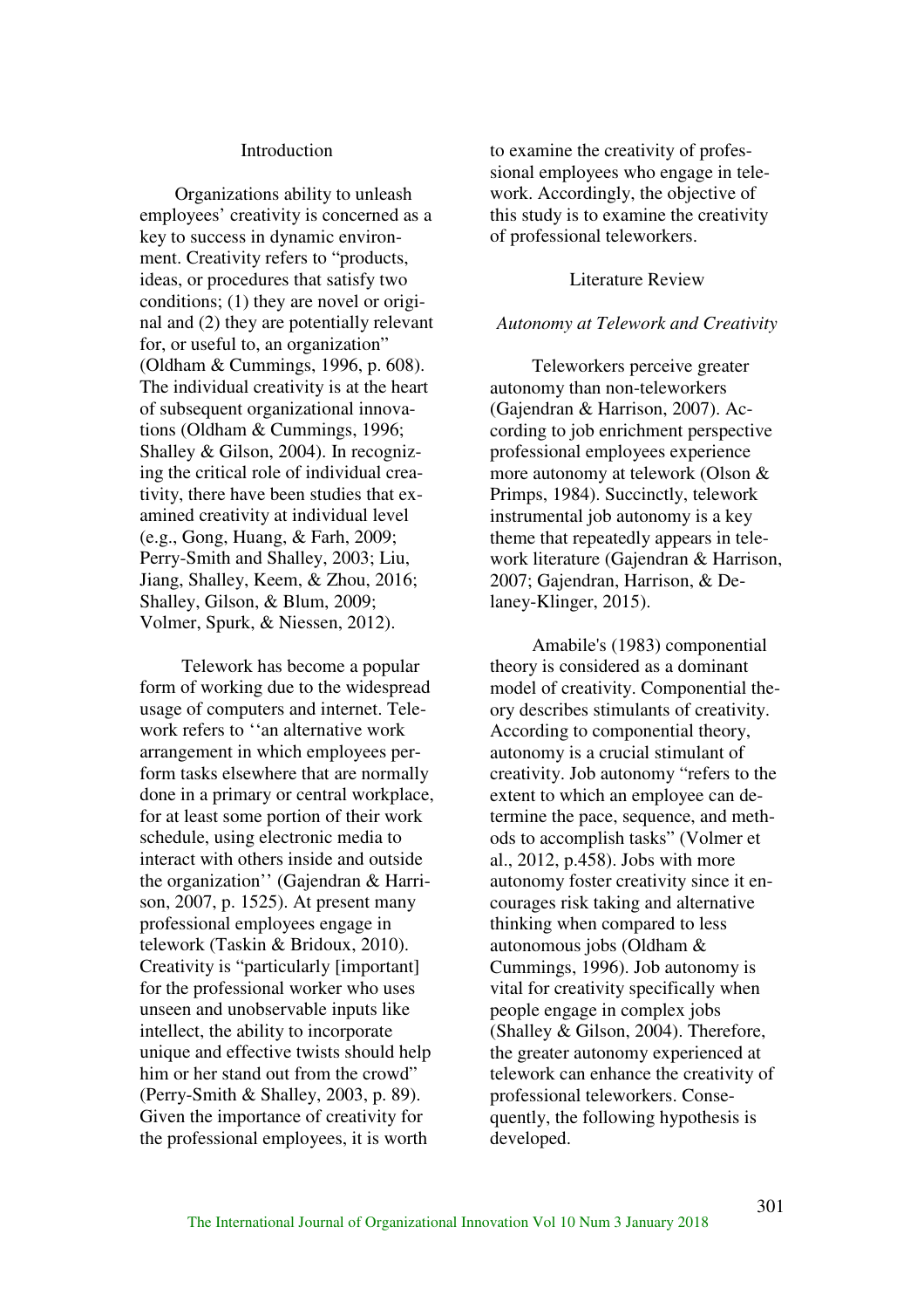## Introduction

Organizations ability to unleash employees' creativity is concerned as a key to success in dynamic environment. Creativity refers to "products, ideas, or procedures that satisfy two conditions; (1) they are novel or original and (2) they are potentially relevant for, or useful to, an organization" (Oldham & Cummings, 1996, p. 608). The individual creativity is at the heart of subsequent organizational innovations (Oldham & Cummings, 1996; Shalley & Gilson, 2004). In recognizing the critical role of individual creativity, there have been studies that examined creativity at individual level (e.g., Gong, Huang, & Farh, 2009; Perry-Smith and Shalley, 2003; Liu, Jiang, Shalley, Keem, & Zhou, 2016; Shalley, Gilson, & Blum, 2009; Volmer, Spurk, & Niessen, 2012).

Telework has become a popular form of working due to the widespread usage of computers and internet. Telework refers to ''an alternative work arrangement in which employees perform tasks elsewhere that are normally done in a primary or central workplace, for at least some portion of their work schedule, using electronic media to interact with others inside and outside the organization'' (Gajendran & Harrison, 2007, p. 1525). At present many professional employees engage in telework (Taskin & Bridoux, 2010). Creativity is "particularly [important] for the professional worker who uses unseen and unobservable inputs like intellect, the ability to incorporate unique and effective twists should help him or her stand out from the crowd" (Perry-Smith & Shalley, 2003, p. 89). Given the importance of creativity for the professional employees, it is worth to examine the creativity of professional employees who engage in telework. Accordingly, the objective of this study is to examine the creativity of professional teleworkers.

## Literature Review

### *Autonomy at Telework and Creativity*

Teleworkers perceive greater autonomy than non-teleworkers (Gajendran & Harrison, 2007). According to job enrichment perspective professional employees experience more autonomy at telework (Olson & Primps, 1984). Succinctly, telework instrumental job autonomy is a key theme that repeatedly appears in telework literature (Gajendran & Harrison, 2007; Gajendran, Harrison, & Delaney-Klinger, 2015).

Amabile's (1983) componential theory is considered as a dominant model of creativity. Componential theory describes stimulants of creativity. According to componential theory, autonomy is a crucial stimulant of creativity. Job autonomy "refers to the extent to which an employee can determine the pace, sequence, and methods to accomplish tasks" (Volmer et al., 2012, p.458). Jobs with more autonomy foster creativity since it encourages risk taking and alternative thinking when compared to less autonomous jobs (Oldham & Cummings, 1996). Job autonomy is vital for creativity specifically when people engage in complex jobs (Shalley & Gilson, 2004). Therefore, the greater autonomy experienced at telework can enhance the creativity of professional teleworkers. Consequently, the following hypothesis is developed.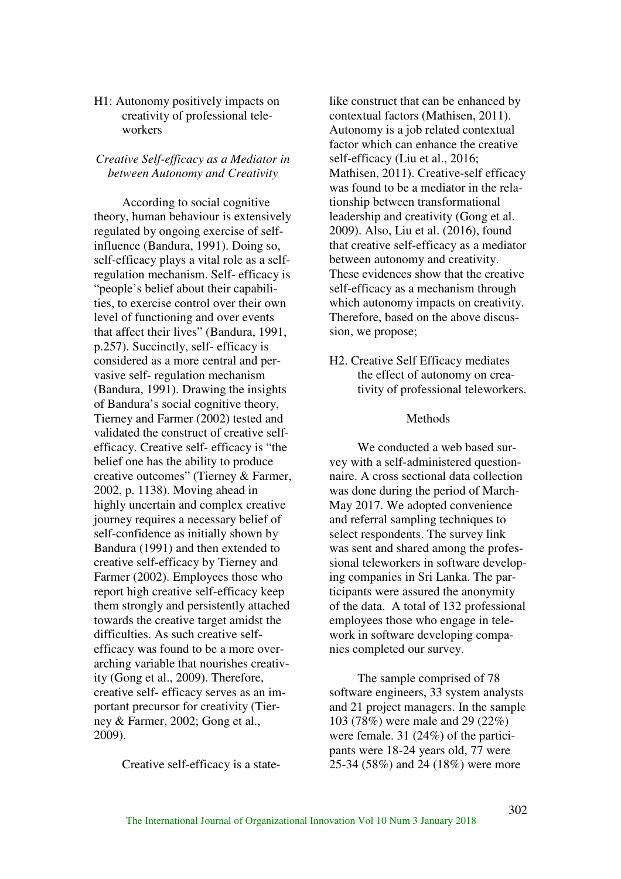H1: Autonomy positively impacts on creativity of professional teleworkers

*Creative Self-efficacy as a Mediator in between Autonomy and Creativity*

According to social cognitive theory, human behaviour is extensively regulated by ongoing exercise of self-influence (Bandura, 1991). Doing so, self-efficacy plays a vital role as a self-regulation mechanism. Self- efficacy is "people's belief about their capabilities, to exercise control over their own level of functioning and over events that affect their lives" (Bandura, 1991, p.257). Succinctly, self- efficacy is considered as a more central and pervasive self- regulation mechanism (Bandura, 1991). Drawing the insights of Bandura's social cognitive theory, Tierney and Farmer (2002) tested and validated the construct of creative self-efficacy. Creative self- efficacy is "the belief one has the ability to produce creative outcomes" (Tierney & Farmer, 2002, p. 1138). Moving ahead in highly uncertain and complex creative journey requires a necessary belief of self-confidence as initially shown by Bandura (1991) and then extended to creative self-efficacy by Tierney and Farmer (2002). Employees those who report high creative self-efficacy keep them strongly and persistently attached towards the creative target amidst the difficulties. As such creative self-efficacy was found to be a more overarching variable that nourishes creativity (Gong et al., 2009). Therefore, creative self- efficacy serves as an important precursor for creativity (Tierney & Farmer, 2002; Gong et al., 2009).

Creative self-efficacy is a state-like construct that can be enhanced by contextual factors (Mathisen, 2011). Autonomy is a job related contextual factor which can enhance the creative self-efficacy (Liu et al., 2016; Mathisen, 2011). Creative-self efficacy was found to be a mediator in the relationship between transformational leadership and creativity (Gong et al. 2009). Also, Liu et al. (2016), found that creative self-efficacy as a mediator between autonomy and creativity. These evidences show that the creative self-efficacy as a mechanism through which autonomy impacts on creativity. Therefore, based on the above discussion, we propose;

H2. Creative Self Efficacy mediates the effect of autonomy on creativity of professional teleworkers.

## Methods

We conducted a web based survey with a self-administered questionnaire. A cross sectional data collection was done during the period of March-May 2017. We adopted convenience and referral sampling techniques to select respondents. The survey link was sent and shared among the professional teleworkers in software developing companies in Sri Lanka. The participants were assured the anonymity of the data. A total of 132 professional employees those who engage in telework in software developing companies completed our survey.

The sample comprised of 78 software engineers, 33 system analysts and 21 project managers. In the sample 103 (78%) were male and 29 (22%) were female. 31 (24%) of the participants were 18-24 years old, 77 were 25-34 (58%) and 24 (18%) were more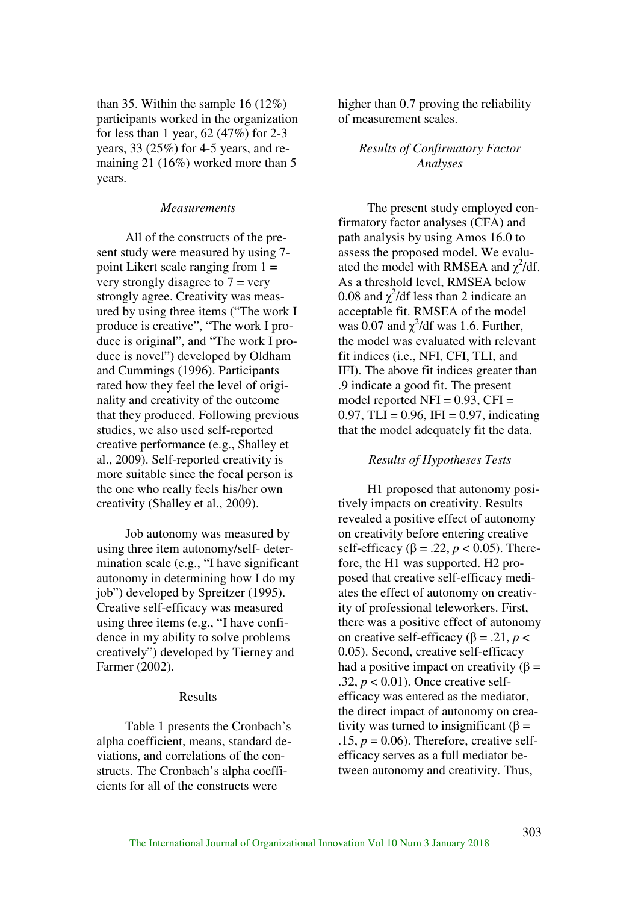than 35. Within the sample 16 (12%) participants worked in the organization for less than 1 year, 62 (47%) for 2-3 years, 33 (25%) for 4-5 years, and remaining 21 (16%) worked more than 5 years.

### *Measurements*

All of the constructs of the present study were measured by using 7-point Likert scale ranging from 1 = very strongly disagree to 7 = very strongly agree. Creativity was measured by using three items ("The work I produce is creative", "The work I produce is original", and "The work I produce is novel") developed by Oldham and Cummings (1996). Participants rated how they feel the level of originality and creativity of the outcome that they produced. Following previous studies, we also used self-reported creative performance (e.g., Shalley et al., 2009). Self-reported creativity is more suitable since the focal person is the one who really feels his/her own creativity (Shalley et al., 2009).

Job autonomy was measured by using three item autonomy/self- determination scale (e.g., "I have significant autonomy in determining how I do my job") developed by Spreitzer (1995). Creative self-efficacy was measured using three items (e.g., "I have confidence in my ability to solve problems creatively") developed by Tierney and Farmer (2002).

## Results

Table 1 presents the Cronbach's alpha coefficient, means, standard deviations, and correlations of the constructs. The Cronbach's alpha coefficients for all of the constructs were higher than 0.7 proving the reliability of measurement scales.

### *Results of Confirmatory Factor Analyses*

The present study employed confirmatory factor analyses (CFA) and path analysis by using Amos 16.0 to assess the proposed model. We evaluated the model with RMSEA and $\chi^2$/df. As a threshold level, RMSEA below 0.08 and $\chi^2$/df less than 2 indicate an acceptable fit. RMSEA of the model was 0.07 and $\chi^2$/df was 1.6. Further, the model was evaluated with relevant fit indices (i.e., NFI, CFI, TLI, and IFI). The above fit indices greater than .9 indicate a good fit. The present model reported NFI = 0.93, CFI = 0.97, TLI = 0.96, IFI = 0.97, indicating that the model adequately fit the data.

### *Results of Hypotheses Tests*

H1 proposed that autonomy positively impacts on creativity. Results revealed a positive effect of autonomy on creativity before entering creative self-efficacy ($\beta = .22$, $p < 0.05$). Therefore, the H1 was supported. H2 proposed that creative self-efficacy mediates the effect of autonomy on creativity of professional teleworkers. First, there was a positive effect of autonomy on creative self-efficacy ($\beta = .21$, $p < 0.05$). Second, creative self-efficacy had a positive impact on creativity ($\beta = .32$, $p < 0.01$). Once creative self-efficacy was entered as the mediator, the direct impact of autonomy on creativity was turned to insignificant ($\beta = .15$, $p = 0.06$). Therefore, creative self-efficacy serves as a full mediator between autonomy and creativity. Thus,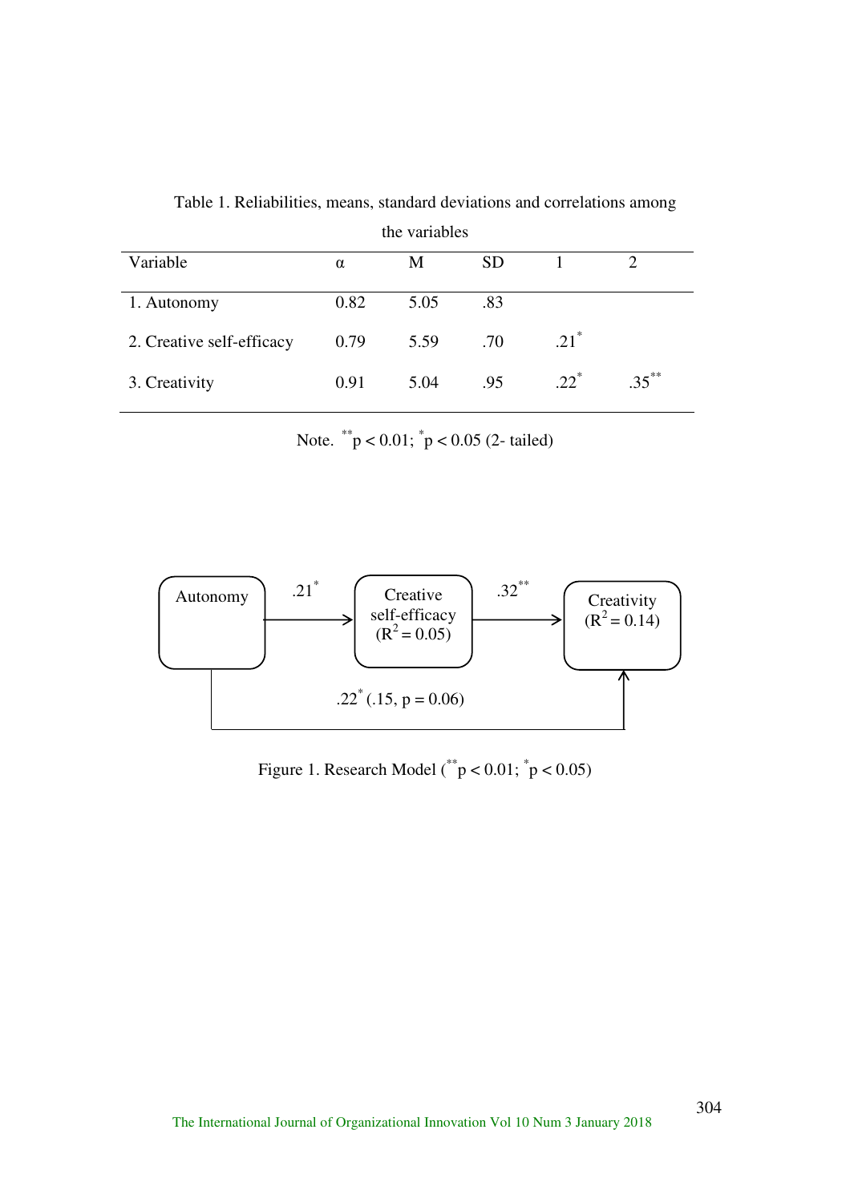Table 1. Reliabilities, means, standard deviations and correlations among the variables

| Variable | α | M | SD | 1 | 2 |
|---|---|---|---|---|---|
| 1. Autonomy | 0.82 | 5.05 | .83 | | |
| 2. Creative self-efficacy | 0.79 | 5.59 | .70 | .21* | |
| 3. Creativity | 0.91 | 5.04 | .95 | .22* | .35** |

Note. $^{**}p < 0.01$; $^{*}p < 0.05$ (2- tailed)

Autonomy → (.21*) → Creative self-efficacy ($R^2 = 0.05$) → (.32**) → Creativity ($R^2 = 0.14$)

Autonomy → Creativity: .22* (.15, p = 0.06)

Figure 1. Research Model ($^{**}p < 0.01$; $^{*}p < 0.05$)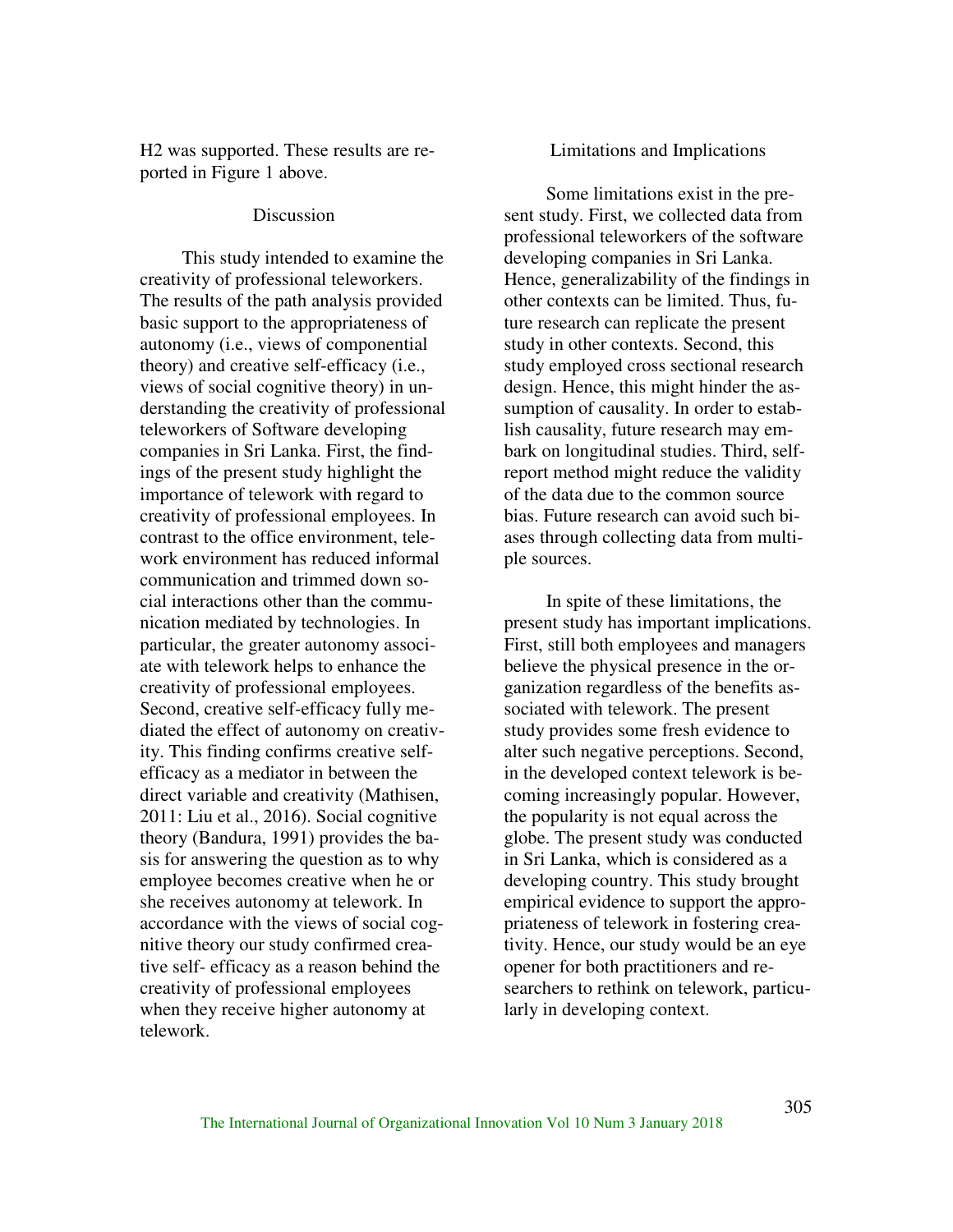H2 was supported. These results are reported in Figure 1 above.

## Discussion

This study intended to examine the creativity of professional teleworkers. The results of the path analysis provided basic support to the appropriateness of autonomy (i.e., views of componential theory) and creative self-efficacy (i.e., views of social cognitive theory) in understanding the creativity of professional teleworkers of Software developing companies in Sri Lanka. First, the findings of the present study highlight the importance of telework with regard to creativity of professional employees. In contrast to the office environment, telework environment has reduced informal communication and trimmed down social interactions other than the communication mediated by technologies. In particular, the greater autonomy associate with telework helps to enhance the creativity of professional employees. Second, creative self-efficacy fully mediated the effect of autonomy on creativity. This finding confirms creative self-efficacy as a mediator in between the direct variable and creativity (Mathisen, 2011: Liu et al., 2016). Social cognitive theory (Bandura, 1991) provides the basis for answering the question as to why employee becomes creative when he or she receives autonomy at telework. In accordance with the views of social cognitive theory our study confirmed creative self- efficacy as a reason behind the creativity of professional employees when they receive higher autonomy at telework.

## Limitations and Implications

Some limitations exist in the present study. First, we collected data from professional teleworkers of the software developing companies in Sri Lanka. Hence, generalizability of the findings in other contexts can be limited. Thus, future research can replicate the present study in other contexts. Second, this study employed cross sectional research design. Hence, this might hinder the assumption of causality. In order to establish causality, future research may embark on longitudinal studies. Third, self-report method might reduce the validity of the data due to the common source bias. Future research can avoid such biases through collecting data from multiple sources.

In spite of these limitations, the present study has important implications. First, still both employees and managers believe the physical presence in the organization regardless of the benefits associated with telework. The present study provides some fresh evidence to alter such negative perceptions. Second, in the developed context telework is becoming increasingly popular. However, the popularity is not equal across the globe. The present study was conducted in Sri Lanka, which is considered as a developing country. This study brought empirical evidence to support the appropriateness of telework in fostering creativity. Hence, our study would be an eye opener for both practitioners and researchers to rethink on telework, particularly in developing context.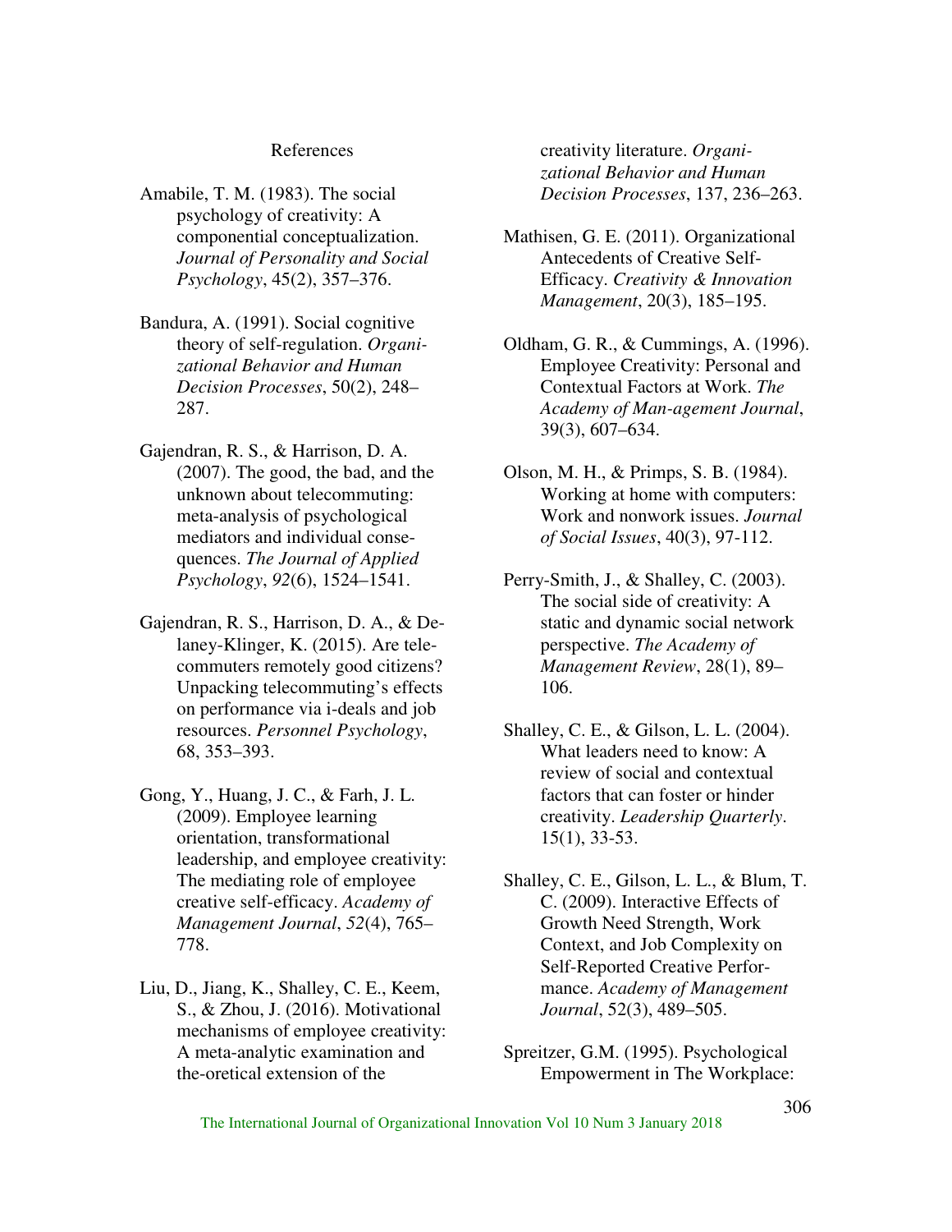## References

Amabile, T. M. (1983). The social psychology of creativity: A componential conceptualization. *Journal of Personality and Social Psychology*, 45(2), 357–376.

Bandura, A. (1991). Social cognitive theory of self-regulation. *Organizational Behavior and Human Decision Processes*, 50(2), 248–287.

Gajendran, R. S., & Harrison, D. A. (2007). The good, the bad, and the unknown about telecommuting: meta-analysis of psychological mediators and individual consequences. *The Journal of Applied Psychology*, *92*(6), 1524–1541.

Gajendran, R. S., Harrison, D. A., & Delaney-Klinger, K. (2015). Are telecommuters remotely good citizens? Unpacking telecommuting's effects on performance via i-deals and job resources. *Personnel Psychology*, 68, 353–393.

Gong, Y., Huang, J. C., & Farh, J. L. (2009). Employee learning orientation, transformational leadership, and employee creativity: The mediating role of employee creative self-efficacy. *Academy of Management Journal*, *52*(4), 765–778.

Liu, D., Jiang, K., Shalley, C. E., Keem, S., & Zhou, J. (2016). Motivational mechanisms of employee creativity: A meta-analytic examination and theoretical extension of the creativity literature. *Organizational Behavior and Human Decision Processes*, 137, 236–263.

Mathisen, G. E. (2011). Organizational Antecedents of Creative Self-Efficacy. *Creativity & Innovation Management*, 20(3), 185–195.

Oldham, G. R., & Cummings, A. (1996). Employee Creativity: Personal and Contextual Factors at Work. *The Academy of Management Journal*, 39(3), 607–634.

Olson, M. H., & Primps, S. B. (1984). Working at home with computers: Work and nonwork issues. *Journal of Social Issues*, 40(3), 97-112.

Perry-Smith, J., & Shalley, C. (2003). The social side of creativity: A static and dynamic social network perspective. *The Academy of Management Review*, 28(1), 89–106.

Shalley, C. E., & Gilson, L. L. (2004). What leaders need to know: A review of social and contextual factors that can foster or hinder creativity. *Leadership Quarterly*. 15(1), 33-53.

Shalley, C. E., Gilson, L. L., & Blum, T. C. (2009). Interactive Effects of Growth Need Strength, Work Context, and Job Complexity on Self-Reported Creative Performance. *Academy of Management Journal*, 52(3), 489–505.

Spreitzer, G.M. (1995). Psychological Empowerment in The Workplace: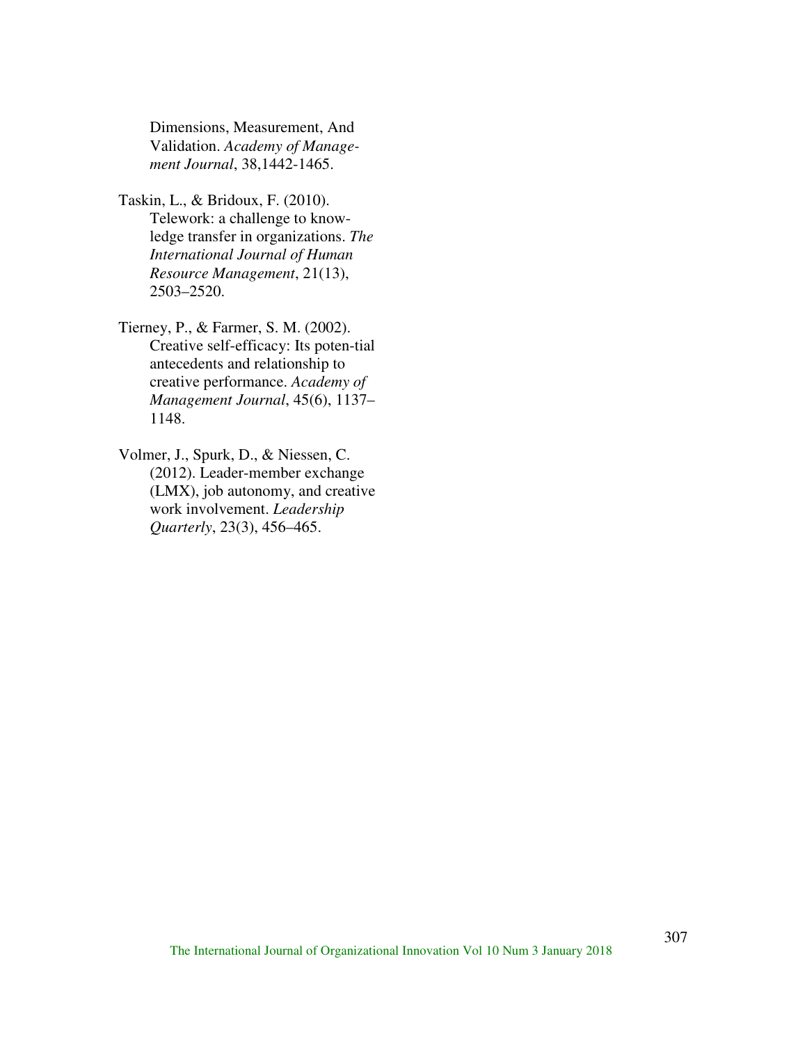Dimensions, Measurement, And Validation. *Academy of Management Journal*, 38,1442-1465.

Taskin, L., & Bridoux, F. (2010). Telework: a challenge to knowledge transfer in organizations. *The International Journal of Human Resource Management*, 21(13), 2503–2520.

Tierney, P., & Farmer, S. M. (2002). Creative self-efficacy: Its poten-tial antecedents and relationship to creative performance. *Academy of Management Journal*, 45(6), 1137–1148.

Volmer, J., Spurk, D., & Niessen, C. (2012). Leader-member exchange (LMX), job autonomy, and creative work involvement. *Leadership Quarterly*, 23(3), 456–465.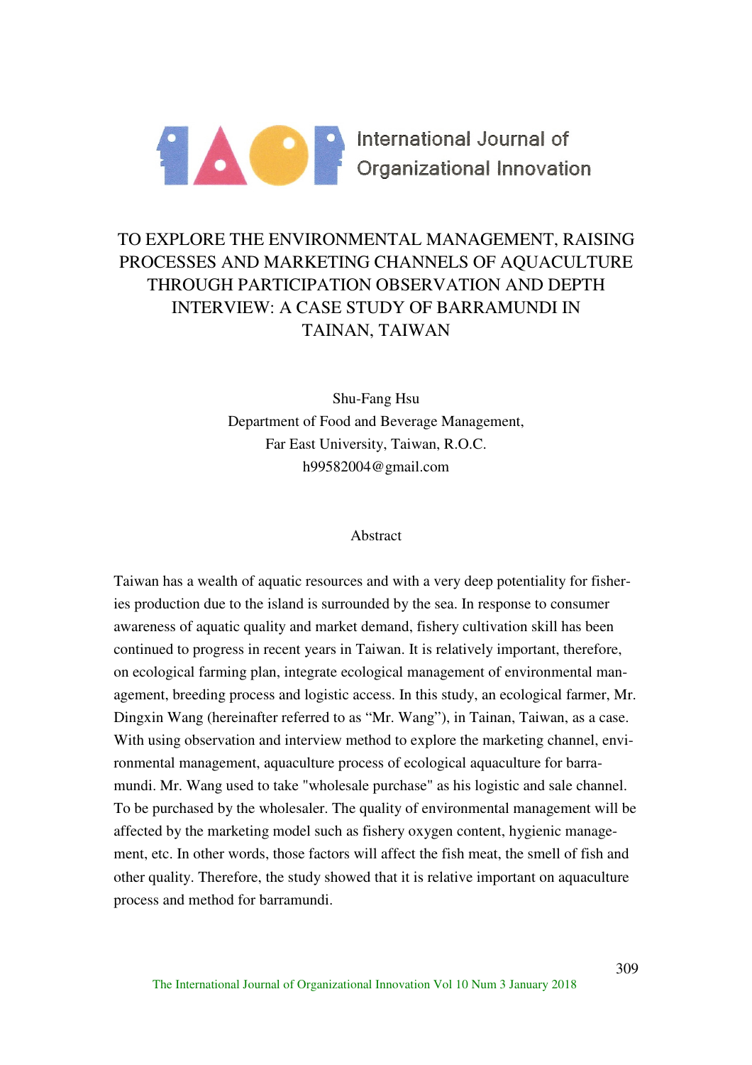# TO EXPLORE THE ENVIRONMENTAL MANAGEMENT, RAISING PROCESSES AND MARKETING CHANNELS OF AQUACULTURE THROUGH PARTICIPATION OBSERVATION AND DEPTH INTERVIEW: A CASE STUDY OF BARRAMUNDI IN TAINAN, TAIWAN

Shu-Fang Hsu
Department of Food and Beverage Management,
Far East University, Taiwan, R.O.C.
h99582004@gmail.com

## Abstract

Taiwan has a wealth of aquatic resources and with a very deep potentiality for fisheries production due to the island is surrounded by the sea. In response to consumer awareness of aquatic quality and market demand, fishery cultivation skill has been continued to progress in recent years in Taiwan. It is relatively important, therefore, on ecological farming plan, integrate ecological management of environmental management, breeding process and logistic access. In this study, an ecological farmer, Mr. Dingxin Wang (hereinafter referred to as "Mr. Wang"), in Tainan, Taiwan, as a case. With using observation and interview method to explore the marketing channel, environmental management, aquaculture process of ecological aquaculture for barramundi. Mr. Wang used to take "wholesale purchase" as his logistic and sale channel. To be purchased by the wholesaler. The quality of environmental management will be affected by the marketing model such as fishery oxygen content, hygienic management, etc. In other words, those factors will affect the fish meat, the smell of fish and other quality. Therefore, the study showed that it is relative important on aquaculture process and method for barramundi.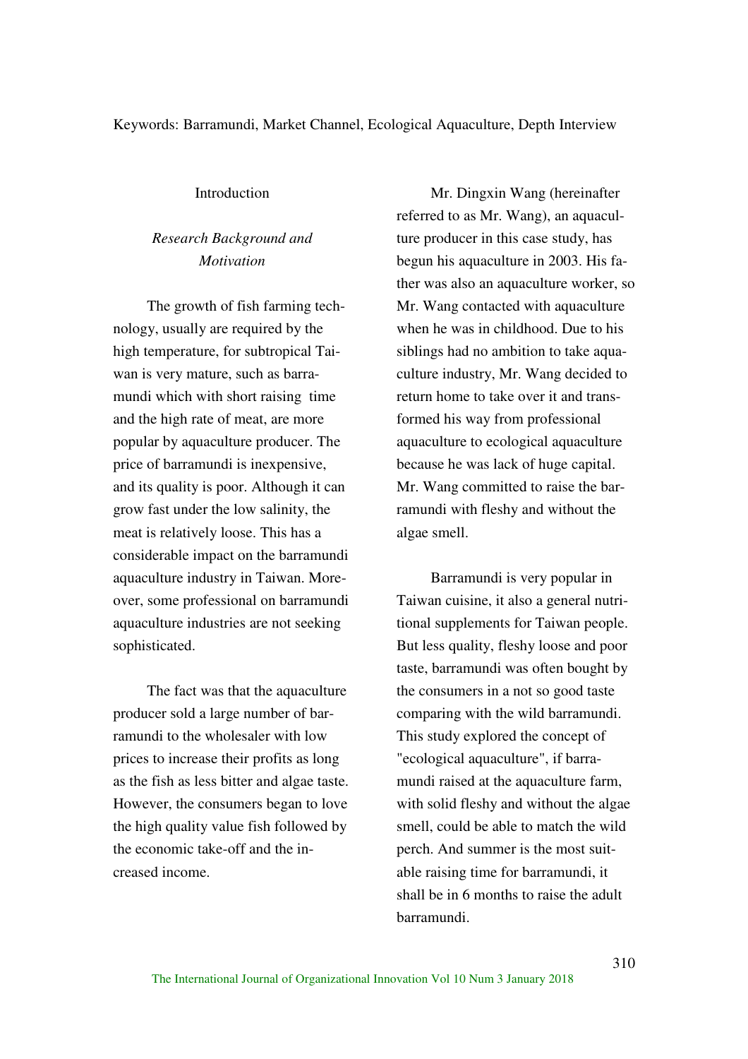Keywords: Barramundi, Market Channel, Ecological Aquaculture, Depth Interview

## Introduction

### *Research Background and Motivation*

The growth of fish farming technology, usually are required by the high temperature, for subtropical Taiwan is very mature, such as barramundi which with short raising time and the high rate of meat, are more popular by aquaculture producer. The price of barramundi is inexpensive, and its quality is poor. Although it can grow fast under the low salinity, the meat is relatively loose. This has a considerable impact on the barramundi aquaculture industry in Taiwan. Moreover, some professional on barramundi aquaculture industries are not seeking sophisticated.

The fact was that the aquaculture producer sold a large number of barramundi to the wholesaler with low prices to increase their profits as long as the fish as less bitter and algae taste. However, the consumers began to love the high quality value fish followed by the economic take-off and the increased income.

Mr. Dingxin Wang (hereinafter referred to as Mr. Wang), an aquaculture producer in this case study, has begun his aquaculture in 2003. His father was also an aquaculture worker, so Mr. Wang contacted with aquaculture when he was in childhood. Due to his siblings had no ambition to take aquaculture industry, Mr. Wang decided to return home to take over it and transformed his way from professional aquaculture to ecological aquaculture because he was lack of huge capital. Mr. Wang committed to raise the barramundi with fleshy and without the algae smell.

Barramundi is very popular in Taiwan cuisine, it also a general nutritional supplements for Taiwan people. But less quality, fleshy loose and poor taste, barramundi was often bought by the consumers in a not so good taste comparing with the wild barramundi. This study explored the concept of "ecological aquaculture", if barramundi raised at the aquaculture farm, with solid fleshy and without the algae smell, could be able to match the wild perch. And summer is the most suitable raising time for barramundi, it shall be in 6 months to raise the adult barramundi.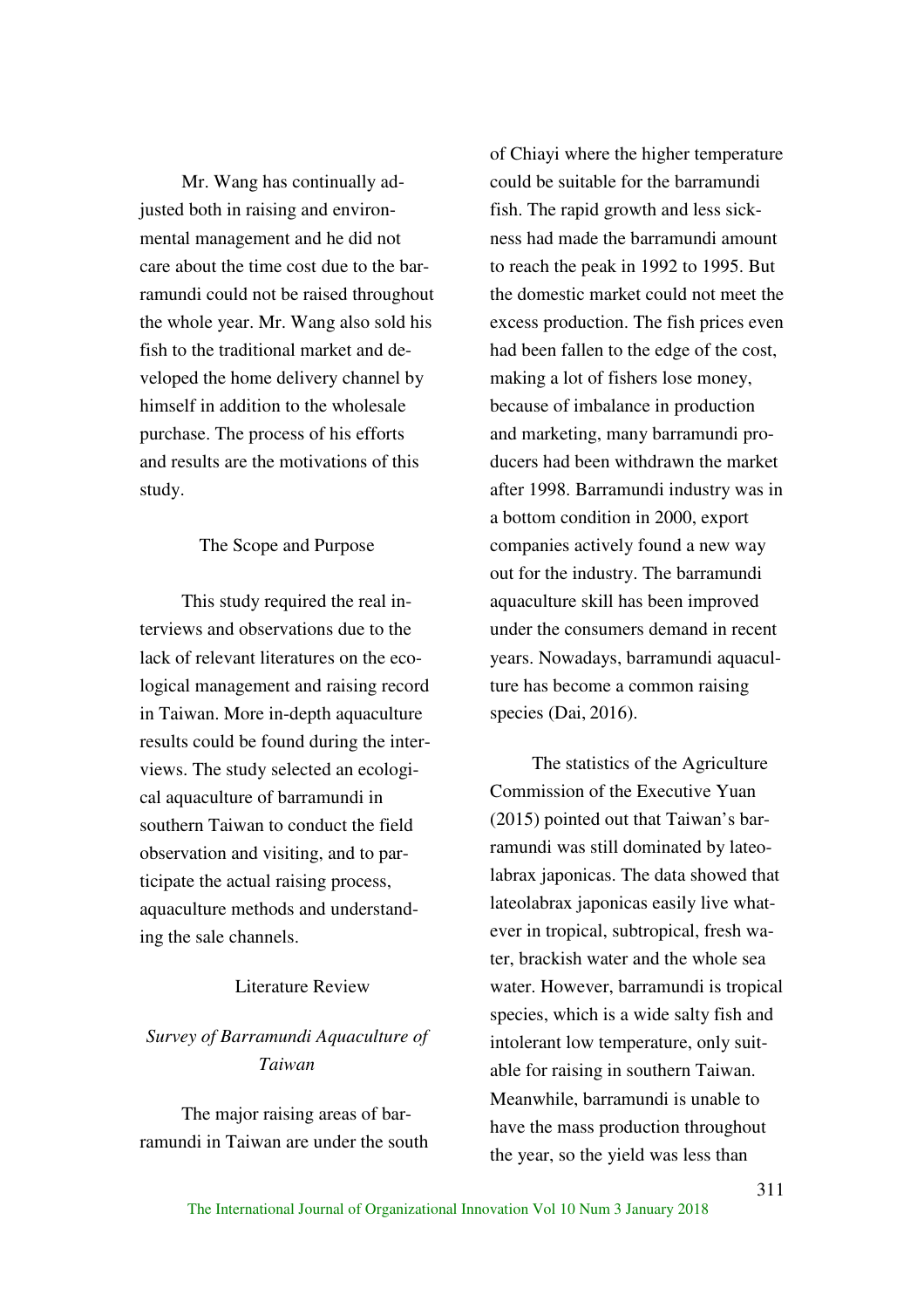Mr. Wang has continually adjusted both in raising and environmental management and he did not care about the time cost due to the barramundi could not be raised throughout the whole year. Mr. Wang also sold his fish to the traditional market and developed the home delivery channel by himself in addition to the wholesale purchase. The process of his efforts and results are the motivations of this study.

## The Scope and Purpose

This study required the real interviews and observations due to the lack of relevant literatures on the ecological management and raising record in Taiwan. More in-depth aquaculture results could be found during the interviews. The study selected an ecological aquaculture of barramundi in southern Taiwan to conduct the field observation and visiting, and to participate the actual raising process, aquaculture methods and understanding the sale channels.

## Literature Review

### *Survey of Barramundi Aquaculture of Taiwan*

The major raising areas of barramundi in Taiwan are under the south of Chiayi where the higher temperature could be suitable for the barramundi fish. The rapid growth and less sickness had made the barramundi amount to reach the peak in 1992 to 1995. But the domestic market could not meet the excess production. The fish prices even had been fallen to the edge of the cost, making a lot of fishers lose money, because of imbalance in production and marketing, many barramundi producers had been withdrawn the market after 1998. Barramundi industry was in a bottom condition in 2000, export companies actively found a new way out for the industry. The barramundi aquaculture skill has been improved under the consumers demand in recent years. Nowadays, barramundi aquaculture has become a common raising species (Dai, 2016).

The statistics of the Agriculture Commission of the Executive Yuan (2015) pointed out that Taiwan's barramundi was still dominated by lateolabrax japonicas. The data showed that lateolabrax japonicas easily live whatever in tropical, subtropical, fresh water, brackish water and the whole sea water. However, barramundi is tropical species, which is a wide salty fish and intolerant low temperature, only suitable for raising in southern Taiwan. Meanwhile, barramundi is unable to have the mass production throughout the year, so the yield was less than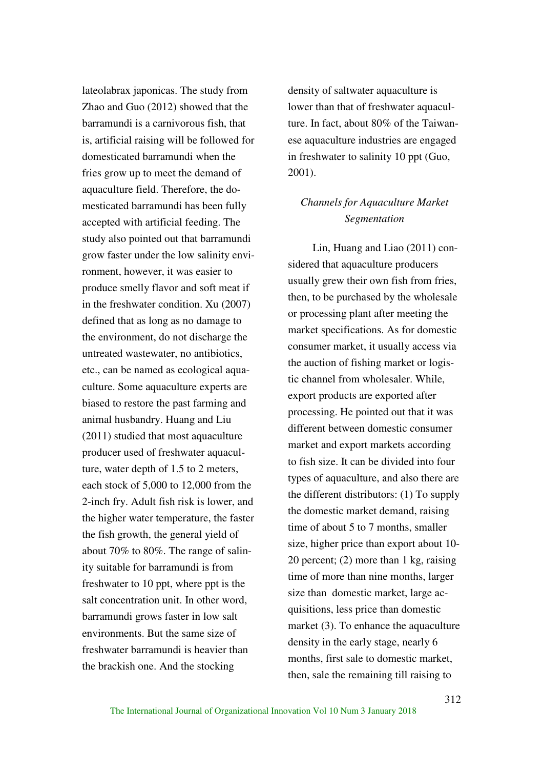lateolabrax japonicas. The study from Zhao and Guo (2012) showed that the barramundi is a carnivorous fish, that is, artificial raising will be followed for domesticated barramundi when the fries grow up to meet the demand of aquaculture field. Therefore, the domesticated barramundi has been fully accepted with artificial feeding. The study also pointed out that barramundi grow faster under the low salinity environment, however, it was easier to produce smelly flavor and soft meat if in the freshwater condition. Xu (2007) defined that as long as no damage to the environment, do not discharge the untreated wastewater, no antibiotics, etc., can be named as ecological aquaculture. Some aquaculture experts are biased to restore the past farming and animal husbandry. Huang and Liu (2011) studied that most aquaculture producer used of freshwater aquaculture, water depth of 1.5 to 2 meters, each stock of 5,000 to 12,000 from the 2-inch fry. Adult fish risk is lower, and the higher water temperature, the faster the fish growth, the general yield of about 70% to 80%. The range of salinity suitable for barramundi is from freshwater to 10 ppt, where ppt is the salt concentration unit. In other word, barramundi grows faster in low salt environments. But the same size of freshwater barramundi is heavier than the brackish one. And the stocking density of saltwater aquaculture is lower than that of freshwater aquaculture. In fact, about 80% of the Taiwanese aquaculture industries are engaged in freshwater to salinity 10 ppt (Guo, 2001).

### *Channels for Aquaculture Market Segmentation*

Lin, Huang and Liao (2011) considered that aquaculture producers usually grew their own fish from fries, then, to be purchased by the wholesale or processing plant after meeting the market specifications. As for domestic consumer market, it usually access via the auction of fishing market or logistic channel from wholesaler. While, export products are exported after processing. He pointed out that it was different between domestic consumer market and export markets according to fish size. It can be divided into four types of aquaculture, and also there are the different distributors: (1) To supply the domestic market demand, raising time of about 5 to 7 months, smaller size, higher price than export about 10-20 percent; (2) more than 1 kg, raising time of more than nine months, larger size than domestic market, large acquisitions, less price than domestic market (3). To enhance the aquaculture density in the early stage, nearly 6 months, first sale to domestic market, then, sale the remaining till raising to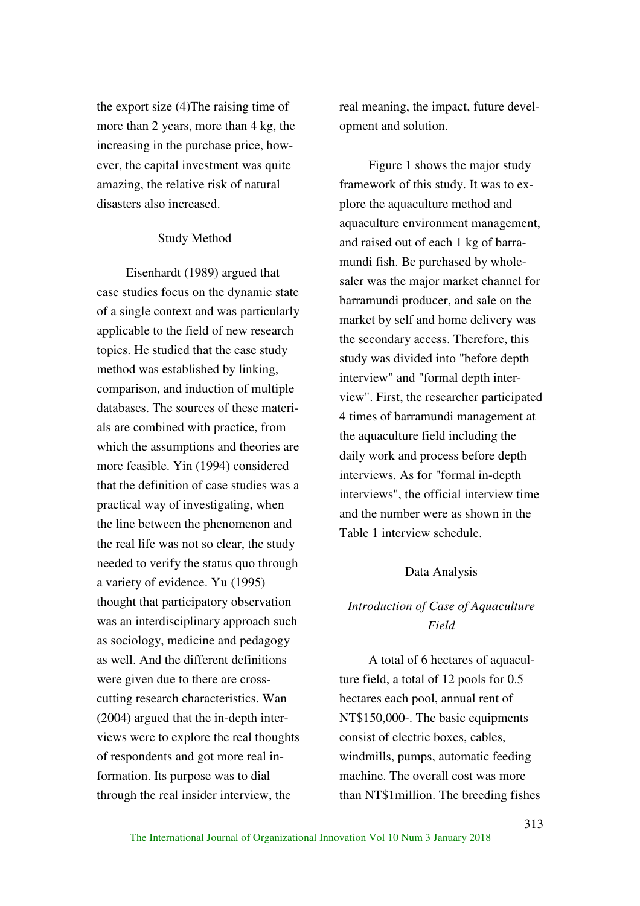the export size (4)The raising time of more than 2 years, more than 4 kg, the increasing in the purchase price, however, the capital investment was quite amazing, the relative risk of natural disasters also increased.

## Study Method

Eisenhardt (1989) argued that case studies focus on the dynamic state of a single context and was particularly applicable to the field of new research topics. He studied that the case study method was established by linking, comparison, and induction of multiple databases. The sources of these materials are combined with practice, from which the assumptions and theories are more feasible. Yin (1994) considered that the definition of case studies was a practical way of investigating, when the line between the phenomenon and the real life was not so clear, the study needed to verify the status quo through a variety of evidence. Yu (1995) thought that participatory observation was an interdisciplinary approach such as sociology, medicine and pedagogy as well. And the different definitions were given due to there are cross-cutting research characteristics. Wan (2004) argued that the in-depth interviews were to explore the real thoughts of respondents and got more real information. Its purpose was to dial through the real insider interview, the real meaning, the impact, future development and solution.

Figure 1 shows the major study framework of this study. It was to explore the aquaculture method and aquaculture environment management, and raised out of each 1 kg of barramundi fish. Be purchased by wholesaler was the major market channel for barramundi producer, and sale on the market by self and home delivery was the secondary access. Therefore, this study was divided into "before depth interview" and "formal depth interview". First, the researcher participated 4 times of barramundi management at the aquaculture field including the daily work and process before depth interviews. As for "formal in-depth interviews", the official interview time and the number were as shown in the Table 1 interview schedule.

## Data Analysis

### *Introduction of Case of Aquaculture Field*

A total of 6 hectares of aquaculture field, a total of 12 pools for 0.5 hectares each pool, annual rent of NT$150,000-. The basic equipments consist of electric boxes, cables, windmills, pumps, automatic feeding machine. The overall cost was more than NT$1million. The breeding fishes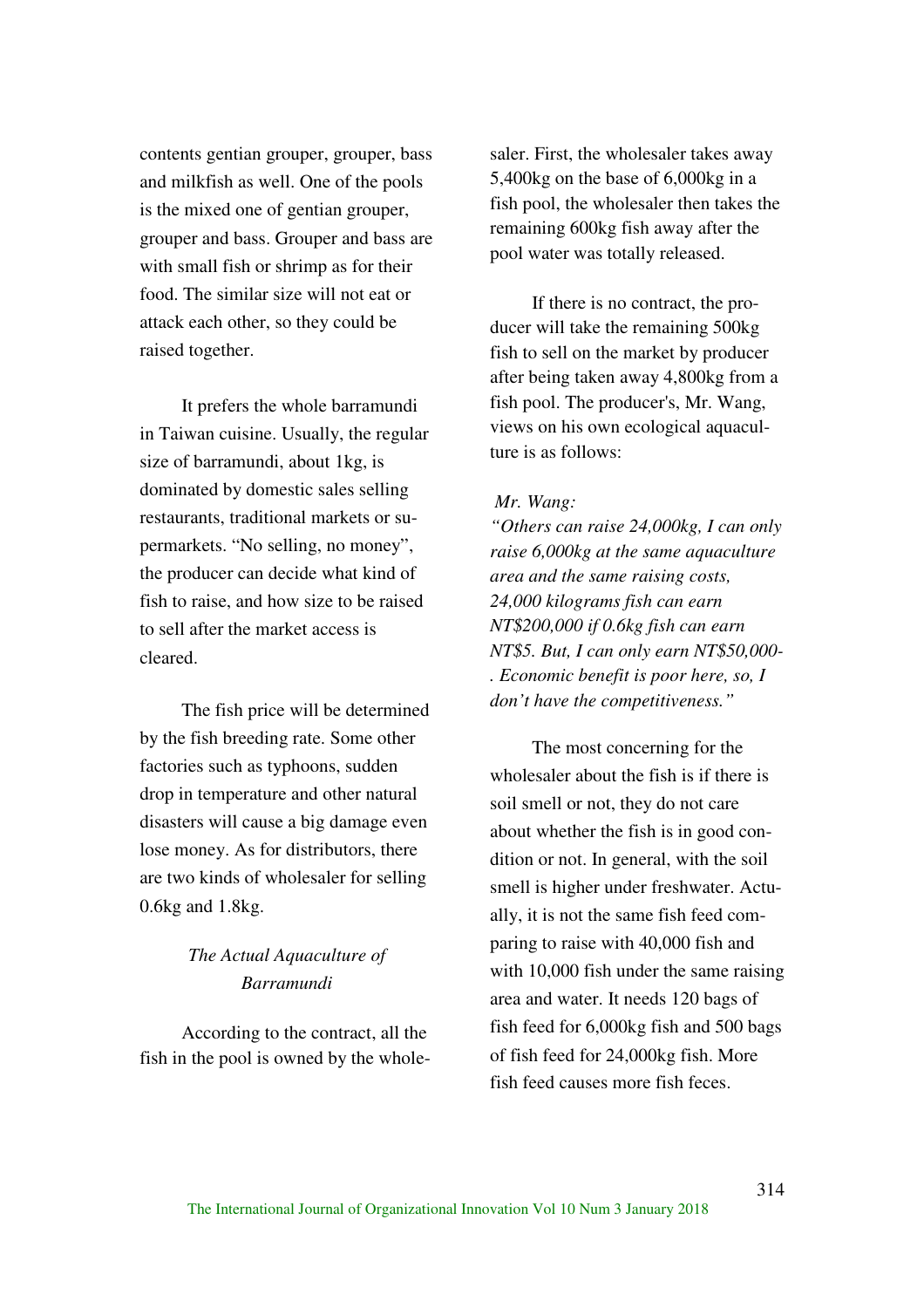contents gentian grouper, grouper, bass and milkfish as well. One of the pools is the mixed one of gentian grouper, grouper and bass. Grouper and bass are with small fish or shrimp as for their food. The similar size will not eat or attack each other, so they could be raised together.

It prefers the whole barramundi in Taiwan cuisine. Usually, the regular size of barramundi, about 1kg, is dominated by domestic sales selling restaurants, traditional markets or supermarkets. "No selling, no money", the producer can decide what kind of fish to raise, and how size to be raised to sell after the market access is cleared.

The fish price will be determined by the fish breeding rate. Some other factories such as typhoons, sudden drop in temperature and other natural disasters will cause a big damage even lose money. As for distributors, there are two kinds of wholesaler for selling 0.6kg and 1.8kg.

### *The Actual Aquaculture of Barramundi*

According to the contract, all the fish in the pool is owned by the wholesaler. First, the wholesaler takes away 5,400kg on the base of 6,000kg in a fish pool, the wholesaler then takes the remaining 600kg fish away after the pool water was totally released.

If there is no contract, the producer will take the remaining 500kg fish to sell on the market by producer after being taken away 4,800kg from a fish pool. The producer's, Mr. Wang, views on his own ecological aquaculture is as follows:

*Mr. Wang:*
*"Others can raise 24,000kg, I can only raise 6,000kg at the same aquaculture area and the same raising costs, 24,000 kilograms fish can earn NT$200,000 if 0.6kg fish can earn NT$5. But, I can only earn NT$50,000-. Economic benefit is poor here, so, I don't have the competitiveness."*

The most concerning for the wholesaler about the fish is if there is soil smell or not, they do not care about whether the fish is in good condition or not. In general, with the soil smell is higher under freshwater. Actually, it is not the same fish feed comparing to raise with 40,000 fish and with 10,000 fish under the same raising area and water. It needs 120 bags of fish feed for 6,000kg fish and 500 bags of fish feed for 24,000kg fish. More fish feed causes more fish feces.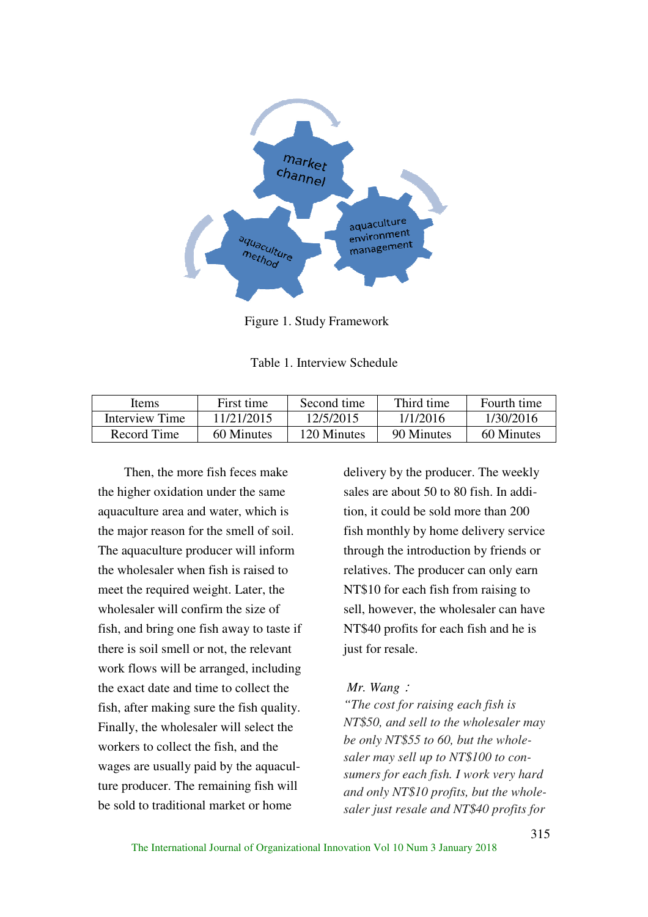Figure 1. Study Framework

Table 1. Interview Schedule

| Items | First time | Second time | Third time | Fourth time |
|---|---|---|---|---|
| Interview Time | 11/21/2015 | 12/5/2015 | 1/1/2016 | 1/30/2016 |
| Record Time | 60 Minutes | 120 Minutes | 90 Minutes | 60 Minutes |

Then, the more fish feces make the higher oxidation under the same aquaculture area and water, which is the major reason for the smell of soil. The aquaculture producer will inform the wholesaler when fish is raised to meet the required weight. Later, the wholesaler will confirm the size of fish, and bring one fish away to taste if there is soil smell or not, the relevant work flows will be arranged, including the exact date and time to collect the fish, after making sure the fish quality. Finally, the wholesaler will select the workers to collect the fish, and the wages are usually paid by the aquaculture producer. The remaining fish will be sold to traditional market or home delivery by the producer. The weekly sales are about 50 to 80 fish. In addition, it could be sold more than 200 fish monthly by home delivery service through the introduction by friends or relatives. The producer can only earn NT$10 for each fish from raising to sell, however, the wholesaler can have NT$40 profits for each fish and he is just for resale.

*Mr. Wang：*

*"The cost for raising each fish is NT$50, and sell to the wholesaler may be only NT$55 to 60, but the wholesaler may sell up to NT$100 to consumers for each fish. I work very hard and only NT$10 profits, but the wholesaler just resale and NT$40 profits for*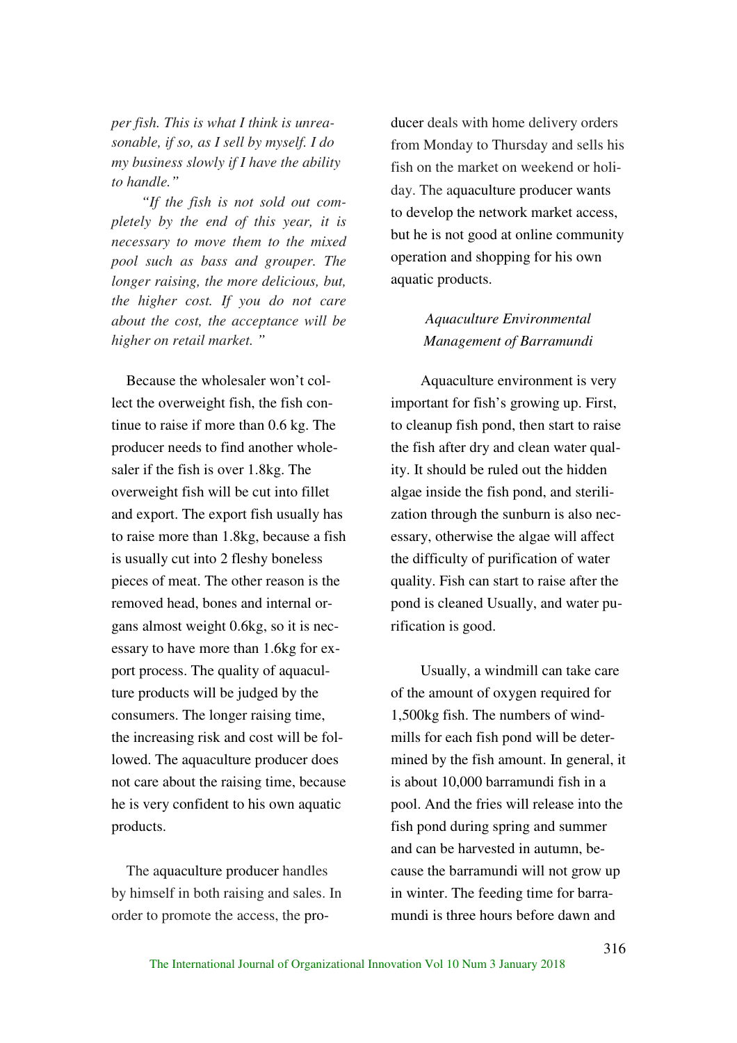*per fish. This is what I think is unreasonable, if so, as I sell by myself. I do my business slowly if I have the ability to handle."*

*"If the fish is not sold out completely by the end of this year, it is necessary to move them to the mixed pool such as bass and grouper. The longer raising, the more delicious, but, the higher cost. If you do not care about the cost, the acceptance will be higher on retail market. "*

Because the wholesaler won't collect the overweight fish, the fish continue to raise if more than 0.6 kg. The producer needs to find another wholesaler if the fish is over 1.8kg. The overweight fish will be cut into fillet and export. The export fish usually has to raise more than 1.8kg, because a fish is usually cut into 2 fleshy boneless pieces of meat. The other reason is the removed head, bones and internal organs almost weight 0.6kg, so it is necessary to have more than 1.6kg for export process. The quality of aquaculture products will be judged by the consumers. The longer raising time, the increasing risk and cost will be followed. The aquaculture producer does not care about the raising time, because he is very confident to his own aquatic products.

The aquaculture producer handles by himself in both raising and sales. In order to promote the access, the producer deals with home delivery orders from Monday to Thursday and sells his fish on the market on weekend or holiday. The aquaculture producer wants to develop the network market access, but he is not good at online community operation and shopping for his own aquatic products.

### *Aquaculture Environmental Management of Barramundi*

Aquaculture environment is very important for fish's growing up. First, to cleanup fish pond, then start to raise the fish after dry and clean water quality. It should be ruled out the hidden algae inside the fish pond, and sterilization through the sunburn is also necessary, otherwise the algae will affect the difficulty of purification of water quality. Fish can start to raise after the pond is cleaned Usually, and water purification is good.

Usually, a windmill can take care of the amount of oxygen required for 1,500kg fish. The numbers of windmills for each fish pond will be determined by the fish amount. In general, it is about 10,000 barramundi fish in a pool. And the fries will release into the fish pond during spring and summer and can be harvested in autumn, because the barramundi will not grow up in winter. The feeding time for barramundi is three hours before dawn and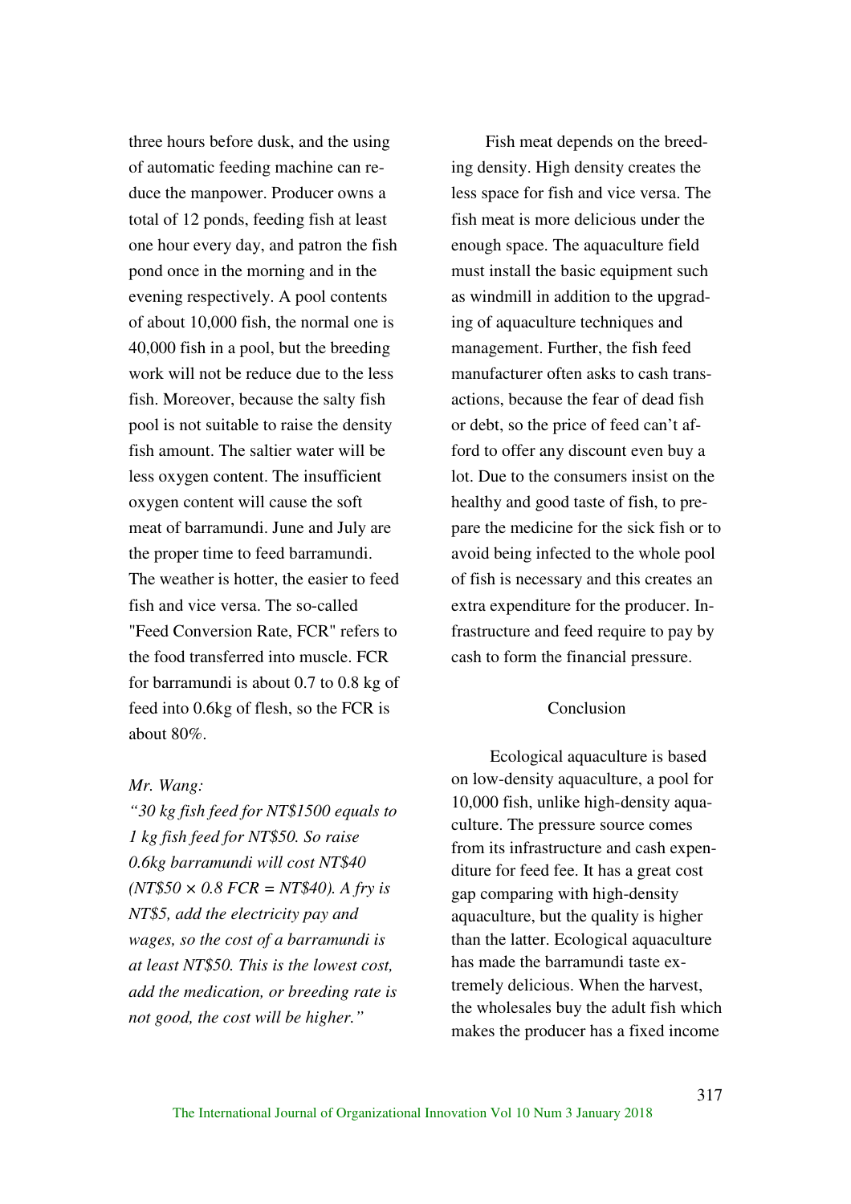three hours before dusk, and the using of automatic feeding machine can reduce the manpower. Producer owns a total of 12 ponds, feeding fish at least one hour every day, and patron the fish pond once in the morning and in the evening respectively. A pool contents of about 10,000 fish, the normal one is 40,000 fish in a pool, but the breeding work will not be reduce due to the less fish. Moreover, because the salty fish pool is not suitable to raise the density fish amount. The saltier water will be less oxygen content. The insufficient oxygen content will cause the soft meat of barramundi. June and July are the proper time to feed barramundi. The weather is hotter, the easier to feed fish and vice versa. The so-called "Feed Conversion Rate, FCR" refers to the food transferred into muscle. FCR for barramundi is about 0.7 to 0.8 kg of feed into 0.6kg of flesh, so the FCR is about 80%.

*Mr. Wang:*

*"30 kg fish feed for NT$1500 equals to 1 kg fish feed for NT$50. So raise 0.6kg barramundi will cost NT$40 (NT$50 × 0.8 FCR = NT$40). A fry is NT$5, add the electricity pay and wages, so the cost of a barramundi is at least NT$50. This is the lowest cost, add the medication, or breeding rate is not good, the cost will be higher."*

Fish meat depends on the breeding density. High density creates the less space for fish and vice versa. The fish meat is more delicious under the enough space. The aquaculture field must install the basic equipment such as windmill in addition to the upgrading of aquaculture techniques and management. Further, the fish feed manufacturer often asks to cash transactions, because the fear of dead fish or debt, so the price of feed can't afford to offer any discount even buy a lot. Due to the consumers insist on the healthy and good taste of fish, to prepare the medicine for the sick fish or to avoid being infected to the whole pool of fish is necessary and this creates an extra expenditure for the producer. Infrastructure and feed require to pay by cash to form the financial pressure.

## Conclusion

Ecological aquaculture is based on low-density aquaculture, a pool for 10,000 fish, unlike high-density aquaculture. The pressure source comes from its infrastructure and cash expenditure for feed fee. It has a great cost gap comparing with high-density aquaculture, but the quality is higher than the latter. Ecological aquaculture has made the barramundi taste extremely delicious. When the harvest, the wholesales buy the adult fish which makes the producer has a fixed income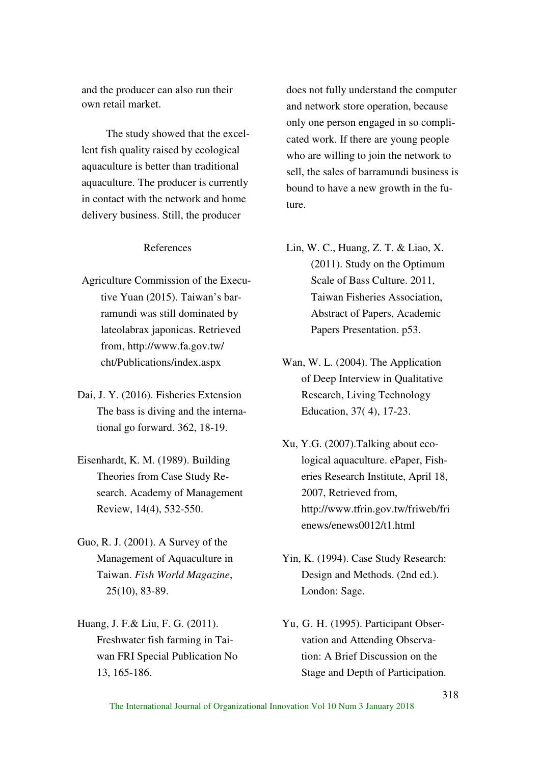and the producer can also run their own retail market.

The study showed that the excellent fish quality raised by ecological aquaculture is better than traditional aquaculture. The producer is currently in contact with the network and home delivery business. Still, the producer does not fully understand the computer and network store operation, because only one person engaged in so complicated work. If there are young people who are willing to join the network to sell, the sales of barramundi business is bound to have a new growth in the future.

## References

Agriculture Commission of the Executive Yuan (2015). Taiwan's barramundi was still dominated by lateolabrax japonicas. Retrieved from, http://www.fa.gov.tw/cht/Publications/index.aspx

Dai, J. Y. (2016). Fisheries Extension The bass is diving and the international go forward. 362, 18-19.

Eisenhardt, K. M. (1989). Building Theories from Case Study Research. Academy of Management Review, 14(4), 532-550.

Guo, R. J. (2001). A Survey of the Management of Aquaculture in Taiwan. *Fish World Magazine*, 25(10), 83-89.

Huang, J. F.& Liu, F. G. (2011). Freshwater fish farming in Taiwan FRI Special Publication No 13, 165-186.

Lin, W. C., Huang, Z. T. & Liao, X. (2011). Study on the Optimum Scale of Bass Culture. 2011, Taiwan Fisheries Association, Abstract of Papers, Academic Papers Presentation. p53.

Wan, W. L. (2004). The Application of Deep Interview in Qualitative Research, Living Technology Education, 37( 4), 17-23.

Xu, Y.G. (2007).Talking about ecological aquaculture. ePaper, Fisheries Research Institute, April 18, 2007, Retrieved from, http://www.tfrin.gov.tw/friweb/frienews/enews0012/t1.html

Yin, K. (1994). Case Study Research: Design and Methods. (2nd ed.). London: Sage.

Yu, G. H. (1995). Participant Observation and Attending Observation: A Brief Discussion on the Stage and Depth of Participation.